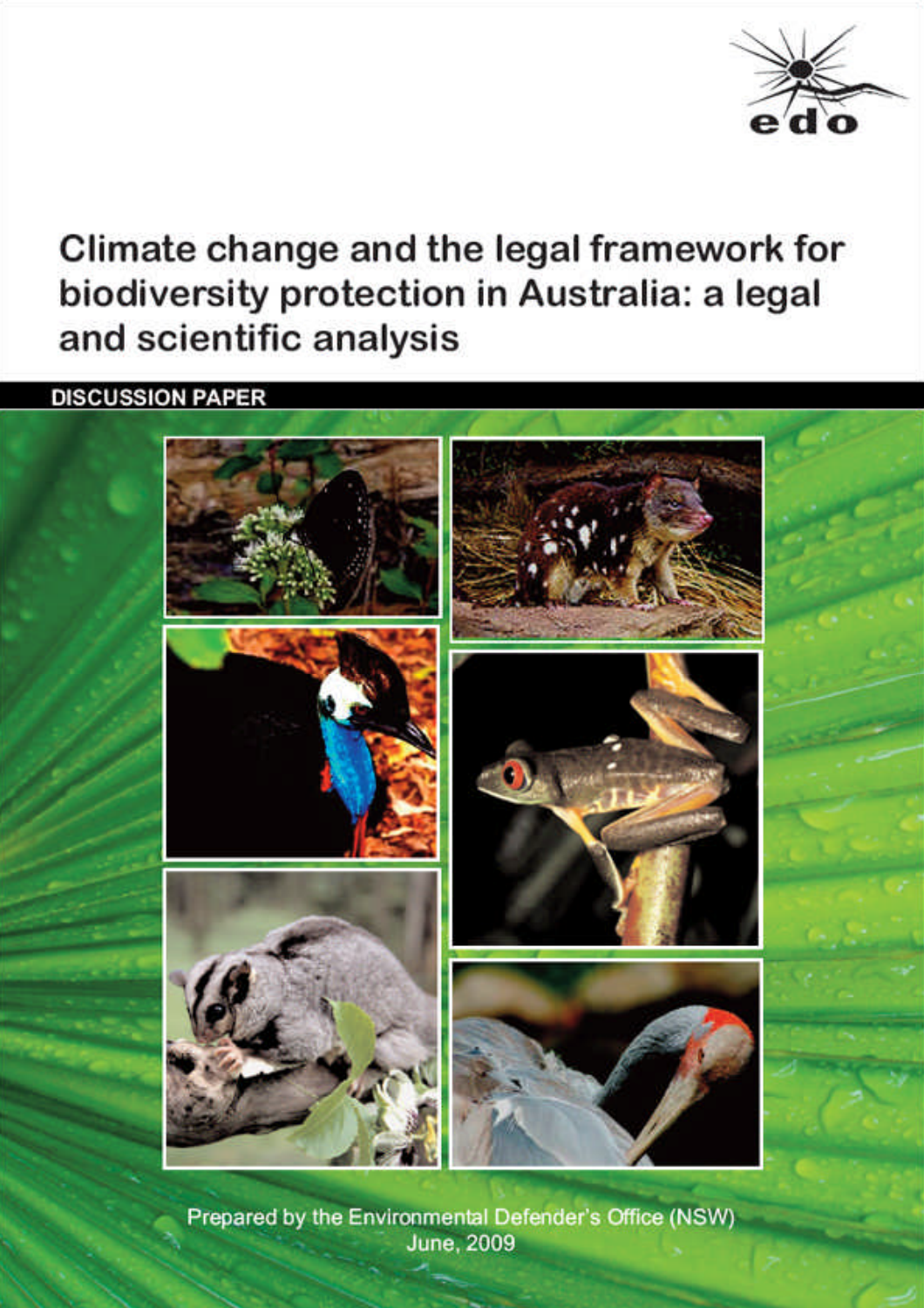edo

# Climate change and the legal framework for biodiversity protection in Australia: a legal and scientific analysis

**DISCUSSION PAPER**

Prepared by the Environmental Defender's Office (NSW)
June, 2009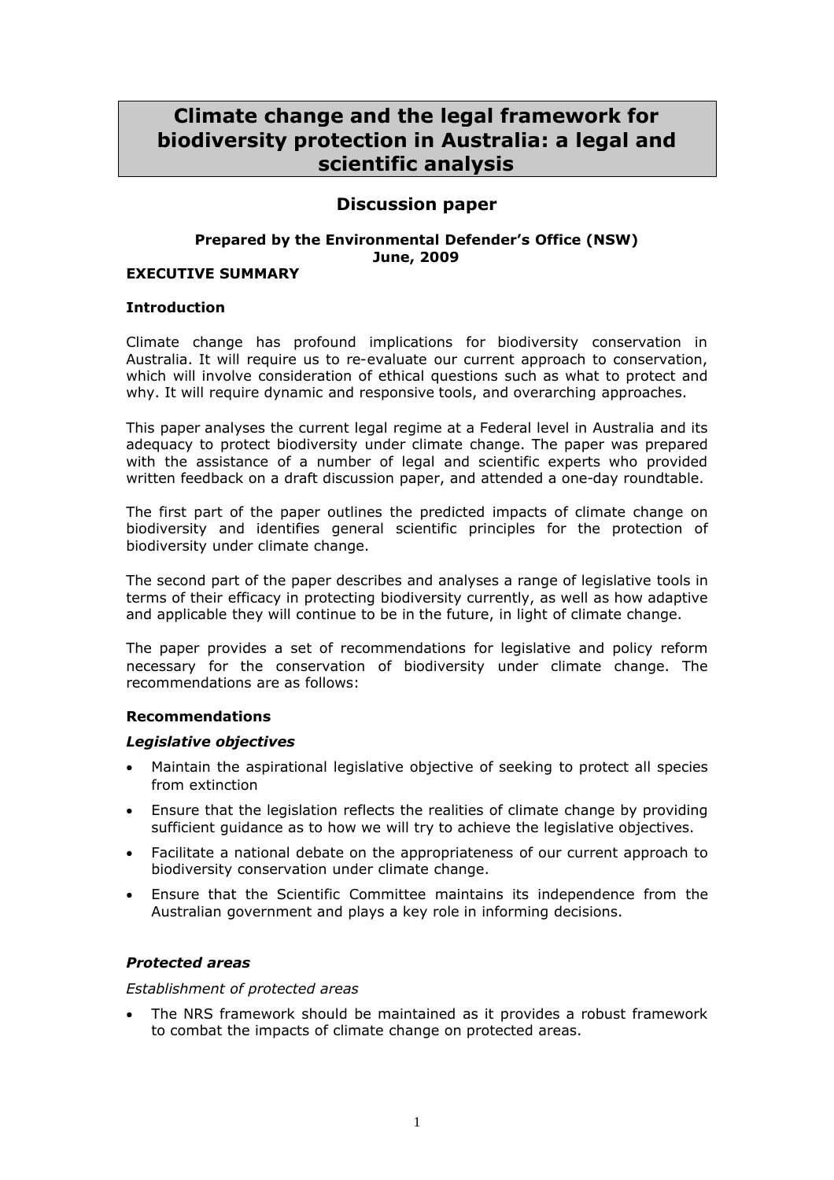# Climate change and the legal framework for biodiversity protection in Australia: a legal and scientific analysis

## Discussion paper

**Prepared by the Environmental Defender's Office (NSW)**
**June, 2009**

**EXECUTIVE SUMMARY**

### Introduction

Climate change has profound implications for biodiversity conservation in Australia. It will require us to re-evaluate our current approach to conservation, which will involve consideration of ethical questions such as what to protect and why. It will require dynamic and responsive tools, and overarching approaches.

This paper analyses the current legal regime at a Federal level in Australia and its adequacy to protect biodiversity under climate change. The paper was prepared with the assistance of a number of legal and scientific experts who provided written feedback on a draft discussion paper, and attended a one-day roundtable.

The first part of the paper outlines the predicted impacts of climate change on biodiversity and identifies general scientific principles for the protection of biodiversity under climate change.

The second part of the paper describes and analyses a range of legislative tools in terms of their efficacy in protecting biodiversity currently, as well as how adaptive and applicable they will continue to be in the future, in light of climate change.

The paper provides a set of recommendations for legislative and policy reform necessary for the conservation of biodiversity under climate change. The recommendations are as follows:

### Recommendations

#### *Legislative objectives*

- Maintain the aspirational legislative objective of seeking to protect all species from extinction
- Ensure that the legislation reflects the realities of climate change by providing sufficient guidance as to how we will try to achieve the legislative objectives.
- Facilitate a national debate on the appropriateness of our current approach to biodiversity conservation under climate change.
- Ensure that the Scientific Committee maintains its independence from the Australian government and plays a key role in informing decisions.

#### *Protected areas*

*Establishment of protected areas*

- The NRS framework should be maintained as it provides a robust framework to combat the impacts of climate change on protected areas.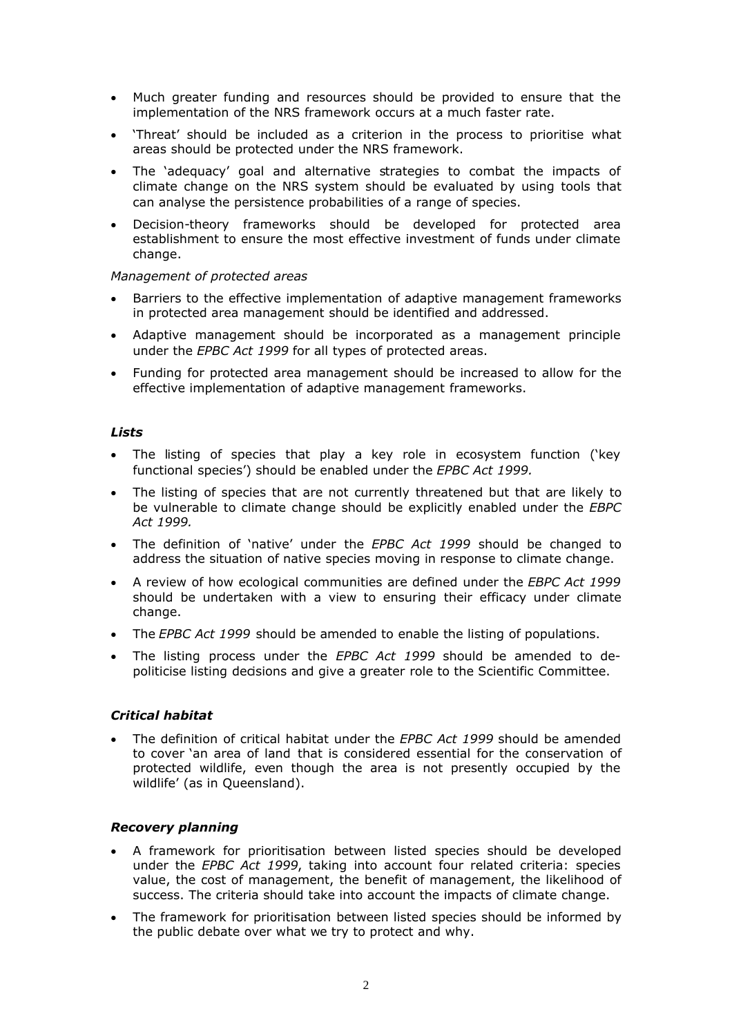- Much greater funding and resources should be provided to ensure that the implementation of the NRS framework occurs at a much faster rate.
- 'Threat' should be included as a criterion in the process to prioritise what areas should be protected under the NRS framework.
- The 'adequacy' goal and alternative strategies to combat the impacts of climate change on the NRS system should be evaluated by using tools that can analyse the persistence probabilities of a range of species.
- Decision-theory frameworks should be developed for protected area establishment to ensure the most effective investment of funds under climate change.

*Management of protected areas*

- Barriers to the effective implementation of adaptive management frameworks in protected area management should be identified and addressed.
- Adaptive management should be incorporated as a management principle under the *EPBC Act 1999* for all types of protected areas.
- Funding for protected area management should be increased to allow for the effective implementation of adaptive management frameworks.

### *Lists*

- The listing of species that play a key role in ecosystem function ('key functional species') should be enabled under the *EPBC Act 1999.*
- The listing of species that are not currently threatened but that are likely to be vulnerable to climate change should be explicitly enabled under the *EBPC Act 1999.*
- The definition of 'native' under the *EPBC Act 1999* should be changed to address the situation of native species moving in response to climate change.
- A review of how ecological communities are defined under the *EBPC Act 1999* should be undertaken with a view to ensuring their efficacy under climate change.
- The *EPBC Act 1999* should be amended to enable the listing of populations.
- The listing process under the *EPBC Act 1999* should be amended to de-politicise listing decisions and give a greater role to the Scientific Committee.

### *Critical habitat*

- The definition of critical habitat under the *EPBC Act 1999* should be amended to cover 'an area of land that is considered essential for the conservation of protected wildlife, even though the area is not presently occupied by the wildlife' (as in Queensland).

### *Recovery planning*

- A framework for prioritisation between listed species should be developed under the *EPBC Act 1999*, taking into account four related criteria: species value, the cost of management, the benefit of management, the likelihood of success. The criteria should take into account the impacts of climate change.
- The framework for prioritisation between listed species should be informed by the public debate over what we try to protect and why.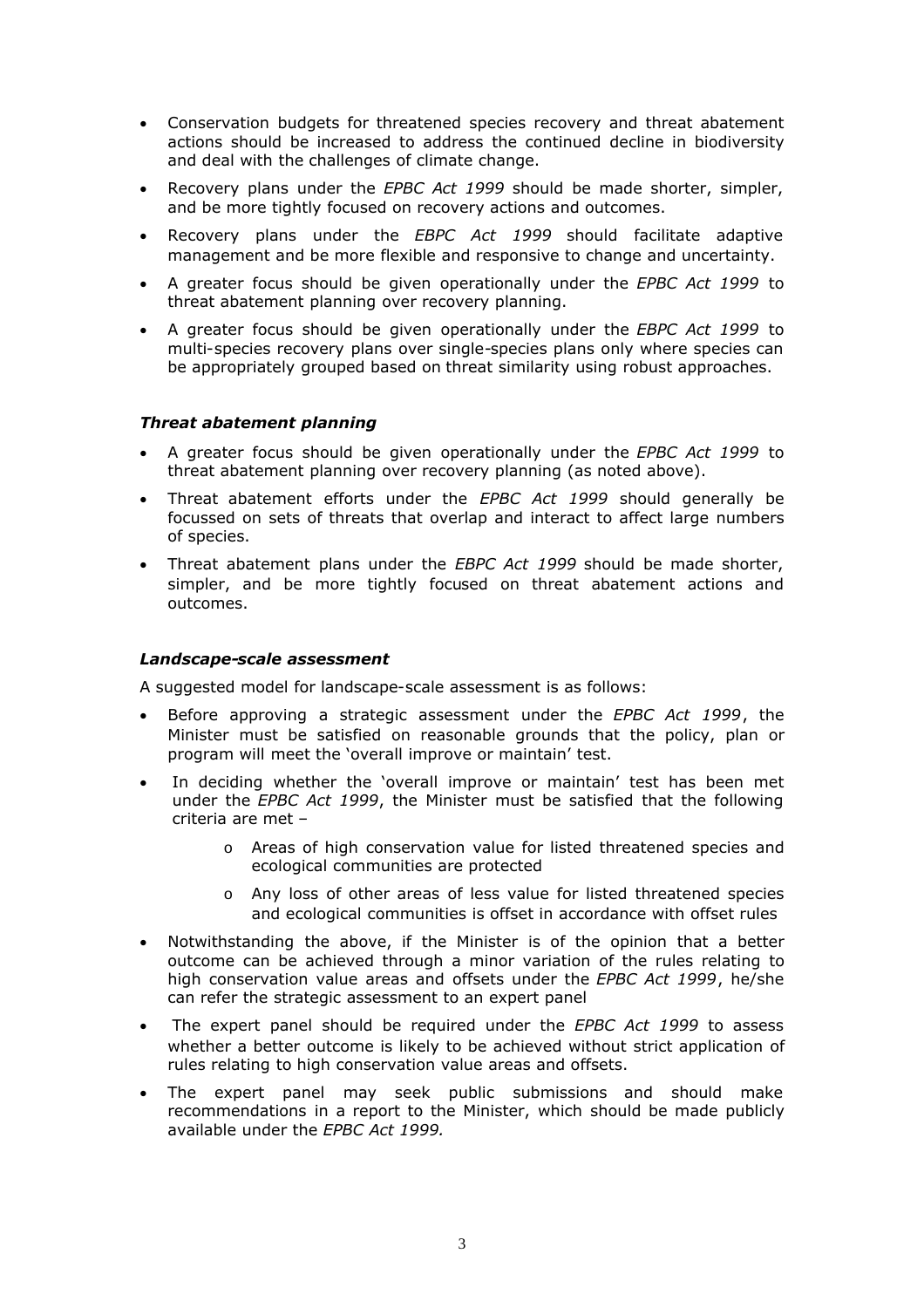- Conservation budgets for threatened species recovery and threat abatement actions should be increased to address the continued decline in biodiversity and deal with the challenges of climate change.
- Recovery plans under the *EPBC Act 1999* should be made shorter, simpler, and be more tightly focused on recovery actions and outcomes.
- Recovery plans under the *EBPC Act 1999* should facilitate adaptive management and be more flexible and responsive to change and uncertainty.
- A greater focus should be given operationally under the *EPBC Act 1999* to threat abatement planning over recovery planning.
- A greater focus should be given operationally under the *EBPC Act 1999* to multi-species recovery plans over single-species plans only where species can be appropriately grouped based on threat similarity using robust approaches.

### *Threat abatement planning*

- A greater focus should be given operationally under the *EPBC Act 1999* to threat abatement planning over recovery planning (as noted above).
- Threat abatement efforts under the *EPBC Act 1999* should generally be focussed on sets of threats that overlap and interact to affect large numbers of species.
- Threat abatement plans under the *EBPC Act 1999* should be made shorter, simpler, and be more tightly focused on threat abatement actions and outcomes.

### *Landscape-scale assessment*

A suggested model for landscape-scale assessment is as follows:

- Before approving a strategic assessment under the *EPBC Act 1999*, the Minister must be satisfied on reasonable grounds that the policy, plan or program will meet the 'overall improve or maintain' test.
- In deciding whether the 'overall improve or maintain' test has been met under the *EPBC Act 1999*, the Minister must be satisfied that the following criteria are met –
  - Areas of high conservation value for listed threatened species and ecological communities are protected
  - Any loss of other areas of less value for listed threatened species and ecological communities is offset in accordance with offset rules
- Notwithstanding the above, if the Minister is of the opinion that a better outcome can be achieved through a minor variation of the rules relating to high conservation value areas and offsets under the *EPBC Act 1999*, he/she can refer the strategic assessment to an expert panel
- The expert panel should be required under the *EPBC Act 1999* to assess whether a better outcome is likely to be achieved without strict application of rules relating to high conservation value areas and offsets.
- The expert panel may seek public submissions and should make recommendations in a report to the Minister, which should be made publicly available under the *EPBC Act 1999.*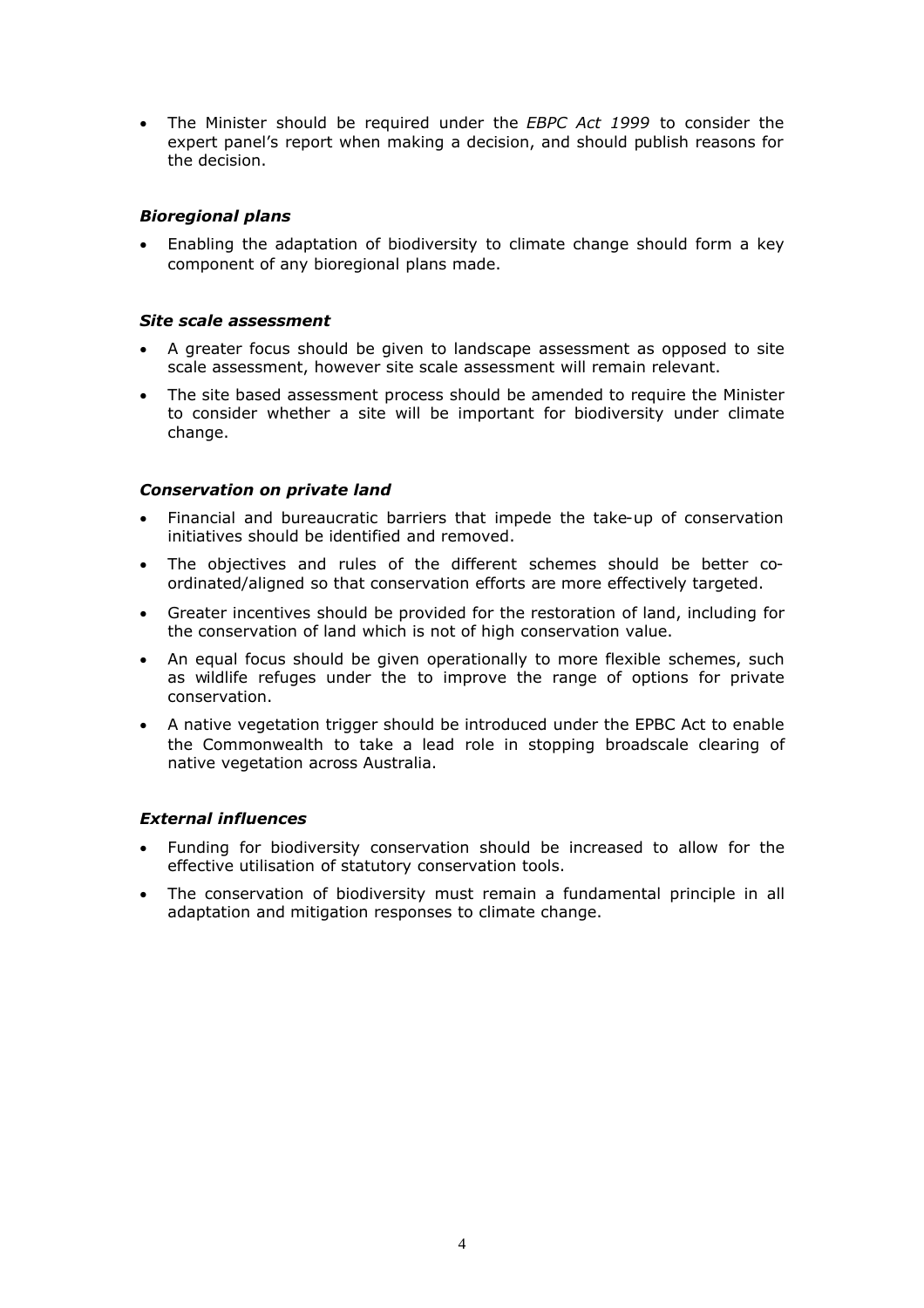- The Minister should be required under the *EBPC Act 1999* to consider the expert panel's report when making a decision, and should publish reasons for the decision.

### *Bioregional plans*

- Enabling the adaptation of biodiversity to climate change should form a key component of any bioregional plans made.

### *Site scale assessment*

- A greater focus should be given to landscape assessment as opposed to site scale assessment, however site scale assessment will remain relevant.
- The site based assessment process should be amended to require the Minister to consider whether a site will be important for biodiversity under climate change.

### *Conservation on private land*

- Financial and bureaucratic barriers that impede the take-up of conservation initiatives should be identified and removed.
- The objectives and rules of the different schemes should be better co-ordinated/aligned so that conservation efforts are more effectively targeted.
- Greater incentives should be provided for the restoration of land, including for the conservation of land which is not of high conservation value.
- An equal focus should be given operationally to more flexible schemes, such as wildlife refuges under the to improve the range of options for private conservation.
- A native vegetation trigger should be introduced under the EPBC Act to enable the Commonwealth to take a lead role in stopping broadscale clearing of native vegetation across Australia.

### *External influences*

- Funding for biodiversity conservation should be increased to allow for the effective utilisation of statutory conservation tools.
- The conservation of biodiversity must remain a fundamental principle in all adaptation and mitigation responses to climate change.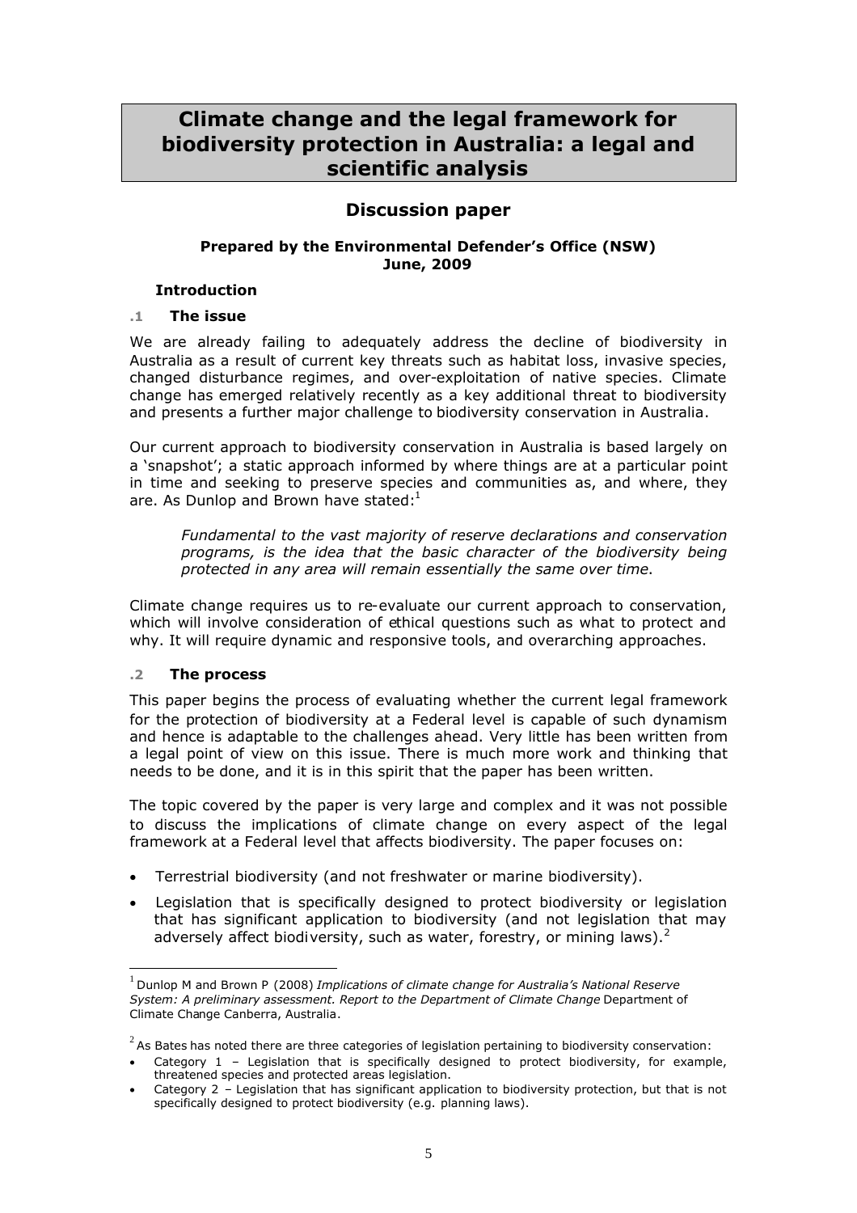# Climate change and the legal framework for biodiversity protection in Australia: a legal and scientific analysis

## Discussion paper

**Prepared by the Environmental Defender's Office (NSW)**
**June, 2009**

### Introduction

#### .1 The issue

We are already failing to adequately address the decline of biodiversity in Australia as a result of current key threats such as habitat loss, invasive species, changed disturbance regimes, and over-exploitation of native species. Climate change has emerged relatively recently as a key additional threat to biodiversity and presents a further major challenge to biodiversity conservation in Australia.

Our current approach to biodiversity conservation in Australia is based largely on a 'snapshot'; a static approach informed by where things are at a particular point in time and seeking to preserve species and communities as, and where, they are. As Dunlop and Brown have stated:[1]

> *Fundamental to the vast majority of reserve declarations and conservation programs, is the idea that the basic character of the biodiversity being protected in any area will remain essentially the same over time.*

Climate change requires us to re-evaluate our current approach to conservation, which will involve consideration of ethical questions such as what to protect and why. It will require dynamic and responsive tools, and overarching approaches.

#### .2 The process

This paper begins the process of evaluating whether the current legal framework for the protection of biodiversity at a Federal level is capable of such dynamism and hence is adaptable to the challenges ahead. Very little has been written from a legal point of view on this issue. There is much more work and thinking that needs to be done, and it is in this spirit that the paper has been written.

The topic covered by the paper is very large and complex and it was not possible to discuss the implications of climate change on every aspect of the legal framework at a Federal level that affects biodiversity. The paper focuses on:

- Terrestrial biodiversity (and not freshwater or marine biodiversity).
- Legislation that is specifically designed to protect biodiversity or legislation that has significant application to biodiversity (and not legislation that may adversely affect biodiversity, such as water, forestry, or mining laws).[2]

---

[1] Dunlop M and Brown P (2008) *Implications of climate change for Australia's National Reserve System: A preliminary assessment. Report to the Department of Climate Change* Department of Climate Change Canberra, Australia.

[2] As Bates has noted there are three categories of legislation pertaining to biodiversity conservation:

- Category 1 – Legislation that is specifically designed to protect biodiversity, for example, threatened species and protected areas legislation.
- Category 2 – Legislation that has significant application to biodiversity protection, but that is not specifically designed to protect biodiversity (e.g. planning laws).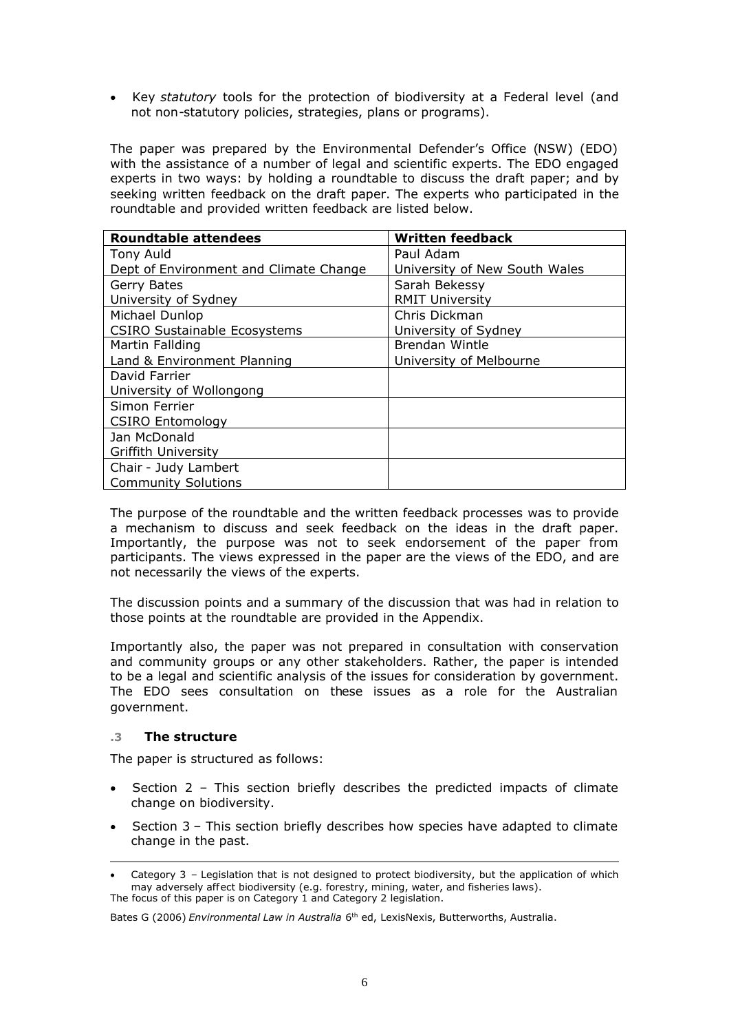- Key *statutory* tools for the protection of biodiversity at a Federal level (and not non-statutory policies, strategies, plans or programs).

The paper was prepared by the Environmental Defender's Office (NSW) (EDO) with the assistance of a number of legal and scientific experts. The EDO engaged experts in two ways: by holding a roundtable to discuss the draft paper; and by seeking written feedback on the draft paper. The experts who participated in the roundtable and provided written feedback are listed below.

| Roundtable attendees | Written feedback |
|---|---|
| Tony Auld<br>Dept of Environment and Climate Change | Paul Adam<br>University of New South Wales |
| Gerry Bates<br>University of Sydney | Sarah Bekessy<br>RMIT University |
| Michael Dunlop<br>CSIRO Sustainable Ecosystems | Chris Dickman<br>University of Sydney |
| Martin Fallding<br>Land & Environment Planning | Brendan Wintle<br>University of Melbourne |
| David Farrier<br>University of Wollongong | |
| Simon Ferrier<br>CSIRO Entomology | |
| Jan McDonald<br>Griffith University | |
| Chair - Judy Lambert<br>Community Solutions | |

The purpose of the roundtable and the written feedback processes was to provide a mechanism to discuss and seek feedback on the ideas in the draft paper. Importantly, the purpose was not to seek endorsement of the paper from participants. The views expressed in the paper are the views of the EDO, and are not necessarily the views of the experts.

The discussion points and a summary of the discussion that was had in relation to those points at the roundtable are provided in the Appendix.

Importantly also, the paper was not prepared in consultation with conservation and community groups or any other stakeholders. Rather, the paper is intended to be a legal and scientific analysis of the issues for consideration by government. The EDO sees consultation on these issues as a role for the Australian government.

### .3 The structure

The paper is structured as follows:

- Section 2 – This section briefly describes the predicted impacts of climate change on biodiversity.
- Section 3 – This section briefly describes how species have adapted to climate change in the past.

---

- Category 3 – Legislation that is not designed to protect biodiversity, but the application of which may adversely affect biodiversity (e.g. forestry, mining, water, and fisheries laws).

The focus of this paper is on Category 1 and Category 2 legislation.

Bates G (2006) *Environmental Law in Australia* 6th ed, LexisNexis, Butterworths, Australia.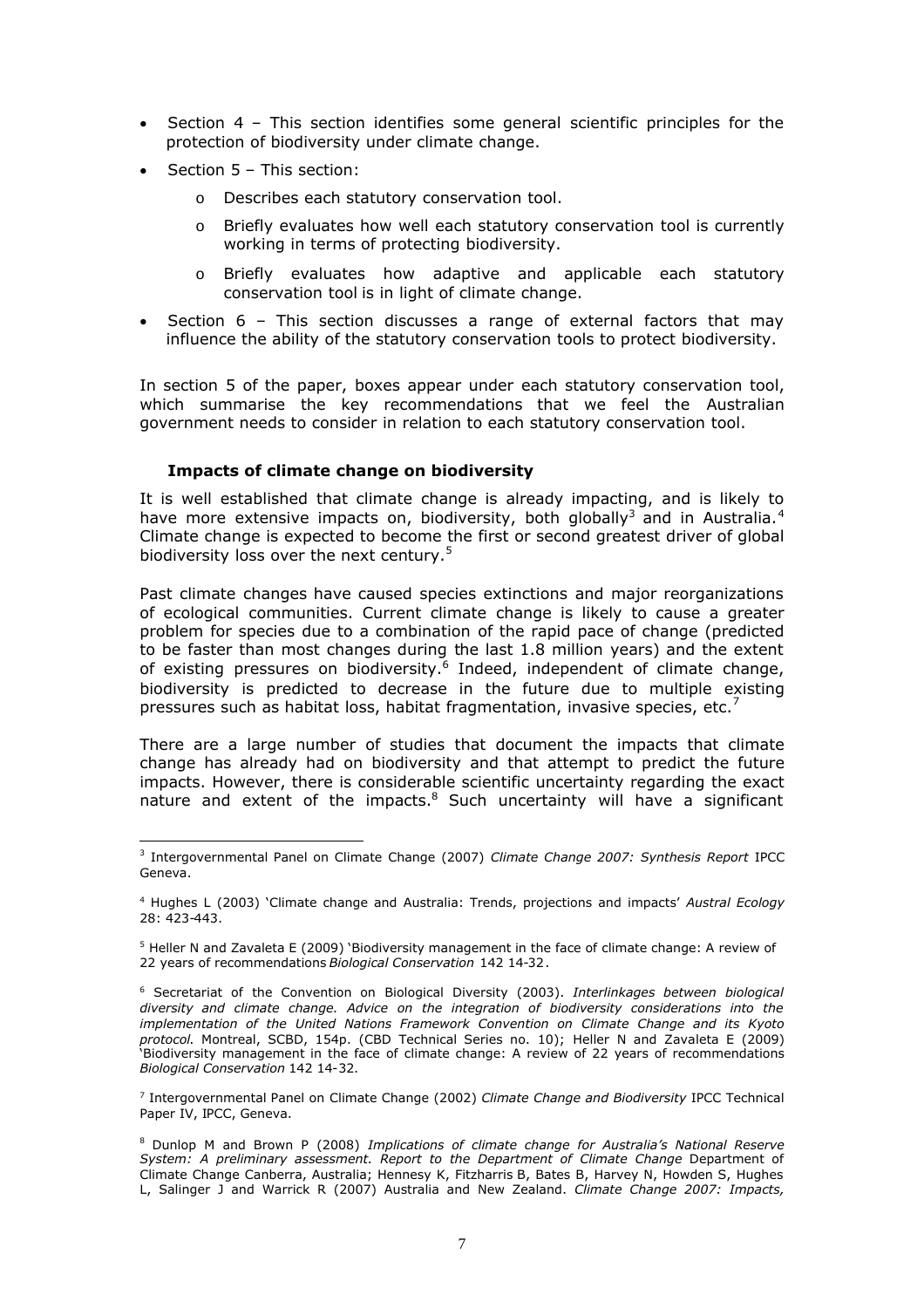- Section 4 – This section identifies some general scientific principles for the protection of biodiversity under climate change.
- Section 5 – This section:
    - Describes each statutory conservation tool.
    - Briefly evaluates how well each statutory conservation tool is currently working in terms of protecting biodiversity.
    - Briefly evaluates how adaptive and applicable each statutory conservation tool is in light of climate change.
- Section 6 – This section discusses a range of external factors that may influence the ability of the statutory conservation tools to protect biodiversity.

In section 5 of the paper, boxes appear under each statutory conservation tool, which summarise the key recommendations that we feel the Australian government needs to consider in relation to each statutory conservation tool.

### Impacts of climate change on biodiversity

It is well established that climate change is already impacting, and is likely to have more extensive impacts on, biodiversity, both globally[3] and in Australia.[4] Climate change is expected to become the first or second greatest driver of global biodiversity loss over the next century.[5]

Past climate changes have caused species extinctions and major reorganizations of ecological communities. Current climate change is likely to cause a greater problem for species due to a combination of the rapid pace of change (predicted to be faster than most changes during the last 1.8 million years) and the extent of existing pressures on biodiversity.[6] Indeed, independent of climate change, biodiversity is predicted to decrease in the future due to multiple existing pressures such as habitat loss, habitat fragmentation, invasive species, etc.[7]

There are a large number of studies that document the impacts that climate change has already had on biodiversity and that attempt to predict the future impacts. However, there is considerable scientific uncertainty regarding the exact nature and extent of the impacts.[8] Such uncertainty will have a significant

---

[3] Intergovernmental Panel on Climate Change (2007) *Climate Change 2007: Synthesis Report* IPCC Geneva.

[4] Hughes L (2003) 'Climate change and Australia: Trends, projections and impacts' *Austral Ecology* 28: 423-443.

[5] Heller N and Zavaleta E (2009) 'Biodiversity management in the face of climate change: A review of 22 years of recommendations *Biological Conservation* 142 14-32.

[6] Secretariat of the Convention on Biological Diversity (2003). *Interlinkages between biological diversity and climate change. Advice on the integration of biodiversity considerations into the implementation of the United Nations Framework Convention on Climate Change and its Kyoto protocol.* Montreal, SCBD, 154p. (CBD Technical Series no. 10); Heller N and Zavaleta E (2009) 'Biodiversity management in the face of climate change: A review of 22 years of recommendations *Biological Conservation* 142 14-32.

[7] Intergovernmental Panel on Climate Change (2002) *Climate Change and Biodiversity* IPCC Technical Paper IV, IPCC, Geneva.

[8] Dunlop M and Brown P (2008) *Implications of climate change for Australia's National Reserve System: A preliminary assessment. Report to the Department of Climate Change* Department of Climate Change Canberra, Australia; Hennesy K, Fitzharris B, Bates B, Harvey N, Howden S, Hughes L, Salinger J and Warrick R (2007) Australia and New Zealand. *Climate Change 2007: Impacts,*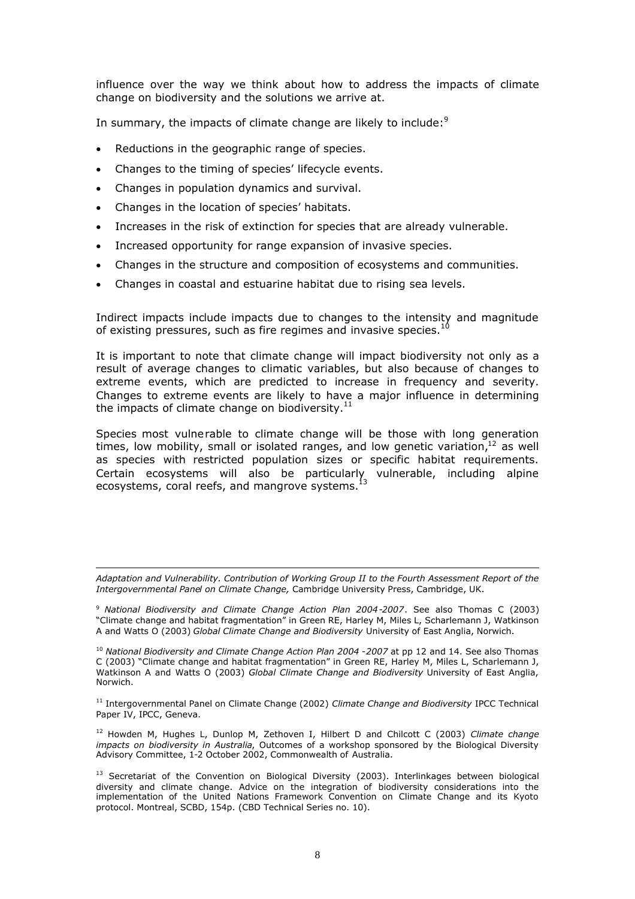influence over the way we think about how to address the impacts of climate change on biodiversity and the solutions we arrive at.

In summary, the impacts of climate change are likely to include:[9]

- Reductions in the geographic range of species.
- Changes to the timing of species' lifecycle events.
- Changes in population dynamics and survival.
- Changes in the location of species' habitats.
- Increases in the risk of extinction for species that are already vulnerable.
- Increased opportunity for range expansion of invasive species.
- Changes in the structure and composition of ecosystems and communities.
- Changes in coastal and estuarine habitat due to rising sea levels.

Indirect impacts include impacts due to changes to the intensity and magnitude of existing pressures, such as fire regimes and invasive species.[10]

It is important to note that climate change will impact biodiversity not only as a result of average changes to climatic variables, but also because of changes to extreme events, which are predicted to increase in frequency and severity. Changes to extreme events are likely to have a major influence in determining the impacts of climate change on biodiversity.[11]

Species most vulnerable to climate change will be those with long generation times, low mobility, small or isolated ranges, and low genetic variation,[12] as well as species with restricted population sizes or specific habitat requirements. Certain ecosystems will also be particularly vulnerable, including alpine ecosystems, coral reefs, and mangrove systems.[13]

---

*Adaptation and Vulnerability. Contribution of Working Group II to the Fourth Assessment Report of the Intergovernmental Panel on Climate Change,* Cambridge University Press, Cambridge, UK.

[9] *National Biodiversity and Climate Change Action Plan 2004-2007*. See also Thomas C (2003) "Climate change and habitat fragmentation" in Green RE, Harley M, Miles L, Scharlemann J, Watkinson A and Watts O (2003) *Global Climate Change and Biodiversity* University of East Anglia, Norwich.

[10] *National Biodiversity and Climate Change Action Plan 2004 -2007* at pp 12 and 14. See also Thomas C (2003) "Climate change and habitat fragmentation" in Green RE, Harley M, Miles L, Scharlemann J, Watkinson A and Watts O (2003) *Global Climate Change and Biodiversity* University of East Anglia, Norwich.

[11] Intergovernmental Panel on Climate Change (2002) *Climate Change and Biodiversity* IPCC Technical Paper IV, IPCC, Geneva.

[12] Howden M, Hughes L, Dunlop M, Zethoven I, Hilbert D and Chilcott C (2003) *Climate change impacts on biodiversity in Australia*, Outcomes of a workshop sponsored by the Biological Diversity Advisory Committee, 1-2 October 2002, Commonwealth of Australia.

[13] Secretariat of the Convention on Biological Diversity (2003). Interlinkages between biological diversity and climate change. Advice on the integration of biodiversity considerations into the implementation of the United Nations Framework Convention on Climate Change and its Kyoto protocol. Montreal, SCBD, 154p. (CBD Technical Series no. 10).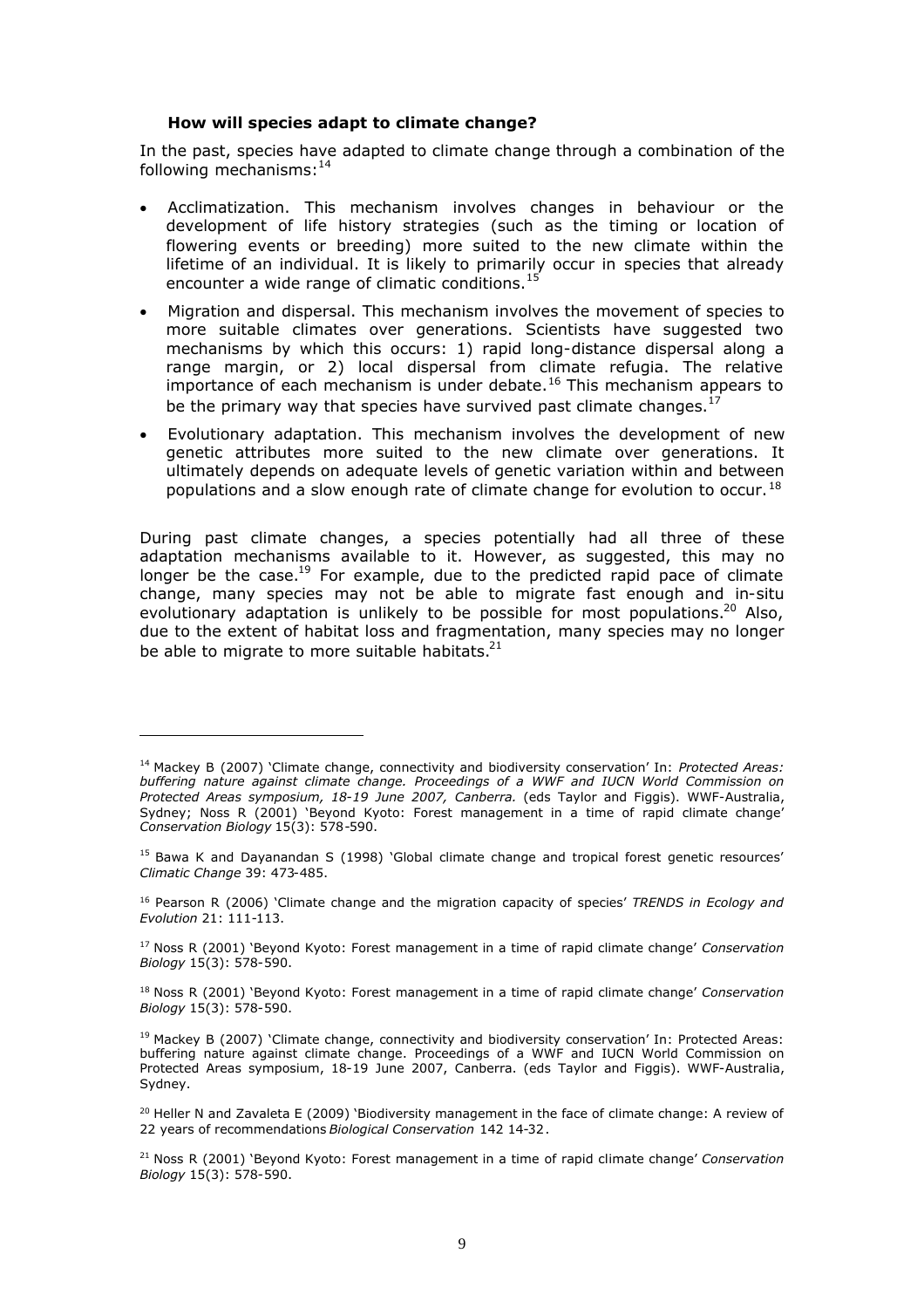### How will species adapt to climate change?

In the past, species have adapted to climate change through a combination of the following mechanisms:[14]

- Acclimatization. This mechanism involves changes in behaviour or the development of life history strategies (such as the timing or location of flowering events or breeding) more suited to the new climate within the lifetime of an individual. It is likely to primarily occur in species that already encounter a wide range of climatic conditions.[15]
- Migration and dispersal. This mechanism involves the movement of species to more suitable climates over generations. Scientists have suggested two mechanisms by which this occurs: 1) rapid long-distance dispersal along a range margin, or 2) local dispersal from climate refugia. The relative importance of each mechanism is under debate.[16] This mechanism appears to be the primary way that species have survived past climate changes.[17]
- Evolutionary adaptation. This mechanism involves the development of new genetic attributes more suited to the new climate over generations. It ultimately depends on adequate levels of genetic variation within and between populations and a slow enough rate of climate change for evolution to occur.[18]

During past climate changes, a species potentially had all three of these adaptation mechanisms available to it. However, as suggested, this may no longer be the case.[19] For example, due to the predicted rapid pace of climate change, many species may not be able to migrate fast enough and in-situ evolutionary adaptation is unlikely to be possible for most populations.[20] Also, due to the extent of habitat loss and fragmentation, many species may no longer be able to migrate to more suitable habitats.[21]

---

[14] Mackey B (2007) 'Climate change, connectivity and biodiversity conservation' In: *Protected Areas: buffering nature against climate change. Proceedings of a WWF and IUCN World Commission on Protected Areas symposium, 18-19 June 2007, Canberra.* (eds Taylor and Figgis). WWF-Australia, Sydney; Noss R (2001) 'Beyond Kyoto: Forest management in a time of rapid climate change' *Conservation Biology* 15(3): 578-590.

[15] Bawa K and Dayanandan S (1998) 'Global climate change and tropical forest genetic resources' *Climatic Change* 39: 473-485.

[16] Pearson R (2006) 'Climate change and the migration capacity of species' *TRENDS in Ecology and Evolution* 21: 111-113.

[17] Noss R (2001) 'Beyond Kyoto: Forest management in a time of rapid climate change' *Conservation Biology* 15(3): 578-590.

[18] Noss R (2001) 'Beyond Kyoto: Forest management in a time of rapid climate change' *Conservation Biology* 15(3): 578-590.

[19] Mackey B (2007) 'Climate change, connectivity and biodiversity conservation' In: Protected Areas: buffering nature against climate change. Proceedings of a WWF and IUCN World Commission on Protected Areas symposium, 18-19 June 2007, Canberra. (eds Taylor and Figgis). WWF-Australia, Sydney.

[20] Heller N and Zavaleta E (2009) 'Biodiversity management in the face of climate change: A review of 22 years of recommendations *Biological Conservation* 142 14-32.

[21] Noss R (2001) 'Beyond Kyoto: Forest management in a time of rapid climate change' *Conservation Biology* 15(3): 578-590.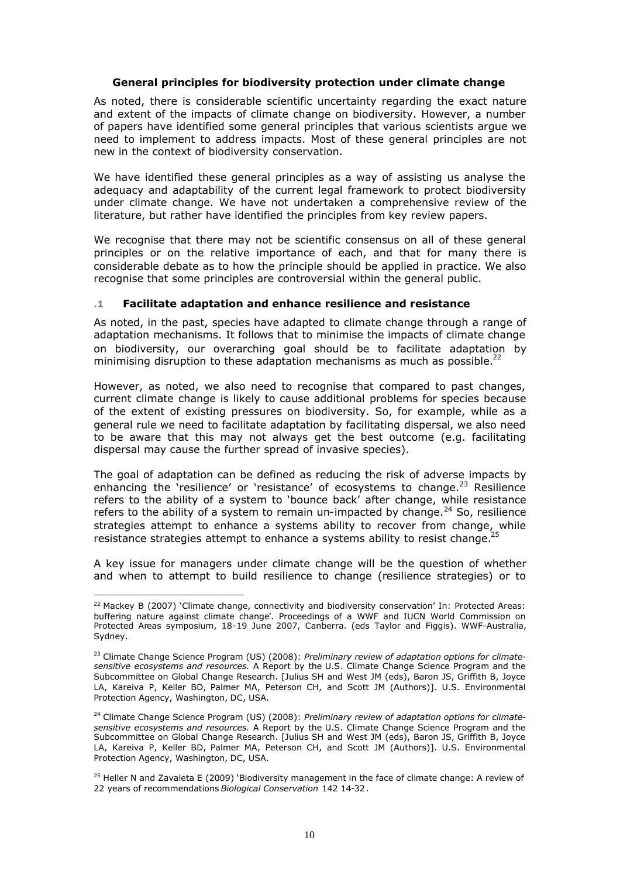## General principles for biodiversity protection under climate change

As noted, there is considerable scientific uncertainty regarding the exact nature and extent of the impacts of climate change on biodiversity. However, a number of papers have identified some general principles that various scientists argue we need to implement to address impacts. Most of these general principles are not new in the context of biodiversity conservation.

We have identified these general principles as a way of assisting us analyse the adequacy and adaptability of the current legal framework to protect biodiversity under climate change. We have not undertaken a comprehensive review of the literature, but rather have identified the principles from key review papers.

We recognise that there may not be scientific consensus on all of these general principles or on the relative importance of each, and that for many there is considerable debate as to how the principle should be applied in practice. We also recognise that some principles are controversial within the general public.

### .1 Facilitate adaptation and enhance resilience and resistance

As noted, in the past, species have adapted to climate change through a range of adaptation mechanisms. It follows that to minimise the impacts of climate change on biodiversity, our overarching goal should be to facilitate adaptation by minimising disruption to these adaptation mechanisms as much as possible.[22]

However, as noted, we also need to recognise that compared to past changes, current climate change is likely to cause additional problems for species because of the extent of existing pressures on biodiversity. So, for example, while as a general rule we need to facilitate adaptation by facilitating dispersal, we also need to be aware that this may not always get the best outcome (e.g. facilitating dispersal may cause the further spread of invasive species).

The goal of adaptation can be defined as reducing the risk of adverse impacts by enhancing the 'resilience' or 'resistance' of ecosystems to change.[23] Resilience refers to the ability of a system to 'bounce back' after change, while resistance refers to the ability of a system to remain un-impacted by change.[24] So, resilience strategies attempt to enhance a systems ability to recover from change, while resistance strategies attempt to enhance a systems ability to resist change.[25]

A key issue for managers under climate change will be the question of whether and when to attempt to build resilience to change (resilience strategies) or to

---

[22] Mackey B (2007) 'Climate change, connectivity and biodiversity conservation' In: Protected Areas: buffering nature against climate change'. Proceedings of a WWF and IUCN World Commission on Protected Areas symposium, 18-19 June 2007, Canberra. (eds Taylor and Figgis). WWF-Australia, Sydney.

[23] Climate Change Science Program (US) (2008): *Preliminary review of adaptation options for climate-sensitive ecosystems and resources.* A Report by the U.S. Climate Change Science Program and the Subcommittee on Global Change Research. [Julius SH and West JM (eds), Baron JS, Griffith B, Joyce LA, Kareiva P, Keller BD, Palmer MA, Peterson CH, and Scott JM (Authors)]. U.S. Environmental Protection Agency, Washington, DC, USA.

[24] Climate Change Science Program (US) (2008): *Preliminary review of adaptation options for climate-sensitive ecosystems and resources.* A Report by the U.S. Climate Change Science Program and the Subcommittee on Global Change Research. [Julius SH and West JM (eds), Baron JS, Griffith B, Joyce LA, Kareiva P, Keller BD, Palmer MA, Peterson CH, and Scott JM (Authors)]. U.S. Environmental Protection Agency, Washington, DC, USA.

[25] Heller N and Zavaleta E (2009) 'Biodiversity management in the face of climate change: A review of 22 years of recommendations *Biological Conservation* 142 14-32.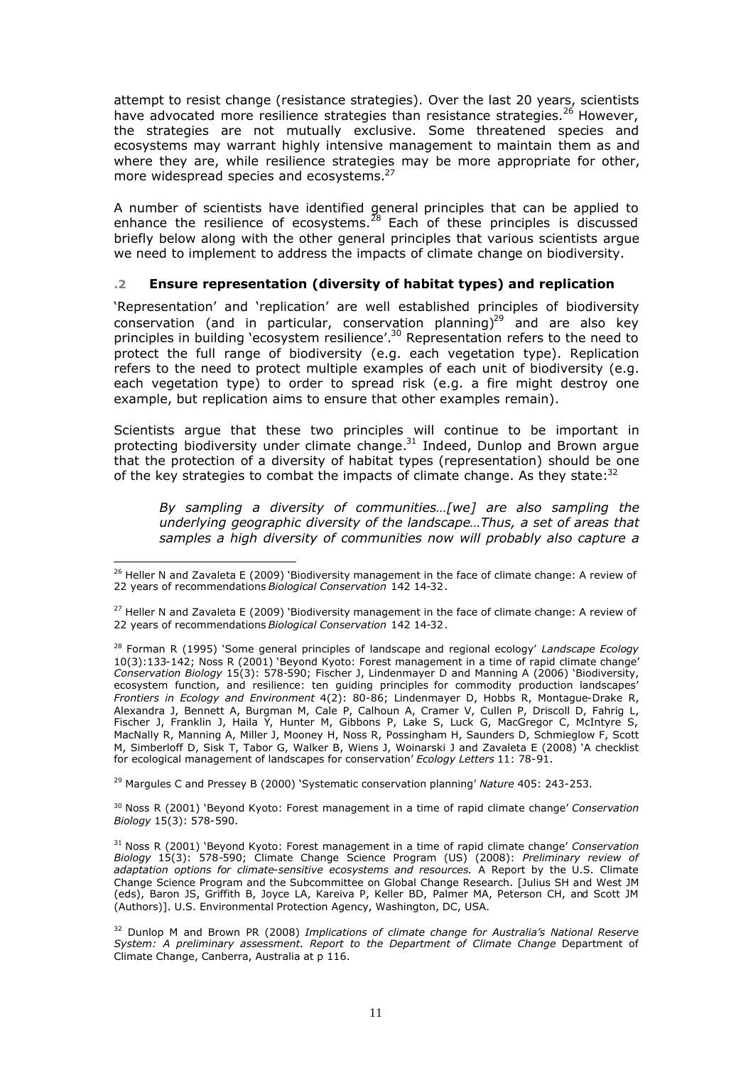attempt to resist change (resistance strategies). Over the last 20 years, scientists have advocated more resilience strategies than resistance strategies.[26] However, the strategies are not mutually exclusive. Some threatened species and ecosystems may warrant highly intensive management to maintain them as and where they are, while resilience strategies may be more appropriate for other, more widespread species and ecosystems.[27]

A number of scientists have identified general principles that can be applied to enhance the resilience of ecosystems.[28] Each of these principles is discussed briefly below along with the other general principles that various scientists argue we need to implement to address the impacts of climate change on biodiversity.

### .2 Ensure representation (diversity of habitat types) and replication

'Representation' and 'replication' are well established principles of biodiversity conservation (and in particular, conservation planning)[29] and are also key principles in building 'ecosystem resilience'.[30] Representation refers to the need to protect the full range of biodiversity (e.g. each vegetation type). Replication refers to the need to protect multiple examples of each unit of biodiversity (e.g. each vegetation type) to order to spread risk (e.g. a fire might destroy one example, but replication aims to ensure that other examples remain).

Scientists argue that these two principles will continue to be important in protecting biodiversity under climate change.[31] Indeed, Dunlop and Brown argue that the protection of a diversity of habitat types (representation) should be one of the key strategies to combat the impacts of climate change. As they state:[32]

> *By sampling a diversity of communities…[we] are also sampling the underlying geographic diversity of the landscape…Thus, a set of areas that samples a high diversity of communities now will probably also capture a*

---

[26] Heller N and Zavaleta E (2009) 'Biodiversity management in the face of climate change: A review of 22 years of recommendations *Biological Conservation* 142 14-32.

[27] Heller N and Zavaleta E (2009) 'Biodiversity management in the face of climate change: A review of 22 years of recommendations *Biological Conservation* 142 14-32.

[28] Forman R (1995) 'Some general principles of landscape and regional ecology' *Landscape Ecology* 10(3):133-142; Noss R (2001) 'Beyond Kyoto: Forest management in a time of rapid climate change' *Conservation Biology* 15(3): 578-590; Fischer J, Lindenmayer D and Manning A (2006) 'Biodiversity, ecosystem function, and resilience: ten guiding principles for commodity production landscapes' *Frontiers in Ecology and Environment* 4(2): 80-86; Lindenmayer D, Hobbs R, Montague-Drake R, Alexandra J, Bennett A, Burgman M, Cale P, Calhoun A, Cramer V, Cullen P, Driscoll D, Fahrig L, Fischer J, Franklin J, Haila Y, Hunter M, Gibbons P, Lake S, Luck G, MacGregor C, McIntyre S, MacNally R, Manning A, Miller J, Mooney H, Noss R, Possingham H, Saunders D, Schmieglow F, Scott M, Simberloff D, Sisk T, Tabor G, Walker B, Wiens J, Woinarski J and Zavaleta E (2008) 'A checklist for ecological management of landscapes for conservation' *Ecology Letters* 11: 78-91.

[29] Margules C and Pressey B (2000) 'Systematic conservation planning' *Nature* 405: 243-253.

[30] Noss R (2001) 'Beyond Kyoto: Forest management in a time of rapid climate change' *Conservation Biology* 15(3): 578-590.

[31] Noss R (2001) 'Beyond Kyoto: Forest management in a time of rapid climate change' *Conservation Biology* 15(3): 578-590; Climate Change Science Program (US) (2008): *Preliminary review of adaptation options for climate-sensitive ecosystems and resources.* A Report by the U.S. Climate Change Science Program and the Subcommittee on Global Change Research. [Julius SH and West JM (eds), Baron JS, Griffith B, Joyce LA, Kareiva P, Keller BD, Palmer MA, Peterson CH, and Scott JM (Authors)]. U.S. Environmental Protection Agency, Washington, DC, USA.

[32] Dunlop M and Brown PR (2008) *Implications of climate change for Australia's National Reserve System: A preliminary assessment. Report to the Department of Climate Change* Department of Climate Change, Canberra, Australia at p 116.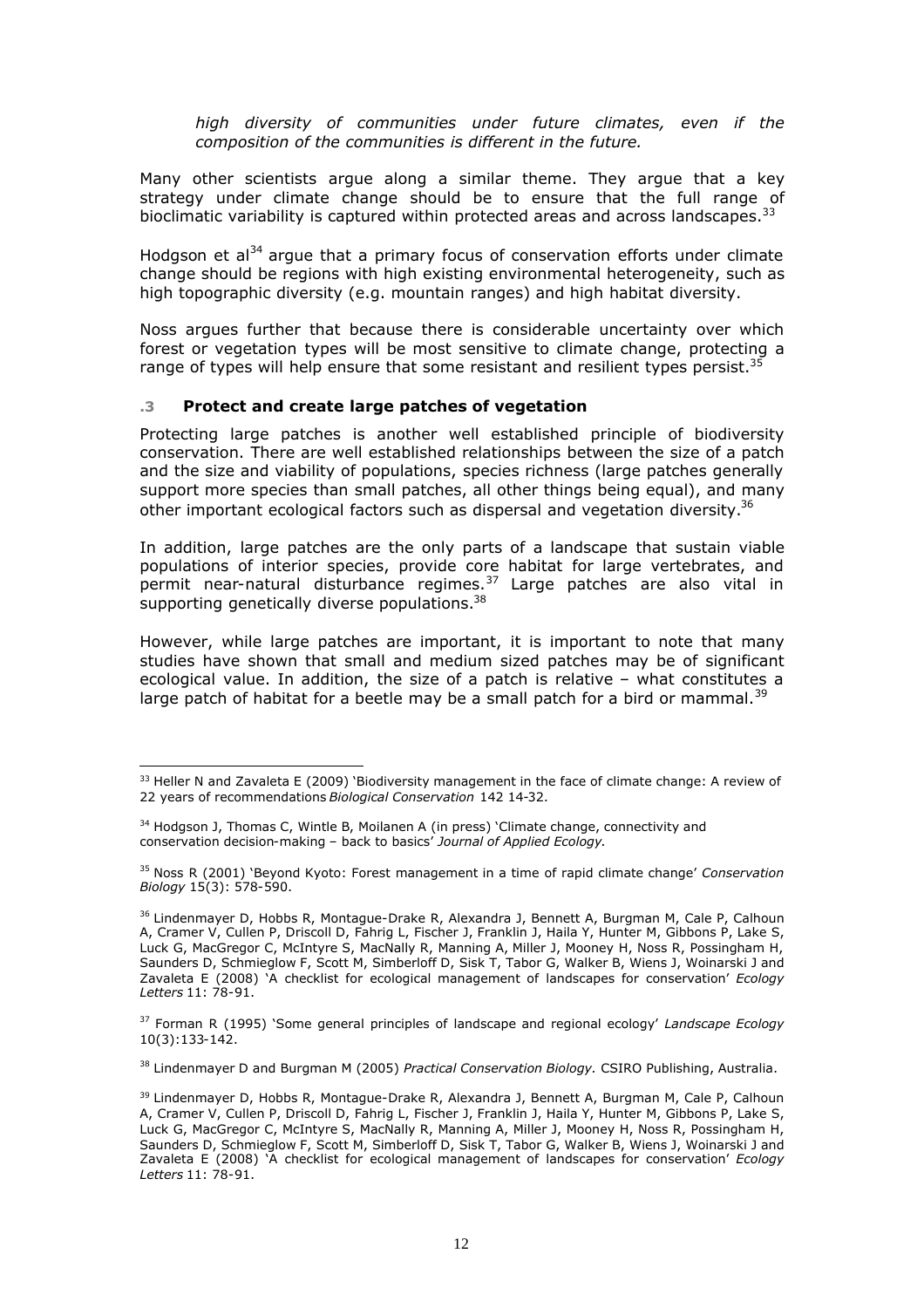*high diversity of communities under future climates, even if the composition of the communities is different in the future.*

Many other scientists argue along a similar theme. They argue that a key strategy under climate change should be to ensure that the full range of bioclimatic variability is captured within protected areas and across landscapes.[33]

Hodgson et al[34] argue that a primary focus of conservation efforts under climate change should be regions with high existing environmental heterogeneity, such as high topographic diversity (e.g. mountain ranges) and high habitat diversity.

Noss argues further that because there is considerable uncertainty over which forest or vegetation types will be most sensitive to climate change, protecting a range of types will help ensure that some resistant and resilient types persist.[35]

### .3 Protect and create large patches of vegetation

Protecting large patches is another well established principle of biodiversity conservation. There are well established relationships between the size of a patch and the size and viability of populations, species richness (large patches generally support more species than small patches, all other things being equal), and many other important ecological factors such as dispersal and vegetation diversity.[36]

In addition, large patches are the only parts of a landscape that sustain viable populations of interior species, provide core habitat for large vertebrates, and permit near-natural disturbance regimes.[37] Large patches are also vital in supporting genetically diverse populations.[38]

However, while large patches are important, it is important to note that many studies have shown that small and medium sized patches may be of significant ecological value. In addition, the size of a patch is relative – what constitutes a large patch of habitat for a beetle may be a small patch for a bird or mammal.[39]

---

[33] Heller N and Zavaleta E (2009) 'Biodiversity management in the face of climate change: A review of 22 years of recommendations *Biological Conservation* 142 14-32.

[34] Hodgson J, Thomas C, Wintle B, Moilanen A (in press) 'Climate change, connectivity and conservation decision-making – back to basics' *Journal of Applied Ecology*.

[35] Noss R (2001) 'Beyond Kyoto: Forest management in a time of rapid climate change' *Conservation Biology* 15(3): 578-590.

[36] Lindenmayer D, Hobbs R, Montague-Drake R, Alexandra J, Bennett A, Burgman M, Cale P, Calhoun A, Cramer V, Cullen P, Driscoll D, Fahrig L, Fischer J, Franklin J, Haila Y, Hunter M, Gibbons P, Lake S, Luck G, MacGregor C, McIntyre S, MacNally R, Manning A, Miller J, Mooney H, Noss R, Possingham H, Saunders D, Schmieglow F, Scott M, Simberloff D, Sisk T, Tabor G, Walker B, Wiens J, Woinarski J and Zavaleta E (2008) 'A checklist for ecological management of landscapes for conservation' *Ecology Letters* 11: 78-91.

[37] Forman R (1995) 'Some general principles of landscape and regional ecology' *Landscape Ecology* 10(3):133-142.

[38] Lindenmayer D and Burgman M (2005) *Practical Conservation Biology*. CSIRO Publishing, Australia.

[39] Lindenmayer D, Hobbs R, Montague-Drake R, Alexandra J, Bennett A, Burgman M, Cale P, Calhoun A, Cramer V, Cullen P, Driscoll D, Fahrig L, Fischer J, Franklin J, Haila Y, Hunter M, Gibbons P, Lake S, Luck G, MacGregor C, McIntyre S, MacNally R, Manning A, Miller J, Mooney H, Noss R, Possingham H, Saunders D, Schmieglow F, Scott M, Simberloff D, Sisk T, Tabor G, Walker B, Wiens J, Woinarski J and Zavaleta E (2008) 'A checklist for ecological management of landscapes for conservation' *Ecology Letters* 11: 78-91.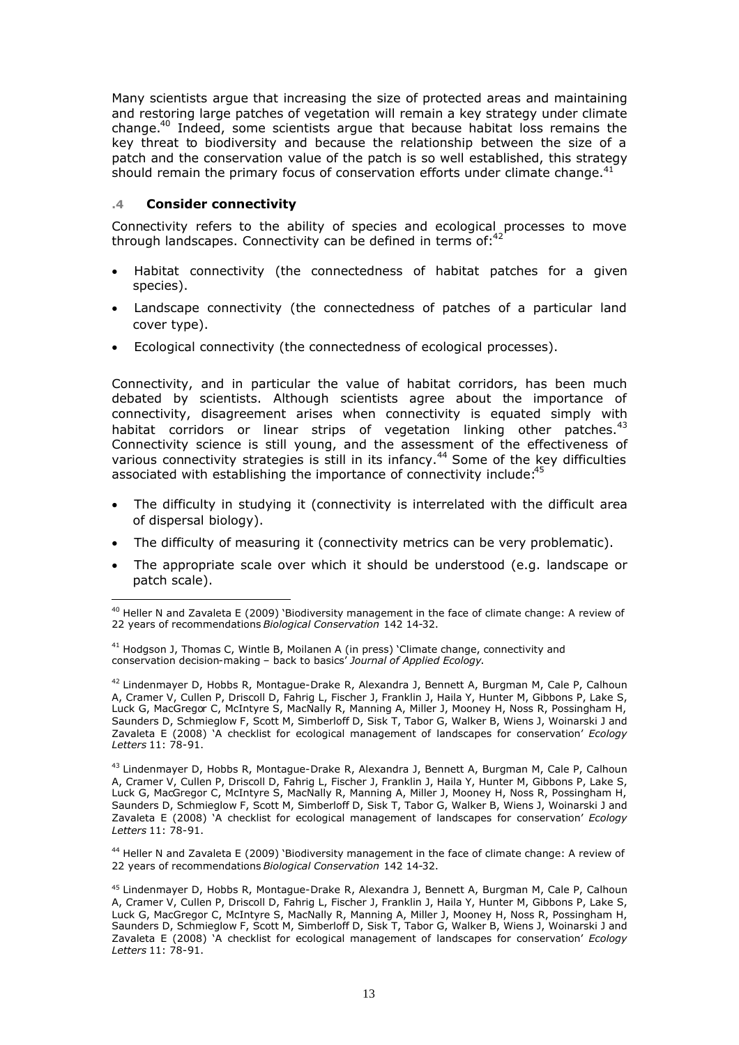Many scientists argue that increasing the size of protected areas and maintaining and restoring large patches of vegetation will remain a key strategy under climate change.[40] Indeed, some scientists argue that because habitat loss remains the key threat to biodiversity and because the relationship between the size of a patch and the conservation value of the patch is so well established, this strategy should remain the primary focus of conservation efforts under climate change.[41]

### .4 Consider connectivity

Connectivity refers to the ability of species and ecological processes to move through landscapes. Connectivity can be defined in terms of:[42]

- Habitat connectivity (the connectedness of habitat patches for a given species).
- Landscape connectivity (the connectedness of patches of a particular land cover type).
- Ecological connectivity (the connectedness of ecological processes).

Connectivity, and in particular the value of habitat corridors, has been much debated by scientists. Although scientists agree about the importance of connectivity, disagreement arises when connectivity is equated simply with habitat corridors or linear strips of vegetation linking other patches.[43] Connectivity science is still young, and the assessment of the effectiveness of various connectivity strategies is still in its infancy.[44] Some of the key difficulties associated with establishing the importance of connectivity include:[45]

- The difficulty in studying it (connectivity is interrelated with the difficult area of dispersal biology).
- The difficulty of measuring it (connectivity metrics can be very problematic).
- The appropriate scale over which it should be understood (e.g. landscape or patch scale).

---

[40] Heller N and Zavaleta E (2009) 'Biodiversity management in the face of climate change: A review of 22 years of recommendations *Biological Conservation* 142 14-32.

[41] Hodgson J, Thomas C, Wintle B, Moilanen A (in press) 'Climate change, connectivity and conservation decision-making – back to basics' *Journal of Applied Ecology*.

[42] Lindenmayer D, Hobbs R, Montague-Drake R, Alexandra J, Bennett A, Burgman M, Cale P, Calhoun A, Cramer V, Cullen P, Driscoll D, Fahrig L, Fischer J, Franklin J, Haila Y, Hunter M, Gibbons P, Lake S, Luck G, MacGregor C, McIntyre S, MacNally R, Manning A, Miller J, Mooney H, Noss R, Possingham H, Saunders D, Schmieglow F, Scott M, Simberloff D, Sisk T, Tabor G, Walker B, Wiens J, Woinarski J and Zavaleta E (2008) 'A checklist for ecological management of landscapes for conservation' *Ecology Letters* 11: 78-91.

[43] Lindenmayer D, Hobbs R, Montague-Drake R, Alexandra J, Bennett A, Burgman M, Cale P, Calhoun A, Cramer V, Cullen P, Driscoll D, Fahrig L, Fischer J, Franklin J, Haila Y, Hunter M, Gibbons P, Lake S, Luck G, MacGregor C, McIntyre S, MacNally R, Manning A, Miller J, Mooney H, Noss R, Possingham H, Saunders D, Schmieglow F, Scott M, Simberloff D, Sisk T, Tabor G, Walker B, Wiens J, Woinarski J and Zavaleta E (2008) 'A checklist for ecological management of landscapes for conservation' *Ecology Letters* 11: 78-91.

[44] Heller N and Zavaleta E (2009) 'Biodiversity management in the face of climate change: A review of 22 years of recommendations *Biological Conservation* 142 14-32.

[45] Lindenmayer D, Hobbs R, Montague-Drake R, Alexandra J, Bennett A, Burgman M, Cale P, Calhoun A, Cramer V, Cullen P, Driscoll D, Fahrig L, Fischer J, Franklin J, Haila Y, Hunter M, Gibbons P, Lake S, Luck G, MacGregor C, McIntyre S, MacNally R, Manning A, Miller J, Mooney H, Noss R, Possingham H, Saunders D, Schmieglow F, Scott M, Simberloff D, Sisk T, Tabor G, Walker B, Wiens J, Woinarski J and Zavaleta E (2008) 'A checklist for ecological management of landscapes for conservation' *Ecology Letters* 11: 78-91.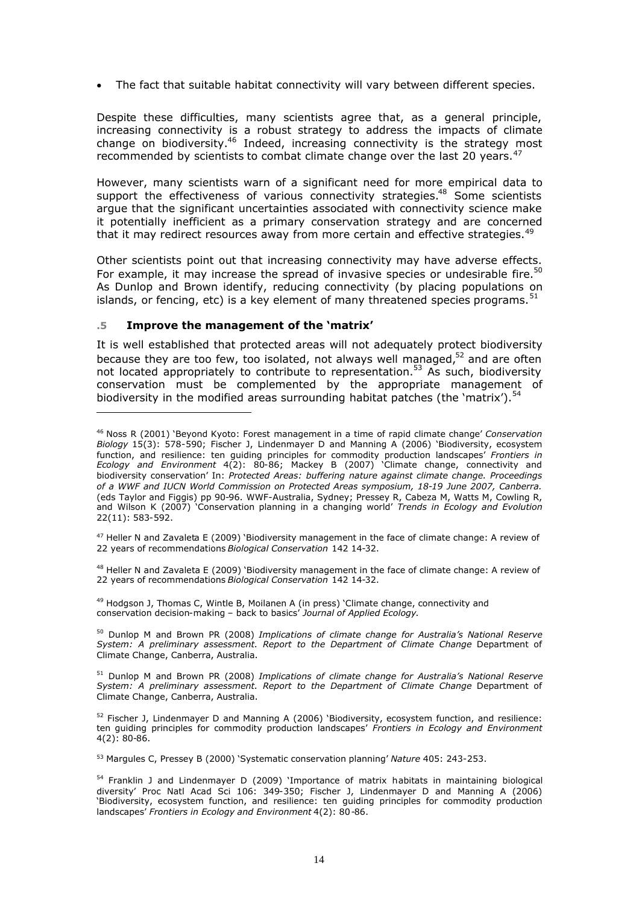- The fact that suitable habitat connectivity will vary between different species.

Despite these difficulties, many scientists agree that, as a general principle, increasing connectivity is a robust strategy to address the impacts of climate change on biodiversity.[46] Indeed, increasing connectivity is the strategy most recommended by scientists to combat climate change over the last 20 years.[47]

However, many scientists warn of a significant need for more empirical data to support the effectiveness of various connectivity strategies.[48] Some scientists argue that the significant uncertainties associated with connectivity science make it potentially inefficient as a primary conservation strategy and are concerned that it may redirect resources away from more certain and effective strategies.[49]

Other scientists point out that increasing connectivity may have adverse effects. For example, it may increase the spread of invasive species or undesirable fire.[50] As Dunlop and Brown identify, reducing connectivity (by placing populations on islands, or fencing, etc) is a key element of many threatened species programs.[51]

### .5 Improve the management of the 'matrix'

It is well established that protected areas will not adequately protect biodiversity because they are too few, too isolated, not always well managed,[52] and are often not located appropriately to contribute to representation.[53] As such, biodiversity conservation must be complemented by the appropriate management of biodiversity in the modified areas surrounding habitat patches (the 'matrix').[54]

---

[46] Noss R (2001) 'Beyond Kyoto: Forest management in a time of rapid climate change' *Conservation Biology* 15(3): 578-590; Fischer J, Lindenmayer D and Manning A (2006) 'Biodiversity, ecosystem function, and resilience: ten guiding principles for commodity production landscapes' *Frontiers in Ecology and Environment* 4(2): 80-86; Mackey B (2007) 'Climate change, connectivity and biodiversity conservation' In: *Protected Areas: buffering nature against climate change. Proceedings of a WWF and IUCN World Commission on Protected Areas symposium, 18-19 June 2007, Canberra.* (eds Taylor and Figgis) pp 90-96. WWF-Australia, Sydney; Pressey R, Cabeza M, Watts M, Cowling R, and Wilson K (2007) 'Conservation planning in a changing world' *Trends in Ecology and Evolution* 22(11): 583-592.

[47] Heller N and Zavaleta E (2009) 'Biodiversity management in the face of climate change: A review of 22 years of recommendations *Biological Conservation* 142 14-32.

[48] Heller N and Zavaleta E (2009) 'Biodiversity management in the face of climate change: A review of 22 years of recommendations *Biological Conservation* 142 14-32.

[49] Hodgson J, Thomas C, Wintle B, Moilanen A (in press) 'Climate change, connectivity and conservation decision-making – back to basics' *Journal of Applied Ecology*.

[50] Dunlop M and Brown PR (2008) *Implications of climate change for Australia's National Reserve System: A preliminary assessment. Report to the Department of Climate Change* Department of Climate Change, Canberra, Australia.

[51] Dunlop M and Brown PR (2008) *Implications of climate change for Australia's National Reserve System: A preliminary assessment. Report to the Department of Climate Change* Department of Climate Change, Canberra, Australia.

[52] Fischer J, Lindenmayer D and Manning A (2006) 'Biodiversity, ecosystem function, and resilience: ten guiding principles for commodity production landscapes' *Frontiers in Ecology and Environment* 4(2): 80-86.

[53] Margules C, Pressey B (2000) 'Systematic conservation planning' *Nature* 405: 243-253.

[54] Franklin J and Lindenmayer D (2009) 'Importance of matrix habitats in maintaining biological diversity' Proc Natl Acad Sci 106: 349-350; Fischer J, Lindenmayer D and Manning A (2006) 'Biodiversity, ecosystem function, and resilience: ten guiding principles for commodity production landscapes' *Frontiers in Ecology and Environment* 4(2): 80-86.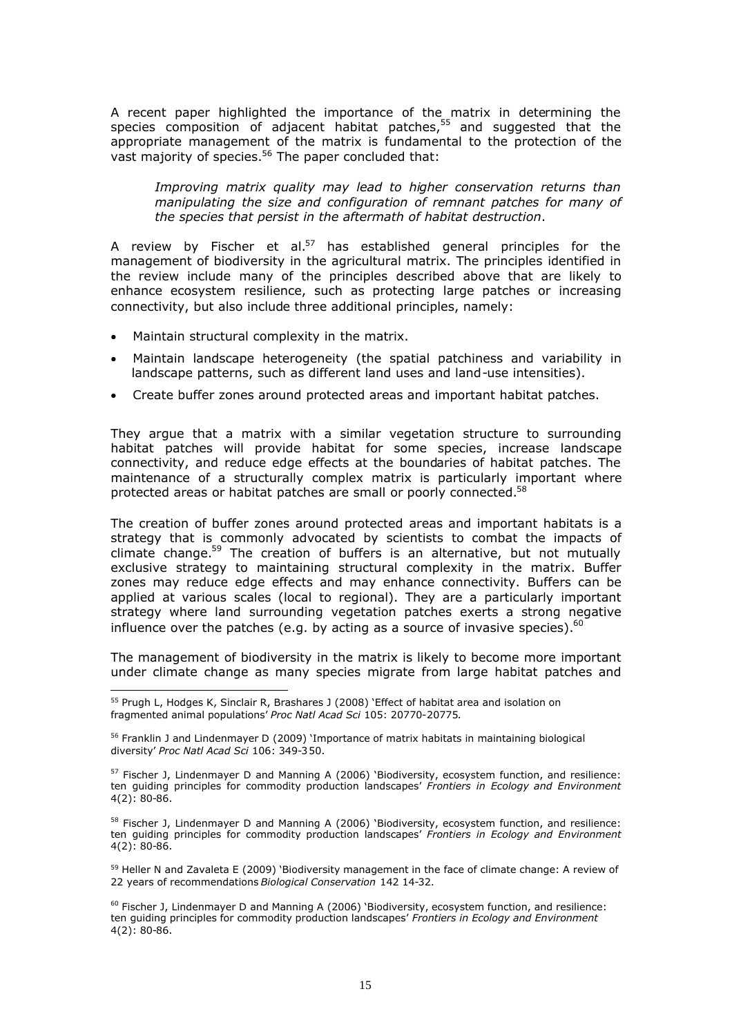A recent paper highlighted the importance of the matrix in determining the species composition of adjacent habitat patches,[55] and suggested that the appropriate management of the matrix is fundamental to the protection of the vast majority of species.[56] The paper concluded that:

> *Improving matrix quality may lead to higher conservation returns than manipulating the size and configuration of remnant patches for many of the species that persist in the aftermath of habitat destruction*.

A review by Fischer et al.[57] has established general principles for the management of biodiversity in the agricultural matrix. The principles identified in the review include many of the principles described above that are likely to enhance ecosystem resilience, such as protecting large patches or increasing connectivity, but also include three additional principles, namely:

- Maintain structural complexity in the matrix.
- Maintain landscape heterogeneity (the spatial patchiness and variability in landscape patterns, such as different land uses and land-use intensities).
- Create buffer zones around protected areas and important habitat patches.

They argue that a matrix with a similar vegetation structure to surrounding habitat patches will provide habitat for some species, increase landscape connectivity, and reduce edge effects at the boundaries of habitat patches. The maintenance of a structurally complex matrix is particularly important where protected areas or habitat patches are small or poorly connected.[58]

The creation of buffer zones around protected areas and important habitats is a strategy that is commonly advocated by scientists to combat the impacts of climate change.[59] The creation of buffers is an alternative, but not mutually exclusive strategy to maintaining structural complexity in the matrix. Buffer zones may reduce edge effects and may enhance connectivity. Buffers can be applied at various scales (local to regional). They are a particularly important strategy where land surrounding vegetation patches exerts a strong negative influence over the patches (e.g. by acting as a source of invasive species).[60]

The management of biodiversity in the matrix is likely to become more important under climate change as many species migrate from large habitat patches and

---

[55] Prugh L, Hodges K, Sinclair R, Brashares J (2008) 'Effect of habitat area and isolation on fragmented animal populations' *Proc Natl Acad Sci* 105: 20770-20775.

[56] Franklin J and Lindenmayer D (2009) 'Importance of matrix habitats in maintaining biological diversity' *Proc Natl Acad Sci* 106: 349-350.

[57] Fischer J, Lindenmayer D and Manning A (2006) 'Biodiversity, ecosystem function, and resilience: ten guiding principles for commodity production landscapes' *Frontiers in Ecology and Environment* 4(2): 80-86.

[58] Fischer J, Lindenmayer D and Manning A (2006) 'Biodiversity, ecosystem function, and resilience: ten guiding principles for commodity production landscapes' *Frontiers in Ecology and Environment* 4(2): 80-86.

[59] Heller N and Zavaleta E (2009) 'Biodiversity management in the face of climate change: A review of 22 years of recommendations *Biological Conservation* 142 14-32.

[60] Fischer J, Lindenmayer D and Manning A (2006) 'Biodiversity, ecosystem function, and resilience: ten guiding principles for commodity production landscapes' *Frontiers in Ecology and Environment* 4(2): 80-86.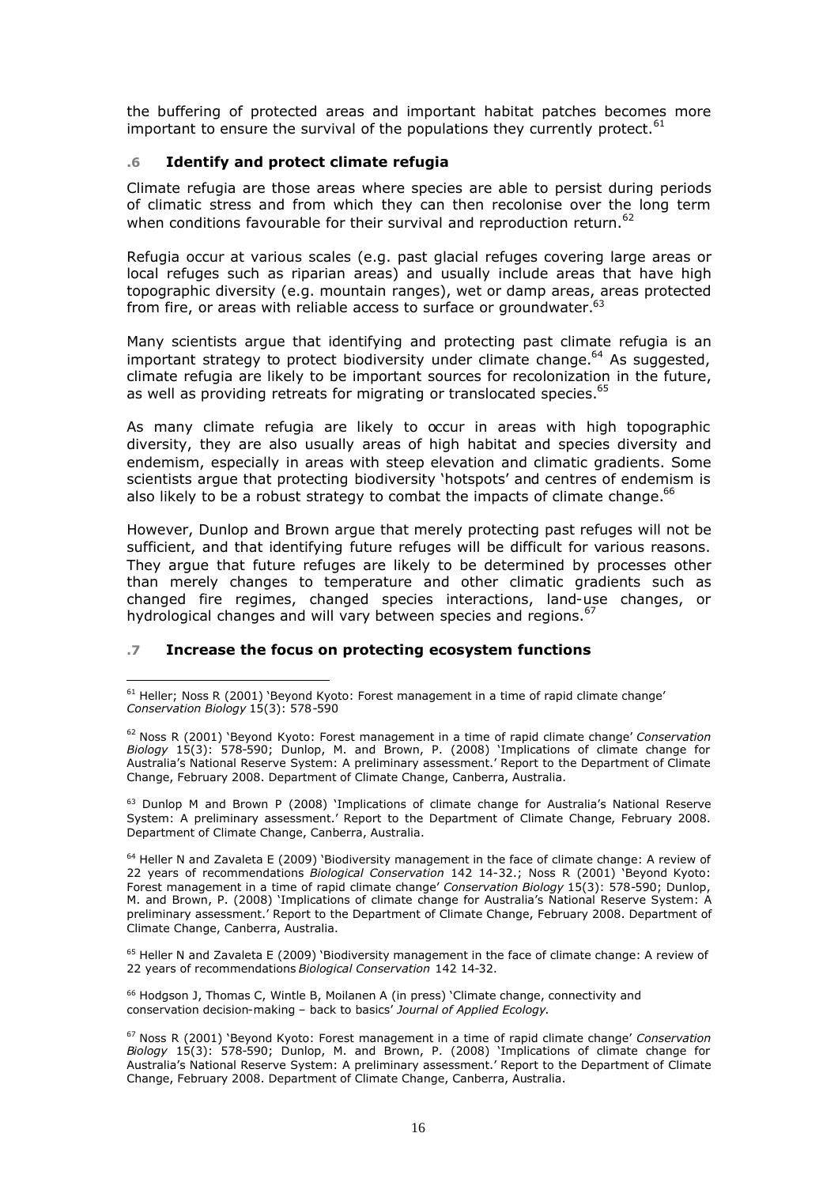the buffering of protected areas and important habitat patches becomes more important to ensure the survival of the populations they currently protect.[61]

### .6 Identify and protect climate refugia

Climate refugia are those areas where species are able to persist during periods of climatic stress and from which they can then recolonise over the long term when conditions favourable for their survival and reproduction return.[62]

Refugia occur at various scales (e.g. past glacial refuges covering large areas or local refuges such as riparian areas) and usually include areas that have high topographic diversity (e.g. mountain ranges), wet or damp areas, areas protected from fire, or areas with reliable access to surface or groundwater.[63]

Many scientists argue that identifying and protecting past climate refugia is an important strategy to protect biodiversity under climate change.[64] As suggested, climate refugia are likely to be important sources for recolonization in the future, as well as providing retreats for migrating or translocated species.[65]

As many climate refugia are likely to occur in areas with high topographic diversity, they are also usually areas of high habitat and species diversity and endemism, especially in areas with steep elevation and climatic gradients. Some scientists argue that protecting biodiversity 'hotspots' and centres of endemism is also likely to be a robust strategy to combat the impacts of climate change.[66]

However, Dunlop and Brown argue that merely protecting past refuges will not be sufficient, and that identifying future refuges will be difficult for various reasons. They argue that future refuges are likely to be determined by processes other than merely changes to temperature and other climatic gradients such as changed fire regimes, changed species interactions, land-use changes, or hydrological changes and will vary between species and regions.[67]

### .7 Increase the focus on protecting ecosystem functions

---

[61] Heller; Noss R (2001) 'Beyond Kyoto: Forest management in a time of rapid climate change' *Conservation Biology* 15(3): 578-590

[62] Noss R (2001) 'Beyond Kyoto: Forest management in a time of rapid climate change' *Conservation Biology* 15(3): 578-590; Dunlop, M. and Brown, P. (2008) 'Implications of climate change for Australia's National Reserve System: A preliminary assessment.' Report to the Department of Climate Change, February 2008. Department of Climate Change, Canberra, Australia.

[63] Dunlop M and Brown P (2008) 'Implications of climate change for Australia's National Reserve System: A preliminary assessment.' Report to the Department of Climate Change, February 2008. Department of Climate Change, Canberra, Australia.

[64] Heller N and Zavaleta E (2009) 'Biodiversity management in the face of climate change: A review of 22 years of recommendations *Biological Conservation* 142 14-32.; Noss R (2001) 'Beyond Kyoto: Forest management in a time of rapid climate change' *Conservation Biology* 15(3): 578-590; Dunlop, M. and Brown, P. (2008) 'Implications of climate change for Australia's National Reserve System: A preliminary assessment.' Report to the Department of Climate Change, February 2008. Department of Climate Change, Canberra, Australia.

[65] Heller N and Zavaleta E (2009) 'Biodiversity management in the face of climate change: A review of 22 years of recommendations *Biological Conservation* 142 14-32.

[66] Hodgson J, Thomas C, Wintle B, Moilanen A (in press) 'Climate change, connectivity and conservation decision-making – back to basics' *Journal of Applied Ecology*.

[67] Noss R (2001) 'Beyond Kyoto: Forest management in a time of rapid climate change' *Conservation Biology* 15(3): 578-590; Dunlop, M. and Brown, P. (2008) 'Implications of climate change for Australia's National Reserve System: A preliminary assessment.' Report to the Department of Climate Change, February 2008. Department of Climate Change, Canberra, Australia.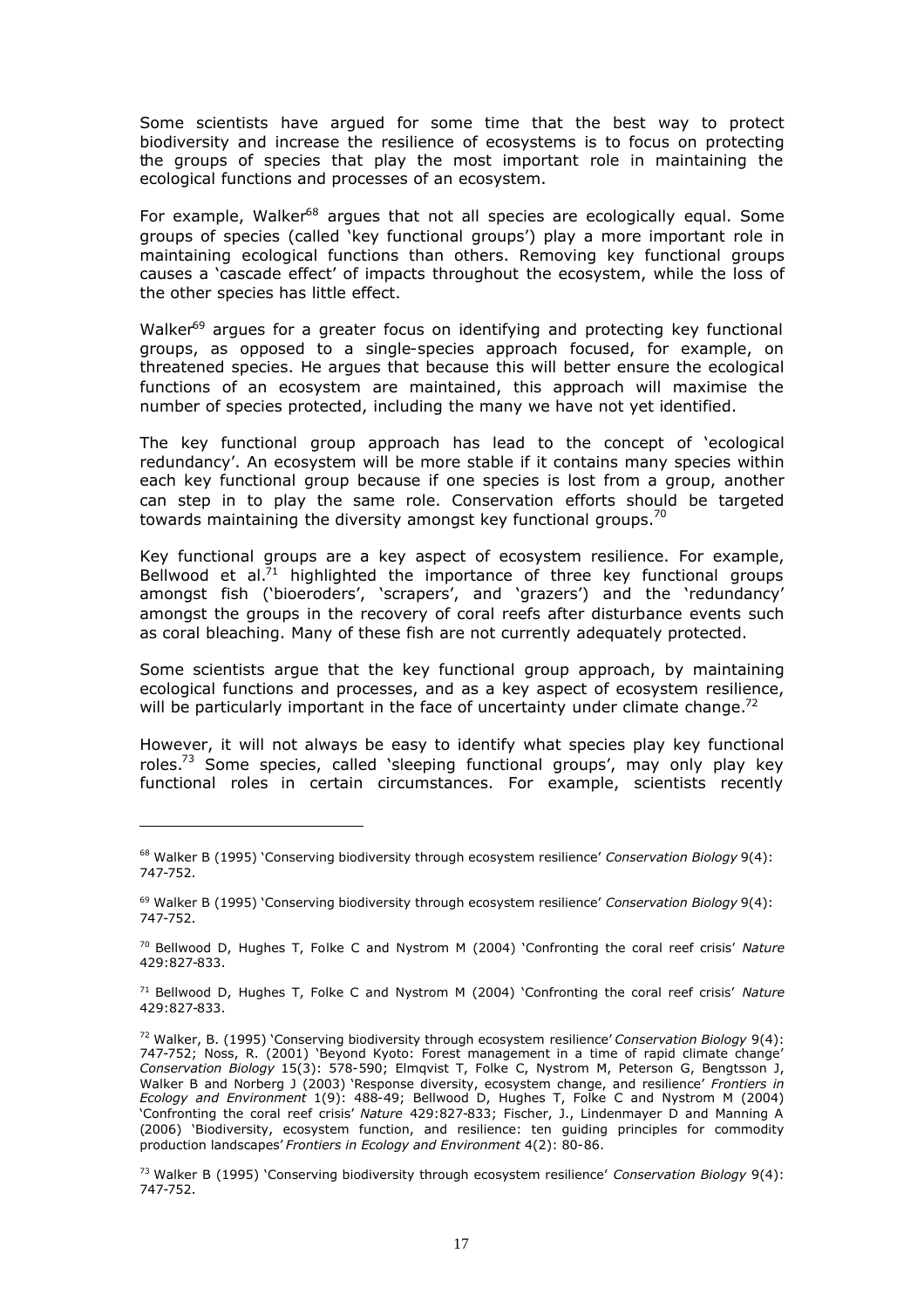Some scientists have argued for some time that the best way to protect biodiversity and increase the resilience of ecosystems is to focus on protecting the groups of species that play the most important role in maintaining the ecological functions and processes of an ecosystem.

For example, Walker[68] argues that not all species are ecologically equal. Some groups of species (called 'key functional groups') play a more important role in maintaining ecological functions than others. Removing key functional groups causes a 'cascade effect' of impacts throughout the ecosystem, while the loss of the other species has little effect.

Walker[69] argues for a greater focus on identifying and protecting key functional groups, as opposed to a single-species approach focused, for example, on threatened species. He argues that because this will better ensure the ecological functions of an ecosystem are maintained, this approach will maximise the number of species protected, including the many we have not yet identified.

The key functional group approach has lead to the concept of 'ecological redundancy'. An ecosystem will be more stable if it contains many species within each key functional group because if one species is lost from a group, another can step in to play the same role. Conservation efforts should be targeted towards maintaining the diversity amongst key functional groups.[70]

Key functional groups are a key aspect of ecosystem resilience. For example, Bellwood et al.[71] highlighted the importance of three key functional groups amongst fish ('bioeroders', 'scrapers', and 'grazers') and the 'redundancy' amongst the groups in the recovery of coral reefs after disturbance events such as coral bleaching. Many of these fish are not currently adequately protected.

Some scientists argue that the key functional group approach, by maintaining ecological functions and processes, and as a key aspect of ecosystem resilience, will be particularly important in the face of uncertainty under climate change.[72]

However, it will not always be easy to identify what species play key functional roles.[73] Some species, called 'sleeping functional groups', may only play key functional roles in certain circumstances. For example, scientists recently

---

[68] Walker B (1995) 'Conserving biodiversity through ecosystem resilience' *Conservation Biology* 9(4): 747-752.

[69] Walker B (1995) 'Conserving biodiversity through ecosystem resilience' *Conservation Biology* 9(4): 747-752.

[70] Bellwood D, Hughes T, Folke C and Nystrom M (2004) 'Confronting the coral reef crisis' *Nature* 429:827-833.

[71] Bellwood D, Hughes T, Folke C and Nystrom M (2004) 'Confronting the coral reef crisis' *Nature* 429:827-833.

[72] Walker, B. (1995) 'Conserving biodiversity through ecosystem resilience' *Conservation Biology* 9(4): 747-752; Noss, R. (2001) 'Beyond Kyoto: Forest management in a time of rapid climate change' *Conservation Biology* 15(3): 578-590; Elmqvist T, Folke C, Nystrom M, Peterson G, Bengtsson J, Walker B and Norberg J (2003) 'Response diversity, ecosystem change, and resilience' *Frontiers in Ecology and Environment* 1(9): 488-49; Bellwood D, Hughes T, Folke C and Nystrom M (2004) 'Confronting the coral reef crisis' *Nature* 429:827-833; Fischer, J., Lindenmayer D and Manning A (2006) 'Biodiversity, ecosystem function, and resilience: ten guiding principles for commodity production landscapes' *Frontiers in Ecology and Environment* 4(2): 80-86.

[73] Walker B (1995) 'Conserving biodiversity through ecosystem resilience' *Conservation Biology* 9(4): 747-752.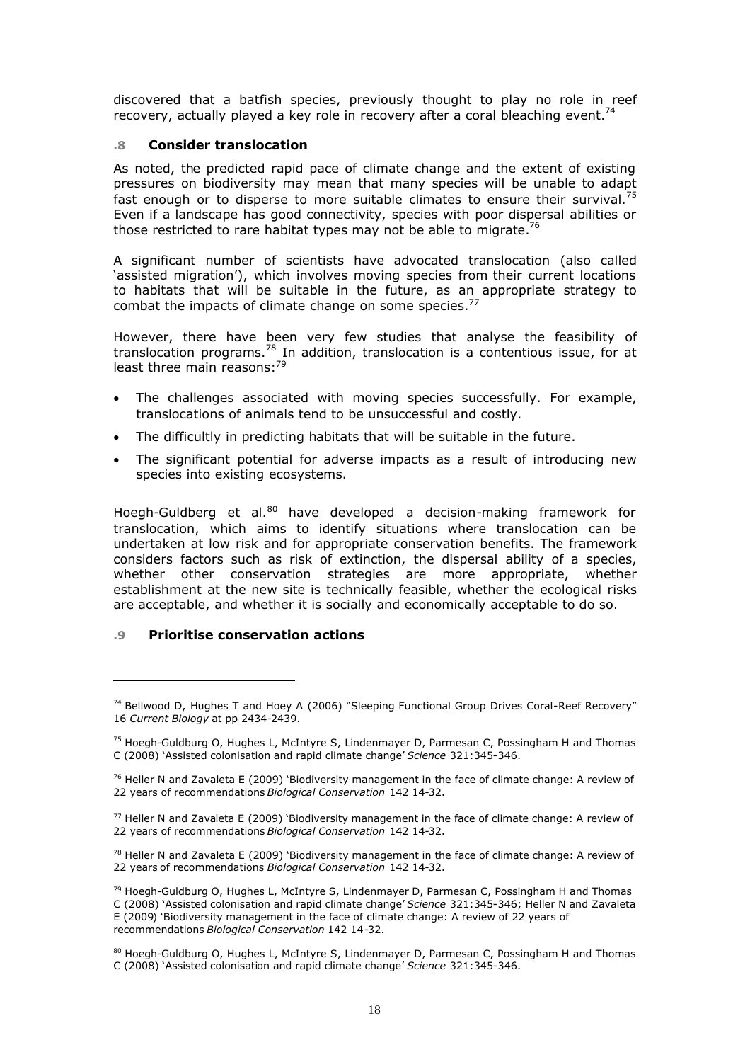discovered that a batfish species, previously thought to play no role in reef recovery, actually played a key role in recovery after a coral bleaching event.[74]

### .8 Consider translocation

As noted, the predicted rapid pace of climate change and the extent of existing pressures on biodiversity may mean that many species will be unable to adapt fast enough or to disperse to more suitable climates to ensure their survival.[75] Even if a landscape has good connectivity, species with poor dispersal abilities or those restricted to rare habitat types may not be able to migrate.[76]

A significant number of scientists have advocated translocation (also called 'assisted migration'), which involves moving species from their current locations to habitats that will be suitable in the future, as an appropriate strategy to combat the impacts of climate change on some species.[77]

However, there have been very few studies that analyse the feasibility of translocation programs.[78] In addition, translocation is a contentious issue, for at least three main reasons:[79]

- The challenges associated with moving species successfully. For example, translocations of animals tend to be unsuccessful and costly.
- The difficultly in predicting habitats that will be suitable in the future.
- The significant potential for adverse impacts as a result of introducing new species into existing ecosystems.

Hoegh-Guldberg et al.[80] have developed a decision-making framework for translocation, which aims to identify situations where translocation can be undertaken at low risk and for appropriate conservation benefits. The framework considers factors such as risk of extinction, the dispersal ability of a species, whether other conservation strategies are more appropriate, whether establishment at the new site is technically feasible, whether the ecological risks are acceptable, and whether it is socially and economically acceptable to do so.

### .9 Prioritise conservation actions

---

[74] Bellwood D, Hughes T and Hoey A (2006) "Sleeping Functional Group Drives Coral-Reef Recovery" 16 *Current Biology* at pp 2434-2439.

[75] Hoegh-Guldburg O, Hughes L, McIntyre S, Lindenmayer D, Parmesan C, Possingham H and Thomas C (2008) 'Assisted colonisation and rapid climate change' *Science* 321:345-346.

[76] Heller N and Zavaleta E (2009) 'Biodiversity management in the face of climate change: A review of 22 years of recommendations *Biological Conservation* 142 14-32.

[77] Heller N and Zavaleta E (2009) 'Biodiversity management in the face of climate change: A review of 22 years of recommendations *Biological Conservation* 142 14-32.

[78] Heller N and Zavaleta E (2009) 'Biodiversity management in the face of climate change: A review of 22 years of recommendations *Biological Conservation* 142 14-32.

[79] Hoegh-Guldburg O, Hughes L, McIntyre S, Lindenmayer D, Parmesan C, Possingham H and Thomas C (2008) 'Assisted colonisation and rapid climate change' *Science* 321:345-346; Heller N and Zavaleta E (2009) 'Biodiversity management in the face of climate change: A review of 22 years of recommendations *Biological Conservation* 142 14-32.

[80] Hoegh-Guldburg O, Hughes L, McIntyre S, Lindenmayer D, Parmesan C, Possingham H and Thomas C (2008) 'Assisted colonisation and rapid climate change' *Science* 321:345-346.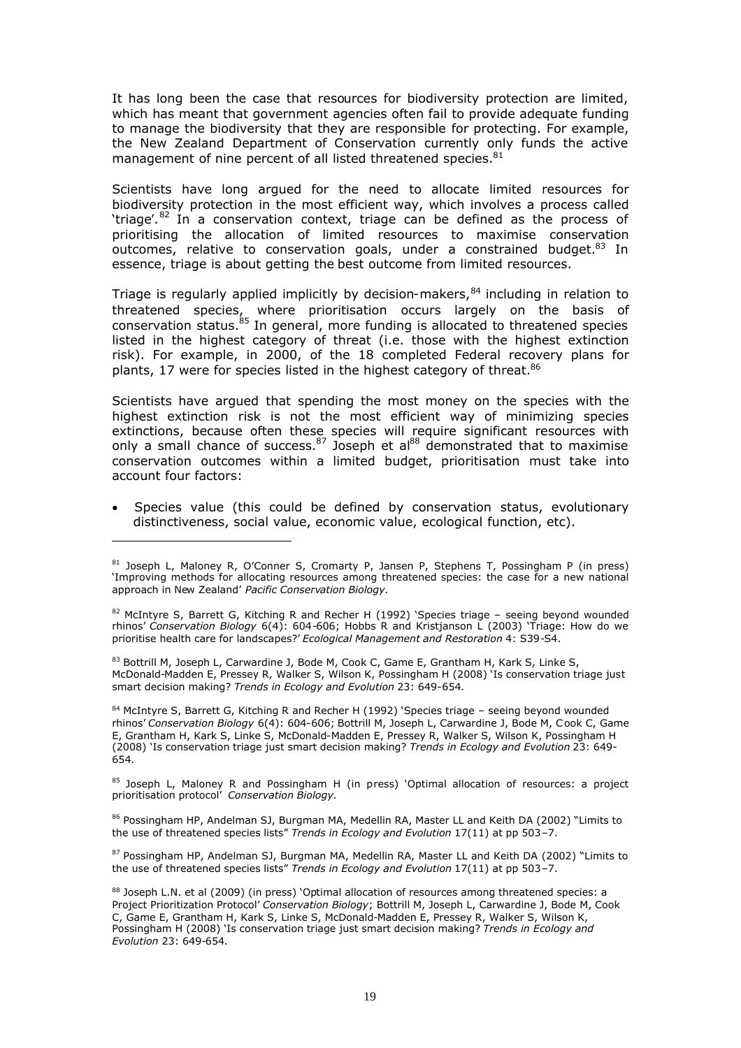It has long been the case that resources for biodiversity protection are limited, which has meant that government agencies often fail to provide adequate funding to manage the biodiversity that they are responsible for protecting. For example, the New Zealand Department of Conservation currently only funds the active management of nine percent of all listed threatened species.[81]

Scientists have long argued for the need to allocate limited resources for biodiversity protection in the most efficient way, which involves a process called 'triage'.[82] In a conservation context, triage can be defined as the process of prioritising the allocation of limited resources to maximise conservation outcomes, relative to conservation goals, under a constrained budget.[83] In essence, triage is about getting the best outcome from limited resources.

Triage is regularly applied implicitly by decision-makers,[84] including in relation to threatened species, where prioritisation occurs largely on the basis of conservation status.[85] In general, more funding is allocated to threatened species listed in the highest category of threat (i.e. those with the highest extinction risk). For example, in 2000, of the 18 completed Federal recovery plans for plants, 17 were for species listed in the highest category of threat.[86]

Scientists have argued that spending the most money on the species with the highest extinction risk is not the most efficient way of minimizing species extinctions, because often these species will require significant resources with only a small chance of success.[87] Joseph et al[88] demonstrated that to maximise conservation outcomes within a limited budget, prioritisation must take into account four factors:

- Species value (this could be defined by conservation status, evolutionary distinctiveness, social value, economic value, ecological function, etc).

---

[81] Joseph L, Maloney R, O'Conner S, Cromarty P, Jansen P, Stephens T, Possingham P (in press) 'Improving methods for allocating resources among threatened species: the case for a new national approach in New Zealand' *Pacific Conservation Biology*.

[82] McIntyre S, Barrett G, Kitching R and Recher H (1992) 'Species triage – seeing beyond wounded rhinos' *Conservation Biology* 6(4): 604-606; Hobbs R and Kristjanson L (2003) 'Triage: How do we prioritise health care for landscapes?' *Ecological Management and Restoration* 4: S39-S4.

[83] Bottrill M, Joseph L, Carwardine J, Bode M, Cook C, Game E, Grantham H, Kark S, Linke S, McDonald-Madden E, Pressey R, Walker S, Wilson K, Possingham H (2008) 'Is conservation triage just smart decision making? *Trends in Ecology and Evolution* 23: 649-654.

[84] McIntyre S, Barrett G, Kitching R and Recher H (1992) 'Species triage – seeing beyond wounded rhinos' *Conservation Biology* 6(4): 604-606; Bottrill M, Joseph L, Carwardine J, Bode M, Cook C, Game E, Grantham H, Kark S, Linke S, McDonald-Madden E, Pressey R, Walker S, Wilson K, Possingham H (2008) 'Is conservation triage just smart decision making? *Trends in Ecology and Evolution* 23: 649-654.

[85] Joseph L, Maloney R and Possingham H (in press) 'Optimal allocation of resources: a project prioritisation protocol' *Conservation Biology.*

[86] Possingham HP, Andelman SJ, Burgman MA, Medellin RA, Master LL and Keith DA (2002) "Limits to the use of threatened species lists" *Trends in Ecology and Evolution* 17(11) at pp 503–7.

[87] Possingham HP, Andelman SJ, Burgman MA, Medellin RA, Master LL and Keith DA (2002) "Limits to the use of threatened species lists" *Trends in Ecology and Evolution* 17(11) at pp 503–7.

[88] Joseph L.N. et al (2009) (in press) 'Optimal allocation of resources among threatened species: a Project Prioritization Protocol' *Conservation Biology*; Bottrill M, Joseph L, Carwardine J, Bode M, Cook C, Game E, Grantham H, Kark S, Linke S, McDonald-Madden E, Pressey R, Walker S, Wilson K, Possingham H (2008) 'Is conservation triage just smart decision making? *Trends in Ecology and Evolution* 23: 649-654.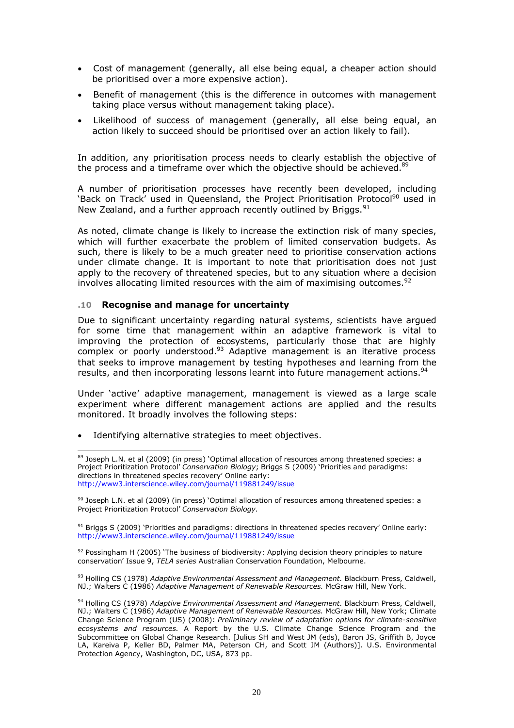- Cost of management (generally, all else being equal, a cheaper action should be prioritised over a more expensive action).
- Benefit of management (this is the difference in outcomes with management taking place versus without management taking place).
- Likelihood of success of management (generally, all else being equal, an action likely to succeed should be prioritised over an action likely to fail).

In addition, any prioritisation process needs to clearly establish the objective of the process and a timeframe over which the objective should be achieved.[89]

A number of prioritisation processes have recently been developed, including 'Back on Track' used in Queensland, the Project Prioritisation Protocol[90] used in New Zealand, and a further approach recently outlined by Briggs.[91]

As noted, climate change is likely to increase the extinction risk of many species, which will further exacerbate the problem of limited conservation budgets. As such, there is likely to be a much greater need to prioritise conservation actions under climate change. It is important to note that prioritisation does not just apply to the recovery of threatened species, but to any situation where a decision involves allocating limited resources with the aim of maximising outcomes.[92]

### .10 Recognise and manage for uncertainty

Due to significant uncertainty regarding natural systems, scientists have argued for some time that management within an adaptive framework is vital to improving the protection of ecosystems, particularly those that are highly complex or poorly understood.[93] Adaptive management is an iterative process that seeks to improve management by testing hypotheses and learning from the results, and then incorporating lessons learnt into future management actions.[94]

Under 'active' adaptive management, management is viewed as a large scale experiment where different management actions are applied and the results monitored. It broadly involves the following steps:

- Identifying alternative strategies to meet objectives.

---

[89] Joseph L.N. et al (2009) (in press) 'Optimal allocation of resources among threatened species: a Project Prioritization Protocol' *Conservation Biology*; Briggs S (2009) 'Priorities and paradigms: directions in threatened species recovery' Online early: http://www3.interscience.wiley.com/journal/119881249/issue

[90] Joseph L.N. et al (2009) (in press) 'Optimal allocation of resources among threatened species: a Project Prioritization Protocol' *Conservation Biology*.

[91] Briggs S (2009) 'Priorities and paradigms: directions in threatened species recovery' Online early: http://www3.interscience.wiley.com/journal/119881249/issue

[92] Possingham H (2005) 'The business of biodiversity: Applying decision theory principles to nature conservation' Issue 9, *TELA series* Australian Conservation Foundation, Melbourne.

[93] Holling CS (1978) *Adaptive Environmental Assessment and Management*. Blackburn Press, Caldwell, NJ.; Walters C (1986) *Adaptive Management of Renewable Resources*. McGraw Hill, New York.

[94] Holling CS (1978) *Adaptive Environmental Assessment and Management*. Blackburn Press, Caldwell, NJ.; Walters C (1986) *Adaptive Management of Renewable Resources*. McGraw Hill, New York; Climate Change Science Program (US) (2008): *Preliminary review of adaptation options for climate-sensitive ecosystems and resources*. A Report by the U.S. Climate Change Science Program and the Subcommittee on Global Change Research. [Julius SH and West JM (eds), Baron JS, Griffith B, Joyce LA, Kareiva P, Keller BD, Palmer MA, Peterson CH, and Scott JM (Authors)]. U.S. Environmental Protection Agency, Washington, DC, USA, 873 pp.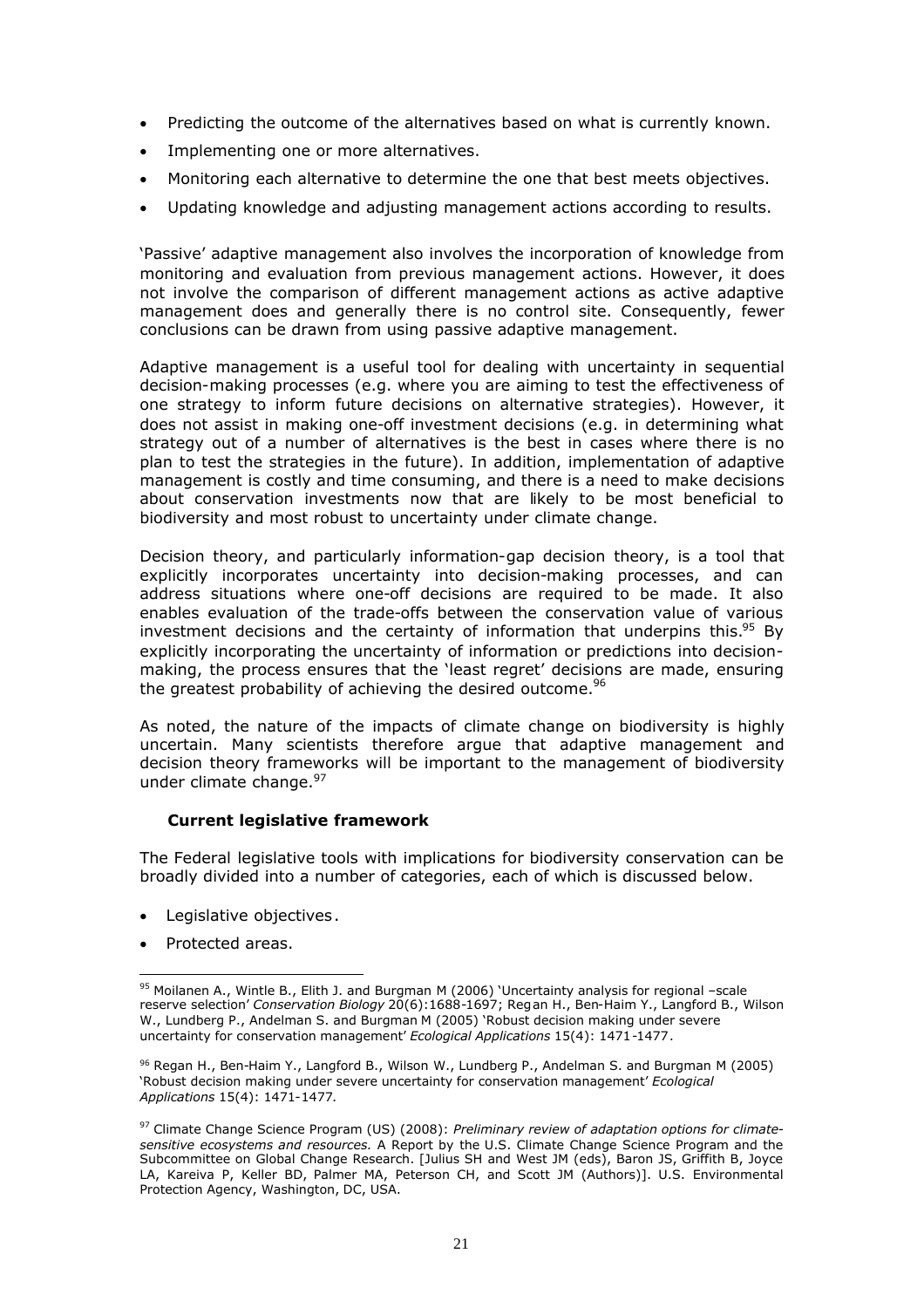- Predicting the outcome of the alternatives based on what is currently known.
- Implementing one or more alternatives.
- Monitoring each alternative to determine the one that best meets objectives.
- Updating knowledge and adjusting management actions according to results.

'Passive' adaptive management also involves the incorporation of knowledge from monitoring and evaluation from previous management actions. However, it does not involve the comparison of different management actions as active adaptive management does and generally there is no control site. Consequently, fewer conclusions can be drawn from using passive adaptive management.

Adaptive management is a useful tool for dealing with uncertainty in sequential decision-making processes (e.g. where you are aiming to test the effectiveness of one strategy to inform future decisions on alternative strategies). However, it does not assist in making one-off investment decisions (e.g. in determining what strategy out of a number of alternatives is the best in cases where there is no plan to test the strategies in the future). In addition, implementation of adaptive management is costly and time consuming, and there is a need to make decisions about conservation investments now that are likely to be most beneficial to biodiversity and most robust to uncertainty under climate change.

Decision theory, and particularly information-gap decision theory, is a tool that explicitly incorporates uncertainty into decision-making processes, and can address situations where one-off decisions are required to be made. It also enables evaluation of the trade-offs between the conservation value of various investment decisions and the certainty of information that underpins this.[95] By explicitly incorporating the uncertainty of information or predictions into decision-making, the process ensures that the 'least regret' decisions are made, ensuring the greatest probability of achieving the desired outcome.[96]

As noted, the nature of the impacts of climate change on biodiversity is highly uncertain. Many scientists therefore argue that adaptive management and decision theory frameworks will be important to the management of biodiversity under climate change.[97]

### Current legislative framework

The Federal legislative tools with implications for biodiversity conservation can be broadly divided into a number of categories, each of which is discussed below.

- Legislative objectives.
- Protected areas.

---

[95] Moilanen A., Wintle B., Elith J. and Burgman M (2006) 'Uncertainty analysis for regional –scale reserve selection' *Conservation Biology* 20(6):1688-1697; Regan H., Ben-Haim Y., Langford B., Wilson W., Lundberg P., Andelman S. and Burgman M (2005) 'Robust decision making under severe uncertainty for conservation management' *Ecological Applications* 15(4): 1471-1477.

[96] Regan H., Ben-Haim Y., Langford B., Wilson W., Lundberg P., Andelman S. and Burgman M (2005) 'Robust decision making under severe uncertainty for conservation management' *Ecological Applications* 15(4): 1471-1477.

[97] Climate Change Science Program (US) (2008): *Preliminary review of adaptation options for climate-sensitive ecosystems and resources.* A Report by the U.S. Climate Change Science Program and the Subcommittee on Global Change Research. [Julius SH and West JM (eds), Baron JS, Griffith B, Joyce LA, Kareiva P, Keller BD, Palmer MA, Peterson CH, and Scott JM (Authors)]. U.S. Environmental Protection Agency, Washington, DC, USA.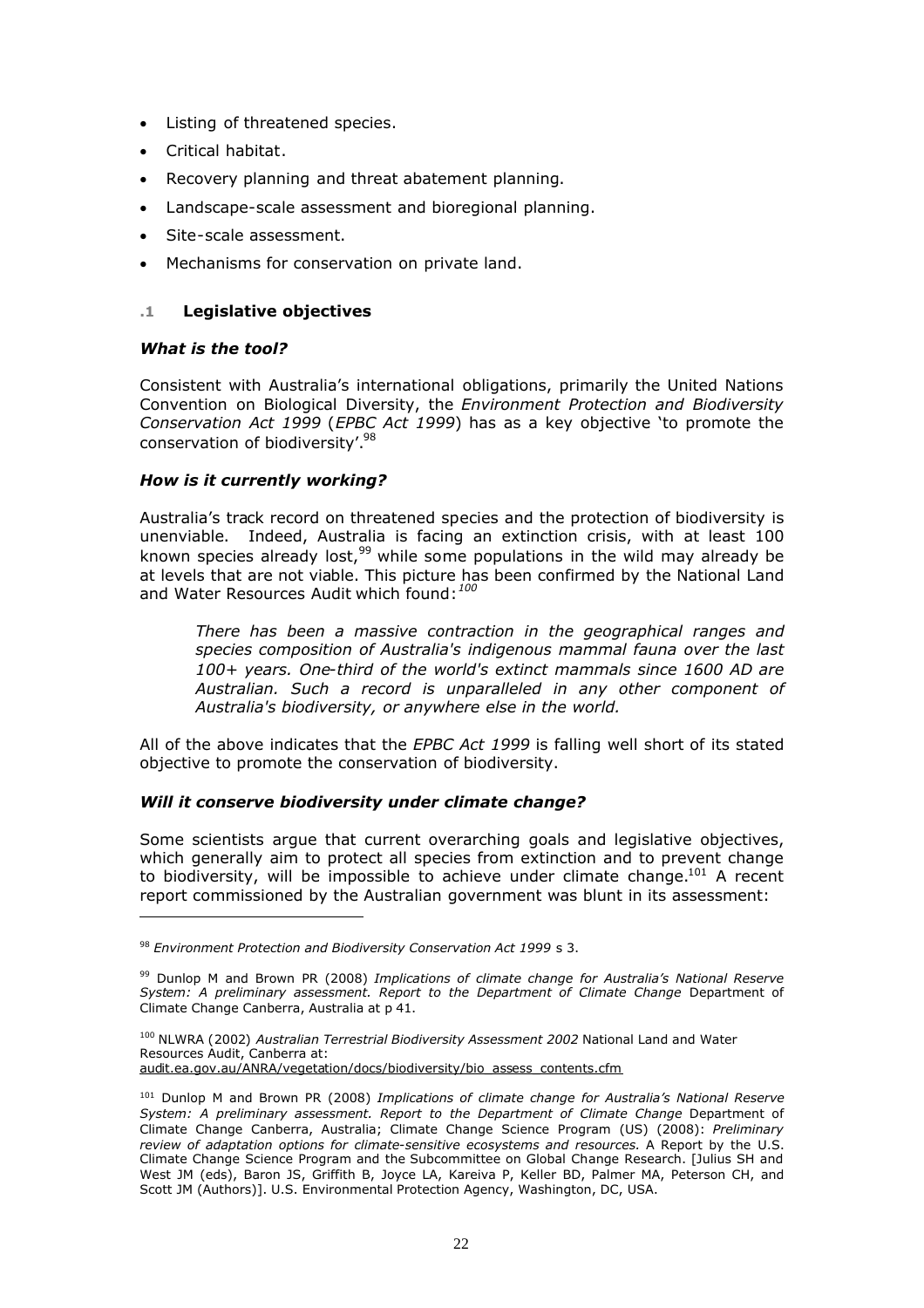- Listing of threatened species.
- Critical habitat.
- Recovery planning and threat abatement planning.
- Landscape-scale assessment and bioregional planning.
- Site-scale assessment.
- Mechanisms for conservation on private land.

### .1 Legislative objectives

#### *What is the tool?*

Consistent with Australia's international obligations, primarily the United Nations Convention on Biological Diversity, the *Environment Protection and Biodiversity Conservation Act 1999* (*EPBC Act 1999*) has as a key objective 'to promote the conservation of biodiversity'.[98]

#### *How is it currently working?*

Australia's track record on threatened species and the protection of biodiversity is unenviable. Indeed, Australia is facing an extinction crisis, with at least 100 known species already lost,[99] while some populations in the wild may already be at levels that are not viable. This picture has been confirmed by the National Land and Water Resources Audit which found:[100]

> *There has been a massive contraction in the geographical ranges and species composition of Australia's indigenous mammal fauna over the last 100+ years. One-third of the world's extinct mammals since 1600 AD are Australian. Such a record is unparalleled in any other component of Australia's biodiversity, or anywhere else in the world.*

All of the above indicates that the *EPBC Act 1999* is falling well short of its stated objective to promote the conservation of biodiversity.

#### *Will it conserve biodiversity under climate change?*

Some scientists argue that current overarching goals and legislative objectives, which generally aim to protect all species from extinction and to prevent change to biodiversity, will be impossible to achieve under climate change.[101] A recent report commissioned by the Australian government was blunt in its assessment:

---

[98] *Environment Protection and Biodiversity Conservation Act 1999* s 3.

[99] Dunlop M and Brown PR (2008) *Implications of climate change for Australia's National Reserve System: A preliminary assessment. Report to the Department of Climate Change* Department of Climate Change Canberra, Australia at p 41.

[100] NLWRA (2002) *Australian Terrestrial Biodiversity Assessment 2002* National Land and Water Resources Audit, Canberra at: audit.ea.gov.au/ANRA/vegetation/docs/biodiversity/bio_assess_contents.cfm

[101] Dunlop M and Brown PR (2008) *Implications of climate change for Australia's National Reserve System: A preliminary assessment. Report to the Department of Climate Change* Department of Climate Change Canberra, Australia; Climate Change Science Program (US) (2008): *Preliminary review of adaptation options for climate-sensitive ecosystems and resources.* A Report by the U.S. Climate Change Science Program and the Subcommittee on Global Change Research. [Julius SH and West JM (eds), Baron JS, Griffith B, Joyce LA, Kareiva P, Keller BD, Palmer MA, Peterson CH, and Scott JM (Authors)]. U.S. Environmental Protection Agency, Washington, DC, USA.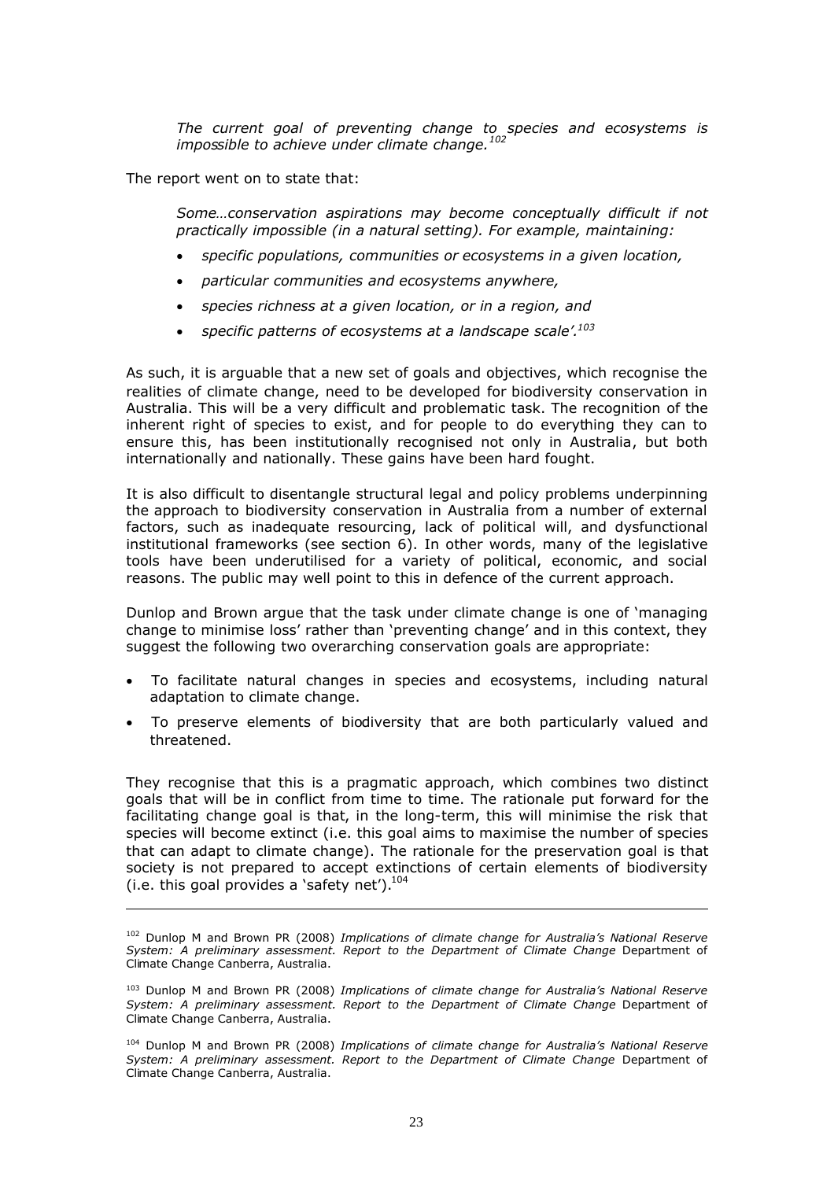> *The current goal of preventing change to species and ecosystems is impossible to achieve under climate change.*[102]

The report went on to state that:

> *Some…conservation aspirations may become conceptually difficult if not practically impossible (in a natural setting). For example, maintaining:*
>
> - *specific populations, communities or ecosystems in a given location,*
> - *particular communities and ecosystems anywhere,*
> - *species richness at a given location, or in a region, and*
> - *specific patterns of ecosystems at a landscape scale'.*[103]

As such, it is arguable that a new set of goals and objectives, which recognise the realities of climate change, need to be developed for biodiversity conservation in Australia. This will be a very difficult and problematic task. The recognition of the inherent right of species to exist, and for people to do everything they can to ensure this, has been institutionally recognised not only in Australia, but both internationally and nationally. These gains have been hard fought.

It is also difficult to disentangle structural legal and policy problems underpinning the approach to biodiversity conservation in Australia from a number of external factors, such as inadequate resourcing, lack of political will, and dysfunctional institutional frameworks (see section 6). In other words, many of the legislative tools have been underutilised for a variety of political, economic, and social reasons. The public may well point to this in defence of the current approach.

Dunlop and Brown argue that the task under climate change is one of 'managing change to minimise loss' rather than 'preventing change' and in this context, they suggest the following two overarching conservation goals are appropriate:

- To facilitate natural changes in species and ecosystems, including natural adaptation to climate change.
- To preserve elements of biodiversity that are both particularly valued and threatened.

They recognise that this is a pragmatic approach, which combines two distinct goals that will be in conflict from time to time. The rationale put forward for the facilitating change goal is that, in the long-term, this will minimise the risk that species will become extinct (i.e. this goal aims to maximise the number of species that can adapt to climate change). The rationale for the preservation goal is that society is not prepared to accept extinctions of certain elements of biodiversity (i.e. this goal provides a 'safety net').[104]

---

[102] Dunlop M and Brown PR (2008) *Implications of climate change for Australia's National Reserve System: A preliminary assessment. Report to the Department of Climate Change* Department of Climate Change Canberra, Australia.

[103] Dunlop M and Brown PR (2008) *Implications of climate change for Australia's National Reserve System: A preliminary assessment. Report to the Department of Climate Change* Department of Climate Change Canberra, Australia.

[104] Dunlop M and Brown PR (2008) *Implications of climate change for Australia's National Reserve System: A preliminary assessment. Report to the Department of Climate Change* Department of Climate Change Canberra, Australia.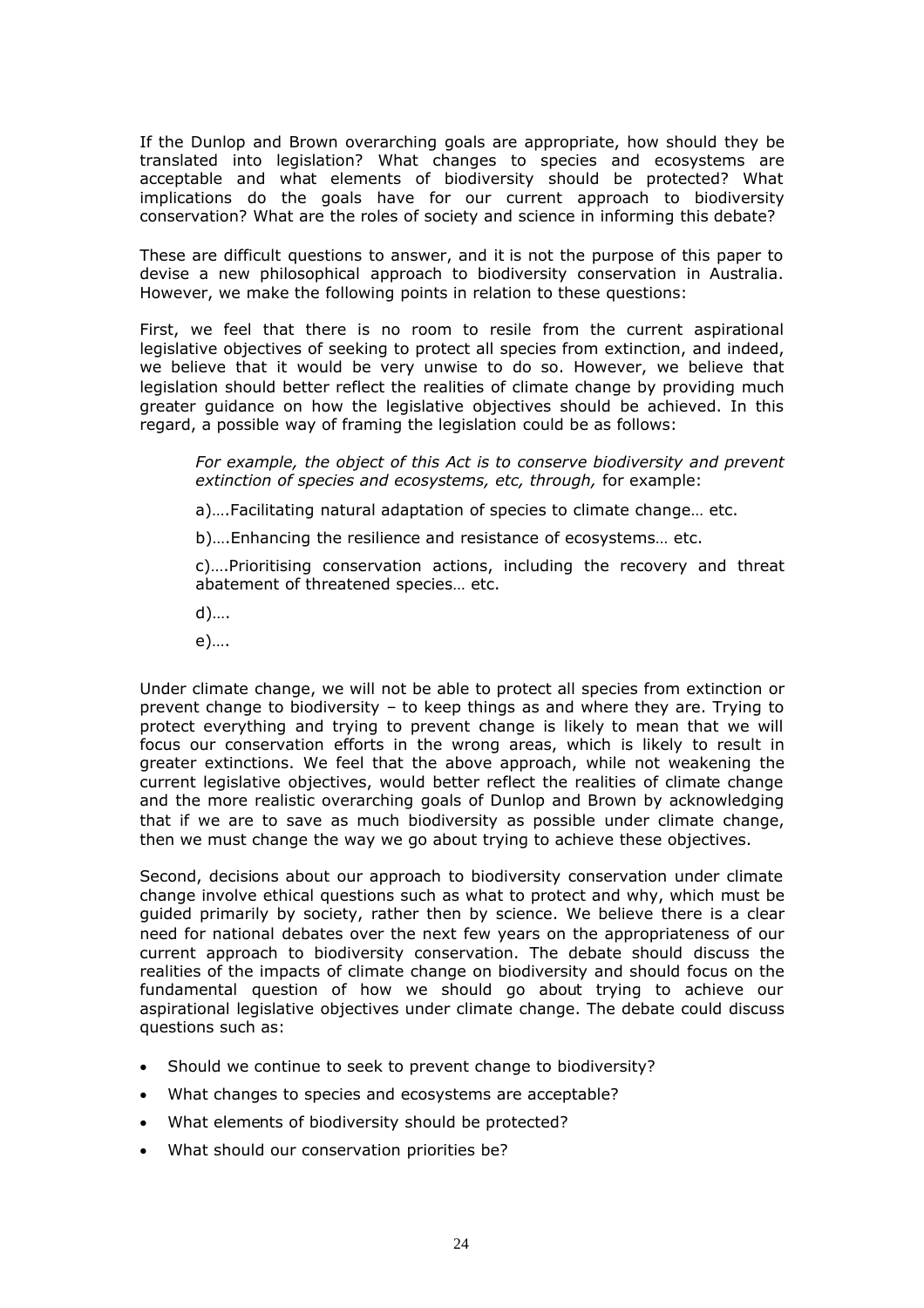If the Dunlop and Brown overarching goals are appropriate, how should they be translated into legislation? What changes to species and ecosystems are acceptable and what elements of biodiversity should be protected? What implications do the goals have for our current approach to biodiversity conservation? What are the roles of society and science in informing this debate?

These are difficult questions to answer, and it is not the purpose of this paper to devise a new philosophical approach to biodiversity conservation in Australia. However, we make the following points in relation to these questions:

First, we feel that there is no room to resile from the current aspirational legislative objectives of seeking to protect all species from extinction, and indeed, we believe that it would be very unwise to do so. However, we believe that legislation should better reflect the realities of climate change by providing much greater guidance on how the legislative objectives should be achieved. In this regard, a possible way of framing the legislation could be as follows:

> *For example, the object of this Act is to conserve biodiversity and prevent extinction of species and ecosystems, etc, through,* for example:
>
> a)….Facilitating natural adaptation of species to climate change… etc.
>
> b)….Enhancing the resilience and resistance of ecosystems… etc.
>
> c)….Prioritising conservation actions, including the recovery and threat abatement of threatened species… etc.
>
> d)….
>
> e)….

Under climate change, we will not be able to protect all species from extinction or prevent change to biodiversity – to keep things as and where they are. Trying to protect everything and trying to prevent change is likely to mean that we will focus our conservation efforts in the wrong areas, which is likely to result in greater extinctions. We feel that the above approach, while not weakening the current legislative objectives, would better reflect the realities of climate change and the more realistic overarching goals of Dunlop and Brown by acknowledging that if we are to save as much biodiversity as possible under climate change, then we must change the way we go about trying to achieve these objectives.

Second, decisions about our approach to biodiversity conservation under climate change involve ethical questions such as what to protect and why, which must be guided primarily by society, rather then by science. We believe there is a clear need for national debates over the next few years on the appropriateness of our current approach to biodiversity conservation. The debate should discuss the realities of the impacts of climate change on biodiversity and should focus on the fundamental question of how we should go about trying to achieve our aspirational legislative objectives under climate change. The debate could discuss questions such as:

- Should we continue to seek to prevent change to biodiversity?
- What changes to species and ecosystems are acceptable?
- What elements of biodiversity should be protected?
- What should our conservation priorities be?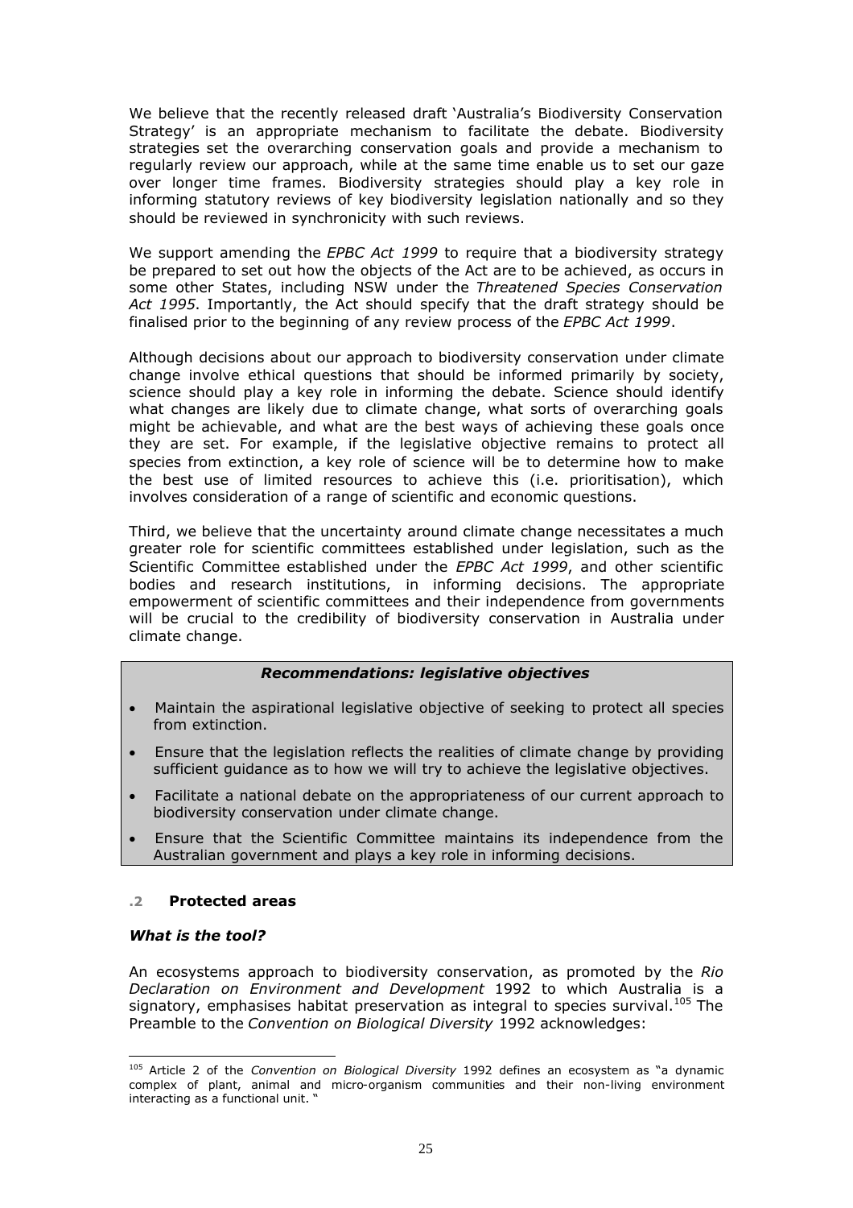We believe that the recently released draft 'Australia's Biodiversity Conservation Strategy' is an appropriate mechanism to facilitate the debate. Biodiversity strategies set the overarching conservation goals and provide a mechanism to regularly review our approach, while at the same time enable us to set our gaze over longer time frames. Biodiversity strategies should play a key role in informing statutory reviews of key biodiversity legislation nationally and so they should be reviewed in synchronicity with such reviews.

We support amending the *EPBC Act 1999* to require that a biodiversity strategy be prepared to set out how the objects of the Act are to be achieved, as occurs in some other States, including NSW under the *Threatened Species Conservation Act 1995*. Importantly, the Act should specify that the draft strategy should be finalised prior to the beginning of any review process of the *EPBC Act 1999*.

Although decisions about our approach to biodiversity conservation under climate change involve ethical questions that should be informed primarily by society, science should play a key role in informing the debate. Science should identify what changes are likely due to climate change, what sorts of overarching goals might be achievable, and what are the best ways of achieving these goals once they are set. For example, if the legislative objective remains to protect all species from extinction, a key role of science will be to determine how to make the best use of limited resources to achieve this (i.e. prioritisation), which involves consideration of a range of scientific and economic questions.

Third, we believe that the uncertainty around climate change necessitates a much greater role for scientific committees established under legislation, such as the Scientific Committee established under the *EPBC Act 1999*, and other scientific bodies and research institutions, in informing decisions. The appropriate empowerment of scientific committees and their independence from governments will be crucial to the credibility of biodiversity conservation in Australia under climate change.

***Recommendations: legislative objectives***

- Maintain the aspirational legislative objective of seeking to protect all species from extinction.
- Ensure that the legislation reflects the realities of climate change by providing sufficient guidance as to how we will try to achieve the legislative objectives.
- Facilitate a national debate on the appropriateness of our current approach to biodiversity conservation under climate change.
- Ensure that the Scientific Committee maintains its independence from the Australian government and plays a key role in informing decisions.

### .2 Protected areas

***What is the tool?***

An ecosystems approach to biodiversity conservation, as promoted by the *Rio Declaration on Environment and Development* 1992 to which Australia is a signatory, emphasises habitat preservation as integral to species survival.[105] The Preamble to the *Convention on Biological Diversity* 1992 acknowledges:

[105] Article 2 of the *Convention on Biological Diversity* 1992 defines an ecosystem as "a dynamic complex of plant, animal and micro-organism communities and their non-living environment interacting as a functional unit. "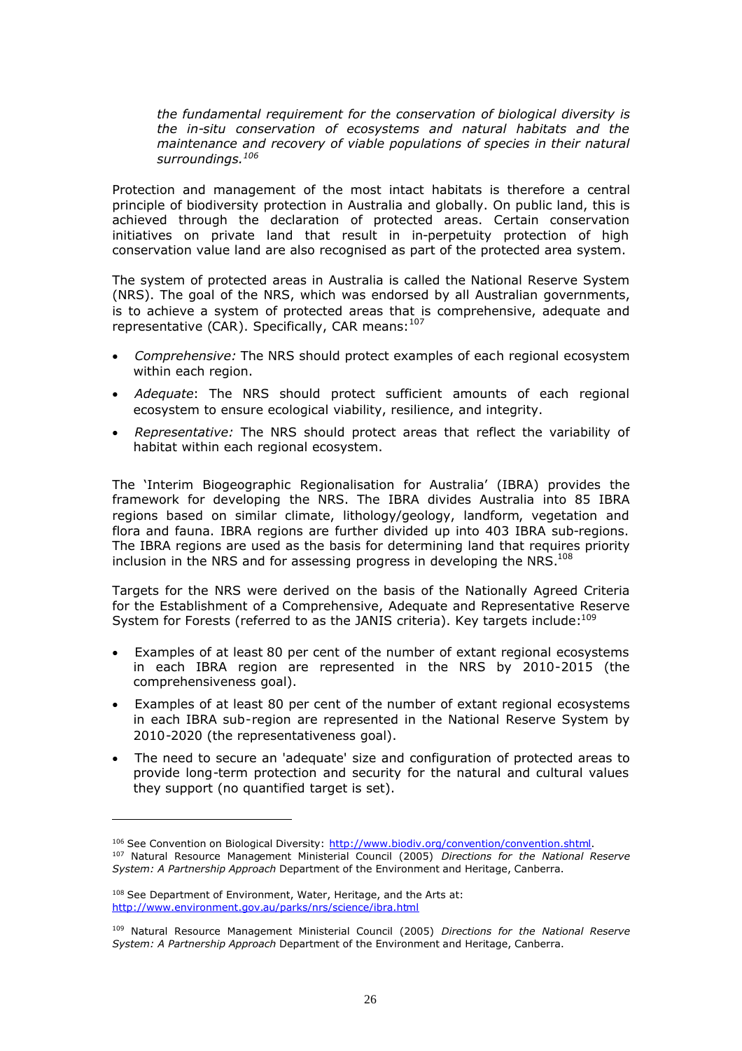*the fundamental requirement for the conservation of biological diversity is the in-situ conservation of ecosystems and natural habitats and the maintenance and recovery of viable populations of species in their natural surroundings.*[106]

Protection and management of the most intact habitats is therefore a central principle of biodiversity protection in Australia and globally. On public land, this is achieved through the declaration of protected areas. Certain conservation initiatives on private land that result in in-perpetuity protection of high conservation value land are also recognised as part of the protected area system.

The system of protected areas in Australia is called the National Reserve System (NRS). The goal of the NRS, which was endorsed by all Australian governments, is to achieve a system of protected areas that is comprehensive, adequate and representative (CAR). Specifically, CAR means:[107]

- *Comprehensive:* The NRS should protect examples of each regional ecosystem within each region.
- *Adequate*: The NRS should protect sufficient amounts of each regional ecosystem to ensure ecological viability, resilience, and integrity.
- *Representative:* The NRS should protect areas that reflect the variability of habitat within each regional ecosystem.

The 'Interim Biogeographic Regionalisation for Australia' (IBRA) provides the framework for developing the NRS. The IBRA divides Australia into 85 IBRA regions based on similar climate, lithology/geology, landform, vegetation and flora and fauna. IBRA regions are further divided up into 403 IBRA sub-regions. The IBRA regions are used as the basis for determining land that requires priority inclusion in the NRS and for assessing progress in developing the NRS.[108]

Targets for the NRS were derived on the basis of the Nationally Agreed Criteria for the Establishment of a Comprehensive, Adequate and Representative Reserve System for Forests (referred to as the JANIS criteria). Key targets include:[109]

- Examples of at least 80 per cent of the number of extant regional ecosystems in each IBRA region are represented in the NRS by 2010-2015 (the comprehensiveness goal).
- Examples of at least 80 per cent of the number of extant regional ecosystems in each IBRA sub-region are represented in the National Reserve System by 2010-2020 (the representativeness goal).
- The need to secure an 'adequate' size and configuration of protected areas to provide long-term protection and security for the natural and cultural values they support (no quantified target is set).

---

[106] See Convention on Biological Diversity: http://www.biodiv.org/convention/convention.shtml.

[107] Natural Resource Management Ministerial Council (2005) *Directions for the National Reserve System: A Partnership Approach* Department of the Environment and Heritage, Canberra.

[108] See Department of Environment, Water, Heritage, and the Arts at: http://www.environment.gov.au/parks/nrs/science/ibra.html

[109] Natural Resource Management Ministerial Council (2005) *Directions for the National Reserve System: A Partnership Approach* Department of the Environment and Heritage, Canberra.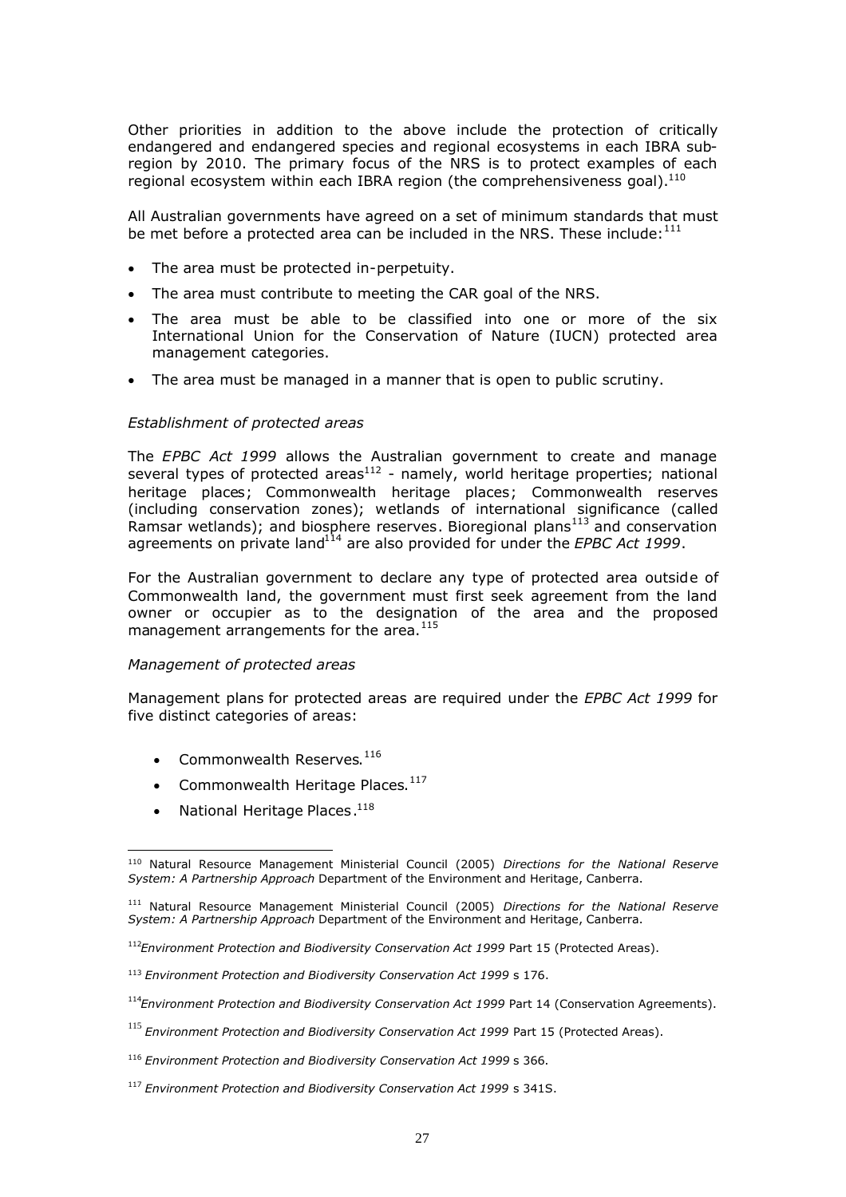Other priorities in addition to the above include the protection of critically endangered and endangered species and regional ecosystems in each IBRA sub-region by 2010. The primary focus of the NRS is to protect examples of each regional ecosystem within each IBRA region (the comprehensiveness goal).[110]

All Australian governments have agreed on a set of minimum standards that must be met before a protected area can be included in the NRS. These include:[111]

- The area must be protected in-perpetuity.
- The area must contribute to meeting the CAR goal of the NRS.
- The area must be able to be classified into one or more of the six International Union for the Conservation of Nature (IUCN) protected area management categories.
- The area must be managed in a manner that is open to public scrutiny.

*Establishment of protected areas*

The *EPBC Act 1999* allows the Australian government to create and manage several types of protected areas[112] - namely, world heritage properties; national heritage places; Commonwealth heritage places; Commonwealth reserves (including conservation zones); wetlands of international significance (called Ramsar wetlands); and biosphere reserves. Bioregional plans[113] and conservation agreements on private land[114] are also provided for under the *EPBC Act 1999*.

For the Australian government to declare any type of protected area outside of Commonwealth land, the government must first seek agreement from the land owner or occupier as to the designation of the area and the proposed management arrangements for the area.[115]

*Management of protected areas*

Management plans for protected areas are required under the *EPBC Act 1999* for five distinct categories of areas:

- Commonwealth Reserves.[116]
- Commonwealth Heritage Places.[117]
- National Heritage Places.[118]

---

[110] Natural Resource Management Ministerial Council (2005) *Directions for the National Reserve System: A Partnership Approach* Department of the Environment and Heritage, Canberra.

[111] Natural Resource Management Ministerial Council (2005) *Directions for the National Reserve System: A Partnership Approach* Department of the Environment and Heritage, Canberra.

[112] *Environment Protection and Biodiversity Conservation Act 1999* Part 15 (Protected Areas).

[113] *Environment Protection and Biodiversity Conservation Act 1999* s 176.

[114] *Environment Protection and Biodiversity Conservation Act 1999* Part 14 (Conservation Agreements).

[115] *Environment Protection and Biodiversity Conservation Act 1999* Part 15 (Protected Areas).

[116] *Environment Protection and Biodiversity Conservation Act 1999* s 366.

[117] *Environment Protection and Biodiversity Conservation Act 1999* s 341S.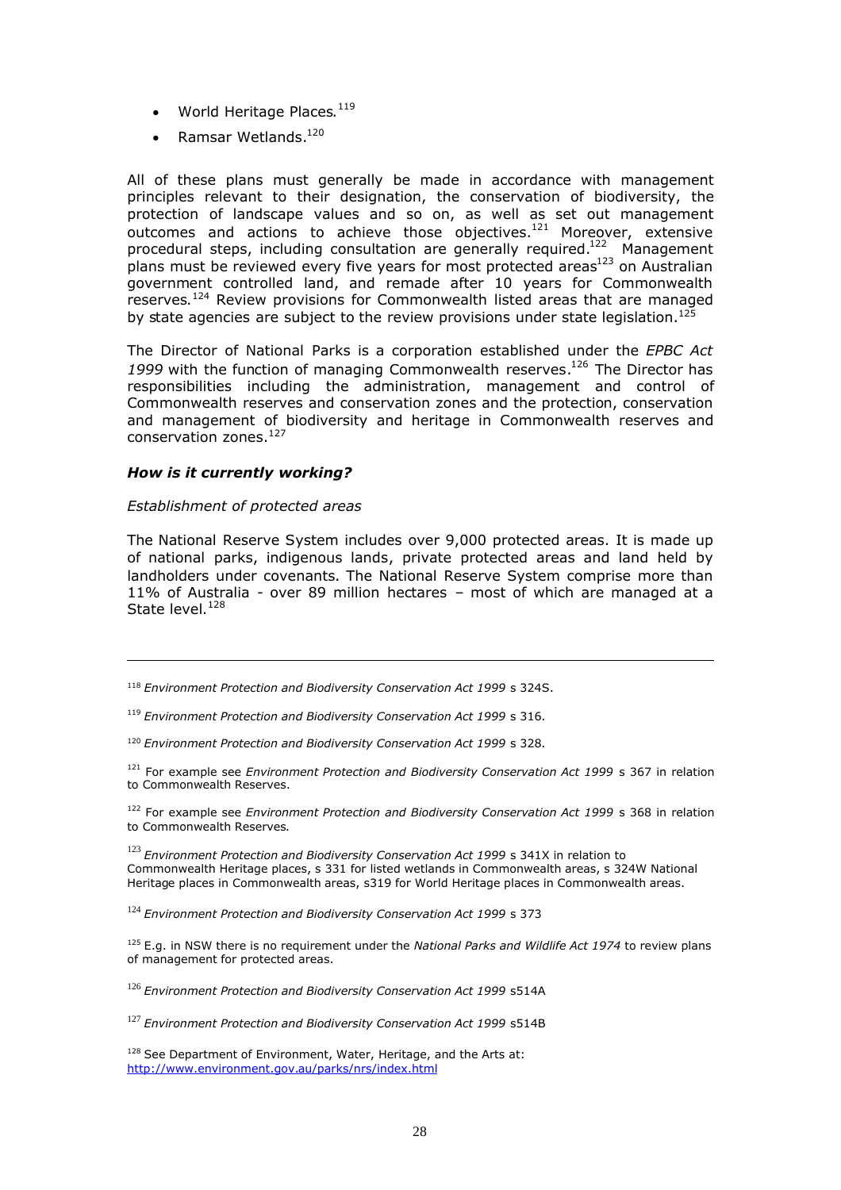- World Heritage Places.[119]
- Ramsar Wetlands.[120]

All of these plans must generally be made in accordance with management principles relevant to their designation, the conservation of biodiversity, the protection of landscape values and so on, as well as set out management outcomes and actions to achieve those objectives.[121] Moreover, extensive procedural steps, including consultation are generally required.[122] Management plans must be reviewed every five years for most protected areas[123] on Australian government controlled land, and remade after 10 years for Commonwealth reserves.[124] Review provisions for Commonwealth listed areas that are managed by state agencies are subject to the review provisions under state legislation.[125]

The Director of National Parks is a corporation established under the *EPBC Act 1999* with the function of managing Commonwealth reserves.[126] The Director has responsibilities including the administration, management and control of Commonwealth reserves and conservation zones and the protection, conservation and management of biodiversity and heritage in Commonwealth reserves and conservation zones.[127]

***How is it currently working?***

*Establishment of protected areas*

The National Reserve System includes over 9,000 protected areas. It is made up of national parks, indigenous lands, private protected areas and land held by landholders under covenants. The National Reserve System comprise more than 11% of Australia - over 89 million hectares – most of which are managed at a State level.[128]

---

[118] *Environment Protection and Biodiversity Conservation Act 1999* s 324S.

[119] *Environment Protection and Biodiversity Conservation Act 1999* s 316.

[120] *Environment Protection and Biodiversity Conservation Act 1999* s 328.

[121] For example see *Environment Protection and Biodiversity Conservation Act 1999* s 367 in relation to Commonwealth Reserves.

[122] For example see *Environment Protection and Biodiversity Conservation Act 1999* s 368 in relation to Commonwealth Reserves.

[123] *Environment Protection and Biodiversity Conservation Act 1999* s 341X in relation to Commonwealth Heritage places, s 331 for listed wetlands in Commonwealth areas, s 324W National Heritage places in Commonwealth areas, s319 for World Heritage places in Commonwealth areas.

[124] *Environment Protection and Biodiversity Conservation Act 1999* s 373

[125] E.g. in NSW there is no requirement under the *National Parks and Wildlife Act 1974* to review plans of management for protected areas.

[126] *Environment Protection and Biodiversity Conservation Act 1999* s514A

[127] *Environment Protection and Biodiversity Conservation Act 1999* s514B

[128] See Department of Environment, Water, Heritage, and the Arts at: http://www.environment.gov.au/parks/nrs/index.html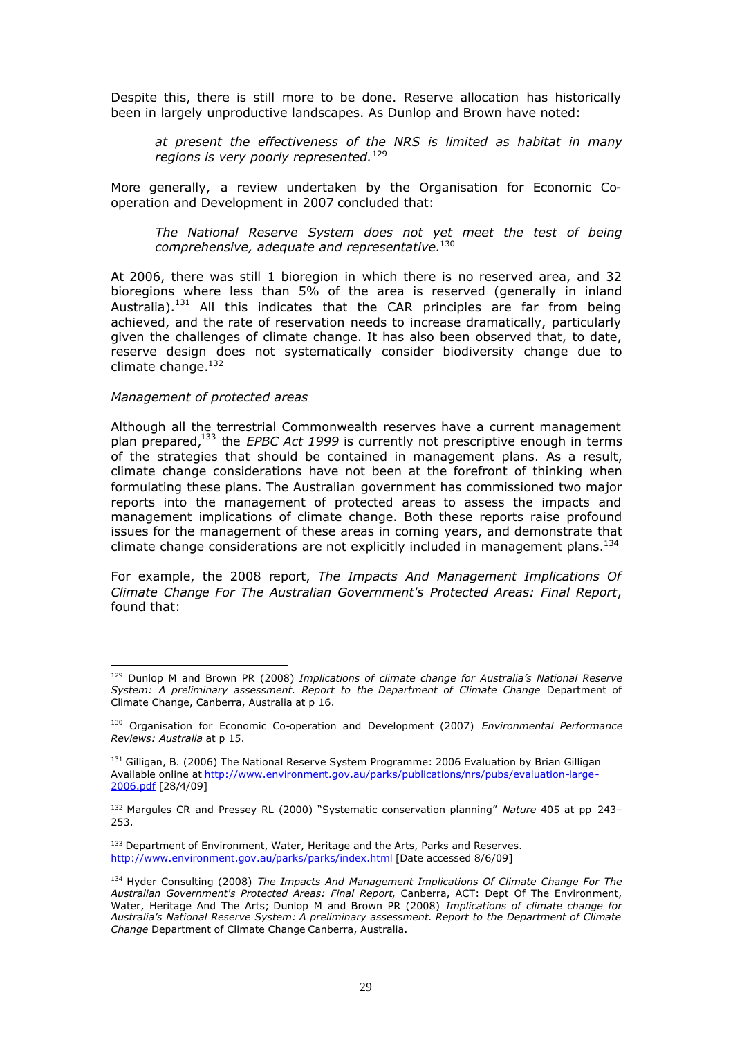Despite this, there is still more to be done. Reserve allocation has historically been in largely unproductive landscapes. As Dunlop and Brown have noted:

> *at present the effectiveness of the NRS is limited as habitat in many regions is very poorly represented.*[129]

More generally, a review undertaken by the Organisation for Economic Co-operation and Development in 2007 concluded that:

> *The National Reserve System does not yet meet the test of being comprehensive, adequate and representative.*[130]

At 2006, there was still 1 bioregion in which there is no reserved area, and 32 bioregions where less than 5% of the area is reserved (generally in inland Australia).[131] All this indicates that the CAR principles are far from being achieved, and the rate of reservation needs to increase dramatically, particularly given the challenges of climate change. It has also been observed that, to date, reserve design does not systematically consider biodiversity change due to climate change.[132]

*Management of protected areas*

Although all the terrestrial Commonwealth reserves have a current management plan prepared,[133] the *EPBC Act 1999* is currently not prescriptive enough in terms of the strategies that should be contained in management plans. As a result, climate change considerations have not been at the forefront of thinking when formulating these plans. The Australian government has commissioned two major reports into the management of protected areas to assess the impacts and management implications of climate change. Both these reports raise profound issues for the management of these areas in coming years, and demonstrate that climate change considerations are not explicitly included in management plans.[134]

For example, the 2008 report, *The Impacts And Management Implications Of Climate Change For The Australian Government's Protected Areas: Final Report*, found that:

---

[129] Dunlop M and Brown PR (2008) *Implications of climate change for Australia's National Reserve System: A preliminary assessment. Report to the Department of Climate Change* Department of Climate Change, Canberra, Australia at p 16.

[130] Organisation for Economic Co-operation and Development (2007) *Environmental Performance Reviews: Australia* at p 15.

[131] Gilligan, B. (2006) The National Reserve System Programme: 2006 Evaluation by Brian Gilligan Available online at http://www.environment.gov.au/parks/publications/nrs/pubs/evaluation-large-2006.pdf [28/4/09]

[132] Margules CR and Pressey RL (2000) "Systematic conservation planning" *Nature* 405 at pp 243–253.

[133] Department of Environment, Water, Heritage and the Arts, Parks and Reserves. http://www.environment.gov.au/parks/parks/index.html [Date accessed 8/6/09]

[134] Hyder Consulting (2008) *The Impacts And Management Implications Of Climate Change For The Australian Government's Protected Areas: Final Report*, Canberra, ACT: Dept Of The Environment, Water, Heritage And The Arts; Dunlop M and Brown PR (2008) *Implications of climate change for Australia's National Reserve System: A preliminary assessment. Report to the Department of Climate Change* Department of Climate Change Canberra, Australia.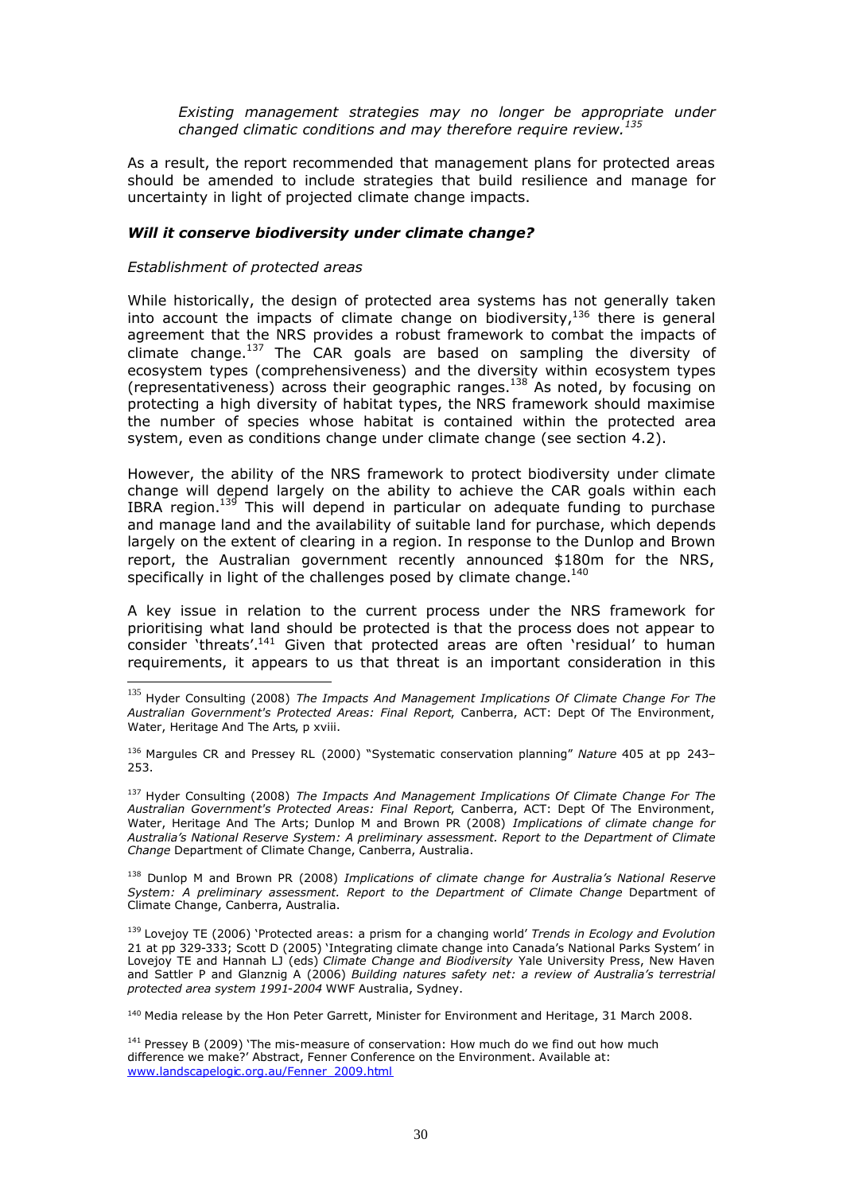*Existing management strategies may no longer be appropriate under changed climatic conditions and may therefore require review.*[135]

As a result, the report recommended that management plans for protected areas should be amended to include strategies that build resilience and manage for uncertainty in light of projected climate change impacts.

### *Will it conserve biodiversity under climate change?*

*Establishment of protected areas*

While historically, the design of protected area systems has not generally taken into account the impacts of climate change on biodiversity,[136] there is general agreement that the NRS provides a robust framework to combat the impacts of climate change.[137] The CAR goals are based on sampling the diversity of ecosystem types (comprehensiveness) and the diversity within ecosystem types (representativeness) across their geographic ranges.[138] As noted, by focusing on protecting a high diversity of habitat types, the NRS framework should maximise the number of species whose habitat is contained within the protected area system, even as conditions change under climate change (see section 4.2).

However, the ability of the NRS framework to protect biodiversity under climate change will depend largely on the ability to achieve the CAR goals within each IBRA region.[139] This will depend in particular on adequate funding to purchase and manage land and the availability of suitable land for purchase, which depends largely on the extent of clearing in a region. In response to the Dunlop and Brown report, the Australian government recently announced $180m for the NRS, specifically in light of the challenges posed by climate change.[140]

A key issue in relation to the current process under the NRS framework for prioritising what land should be protected is that the process does not appear to consider 'threats'.[141] Given that protected areas are often 'residual' to human requirements, it appears to us that threat is an important consideration in this

---

[135] Hyder Consulting (2008) *The Impacts And Management Implications Of Climate Change For The Australian Government's Protected Areas: Final Report*, Canberra, ACT: Dept Of The Environment, Water, Heritage And The Arts, p xviii.

[136] Margules CR and Pressey RL (2000) "Systematic conservation planning" *Nature* 405 at pp 243–253.

[137] Hyder Consulting (2008) *The Impacts And Management Implications Of Climate Change For The Australian Government's Protected Areas: Final Report*, Canberra, ACT: Dept Of The Environment, Water, Heritage And The Arts; Dunlop M and Brown PR (2008) *Implications of climate change for Australia's National Reserve System: A preliminary assessment. Report to the Department of Climate Change* Department of Climate Change, Canberra, Australia.

[138] Dunlop M and Brown PR (2008) *Implications of climate change for Australia's National Reserve System: A preliminary assessment. Report to the Department of Climate Change* Department of Climate Change, Canberra, Australia.

[139] Lovejoy TE (2006) 'Protected areas: a prism for a changing world' *Trends in Ecology and Evolution* 21 at pp 329-333; Scott D (2005) 'Integrating climate change into Canada's National Parks System' in Lovejoy TE and Hannah LJ (eds) *Climate Change and Biodiversity* Yale University Press, New Haven and Sattler P and Glanznig A (2006) *Building natures safety net: a review of Australia's terrestrial protected area system 1991-2004* WWF Australia, Sydney.

[140] Media release by the Hon Peter Garrett, Minister for Environment and Heritage, 31 March 2008.

[141] Pressey B (2009) 'The mis-measure of conservation: How much do we find out how much difference we make?' Abstract, Fenner Conference on the Environment. Available at: www.landscapelogic.org.au/Fenner_2009.html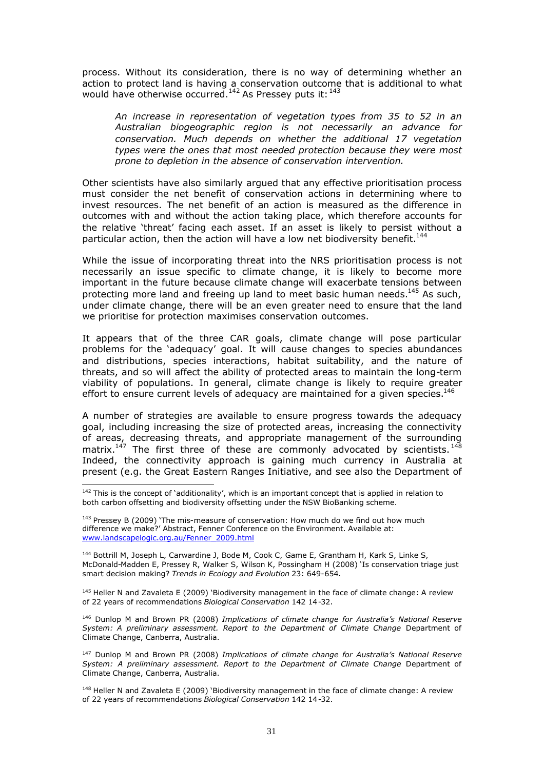process. Without its consideration, there is no way of determining whether an action to protect land is having a conservation outcome that is additional to what would have otherwise occurred.[142] As Pressey puts it: [143]

> *An increase in representation of vegetation types from 35 to 52 in an Australian biogeographic region is not necessarily an advance for conservation. Much depends on whether the additional 17 vegetation types were the ones that most needed protection because they were most prone to depletion in the absence of conservation intervention.*

Other scientists have also similarly argued that any effective prioritisation process must consider the net benefit of conservation actions in determining where to invest resources. The net benefit of an action is measured as the difference in outcomes with and without the action taking place, which therefore accounts for the relative 'threat' facing each asset. If an asset is likely to persist without a particular action, then the action will have a low net biodiversity benefit.[144]

While the issue of incorporating threat into the NRS prioritisation process is not necessarily an issue specific to climate change, it is likely to become more important in the future because climate change will exacerbate tensions between protecting more land and freeing up land to meet basic human needs.[145] As such, under climate change, there will be an even greater need to ensure that the land we prioritise for protection maximises conservation outcomes.

It appears that of the three CAR goals, climate change will pose particular problems for the 'adequacy' goal. It will cause changes to species abundances and distributions, species interactions, habitat suitability, and the nature of threats, and so will affect the ability of protected areas to maintain the long-term viability of populations. In general, climate change is likely to require greater effort to ensure current levels of adequacy are maintained for a given species.[146]

A number of strategies are available to ensure progress towards the adequacy goal, including increasing the size of protected areas, increasing the connectivity of areas, decreasing threats, and appropriate management of the surrounding matrix.[147] The first three of these are commonly advocated by scientists.[148] Indeed, the connectivity approach is gaining much currency in Australia at present (e.g. the Great Eastern Ranges Initiative, and see also the Department of

---

[142] This is the concept of 'additionality', which is an important concept that is applied in relation to both carbon offsetting and biodiversity offsetting under the NSW BioBanking scheme.

[143] Pressey B (2009) 'The mis-measure of conservation: How much do we find out how much difference we make?' Abstract, Fenner Conference on the Environment. Available at: www.landscapelogic.org.au/Fenner_2009.html

[144] Bottrill M, Joseph L, Carwardine J, Bode M, Cook C, Game E, Grantham H, Kark S, Linke S, McDonald-Madden E, Pressey R, Walker S, Wilson K, Possingham H (2008) 'Is conservation triage just smart decision making? *Trends in Ecology and Evolution* 23: 649-654.

[145] Heller N and Zavaleta E (2009) 'Biodiversity management in the face of climate change: A review of 22 years of recommendations *Biological Conservation* 142 14-32.

[146] Dunlop M and Brown PR (2008) *Implications of climate change for Australia's National Reserve System: A preliminary assessment. Report to the Department of Climate Change* Department of Climate Change, Canberra, Australia.

[147] Dunlop M and Brown PR (2008) *Implications of climate change for Australia's National Reserve System: A preliminary assessment. Report to the Department of Climate Change* Department of Climate Change, Canberra, Australia.

[148] Heller N and Zavaleta E (2009) 'Biodiversity management in the face of climate change: A review of 22 years of recommendations *Biological Conservation* 142 14-32.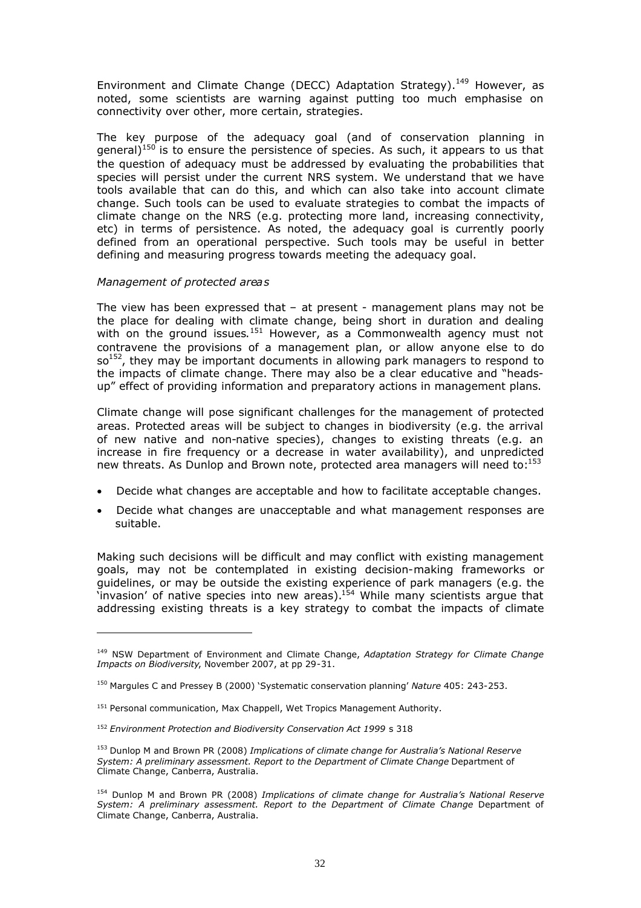Environment and Climate Change (DECC) Adaptation Strategy).[149] However, as noted, some scientists are warning against putting too much emphasise on connectivity over other, more certain, strategies.

The key purpose of the adequacy goal (and of conservation planning in general)[150] is to ensure the persistence of species. As such, it appears to us that the question of adequacy must be addressed by evaluating the probabilities that species will persist under the current NRS system. We understand that we have tools available that can do this, and which can also take into account climate change. Such tools can be used to evaluate strategies to combat the impacts of climate change on the NRS (e.g. protecting more land, increasing connectivity, etc) in terms of persistence. As noted, the adequacy goal is currently poorly defined from an operational perspective. Such tools may be useful in better defining and measuring progress towards meeting the adequacy goal.

*Management of protected areas*

The view has been expressed that – at present - management plans may not be the place for dealing with climate change, being short in duration and dealing with on the ground issues.[151] However, as a Commonwealth agency must not contravene the provisions of a management plan, or allow anyone else to do so[152], they may be important documents in allowing park managers to respond to the impacts of climate change. There may also be a clear educative and "heads-up" effect of providing information and preparatory actions in management plans.

Climate change will pose significant challenges for the management of protected areas. Protected areas will be subject to changes in biodiversity (e.g. the arrival of new native and non-native species), changes to existing threats (e.g. an increase in fire frequency or a decrease in water availability), and unpredicted new threats. As Dunlop and Brown note, protected area managers will need to:[153]

- Decide what changes are acceptable and how to facilitate acceptable changes.
- Decide what changes are unacceptable and what management responses are suitable.

Making such decisions will be difficult and may conflict with existing management goals, may not be contemplated in existing decision-making frameworks or guidelines, or may be outside the existing experience of park managers (e.g. the 'invasion' of native species into new areas).[154] While many scientists argue that addressing existing threats is a key strategy to combat the impacts of climate

---

[149] NSW Department of Environment and Climate Change, *Adaptation Strategy for Climate Change Impacts on Biodiversity*, November 2007, at pp 29-31.

[150] Margules C and Pressey B (2000) 'Systematic conservation planning' *Nature* 405: 243-253.

[151] Personal communication, Max Chappell, Wet Tropics Management Authority.

[152] *Environment Protection and Biodiversity Conservation Act 1999* s 318

[153] Dunlop M and Brown PR (2008) *Implications of climate change for Australia's National Reserve System: A preliminary assessment. Report to the Department of Climate Change* Department of Climate Change, Canberra, Australia.

[154] Dunlop M and Brown PR (2008) *Implications of climate change for Australia's National Reserve System: A preliminary assessment. Report to the Department of Climate Change* Department of Climate Change, Canberra, Australia.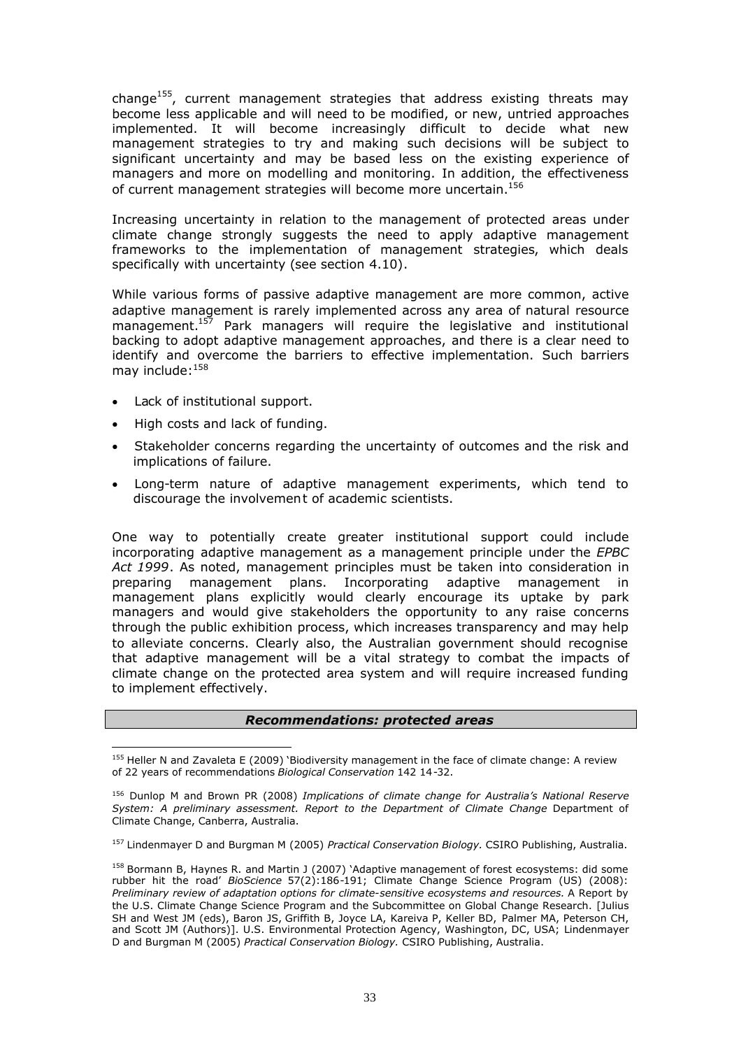change[155], current management strategies that address existing threats may become less applicable and will need to be modified, or new, untried approaches implemented. It will become increasingly difficult to decide what new management strategies to try and making such decisions will be subject to significant uncertainty and may be based less on the existing experience of managers and more on modelling and monitoring. In addition, the effectiveness of current management strategies will become more uncertain.[156]

Increasing uncertainty in relation to the management of protected areas under climate change strongly suggests the need to apply adaptive management frameworks to the implementation of management strategies, which deals specifically with uncertainty (see section 4.10).

While various forms of passive adaptive management are more common, active adaptive management is rarely implemented across any area of natural resource management.[157] Park managers will require the legislative and institutional backing to adopt adaptive management approaches, and there is a clear need to identify and overcome the barriers to effective implementation. Such barriers may include:[158]

- Lack of institutional support.
- High costs and lack of funding.
- Stakeholder concerns regarding the uncertainty of outcomes and the risk and implications of failure.
- Long-term nature of adaptive management experiments, which tend to discourage the involvement of academic scientists.

One way to potentially create greater institutional support could include incorporating adaptive management as a management principle under the *EPBC Act 1999*. As noted, management principles must be taken into consideration in preparing management plans. Incorporating adaptive management in management plans explicitly would clearly encourage its uptake by park managers and would give stakeholders the opportunity to any raise concerns through the public exhibition process, which increases transparency and may help to alleviate concerns. Clearly also, the Australian government should recognise that adaptive management will be a vital strategy to combat the impacts of climate change on the protected area system and will require increased funding to implement effectively.

**_Recommendations: protected areas_**

---

[155] Heller N and Zavaleta E (2009) 'Biodiversity management in the face of climate change: A review of 22 years of recommendations *Biological Conservation* 142 14-32.

[156] Dunlop M and Brown PR (2008) *Implications of climate change for Australia's National Reserve System: A preliminary assessment. Report to the Department of Climate Change* Department of Climate Change, Canberra, Australia.

[157] Lindenmayer D and Burgman M (2005) *Practical Conservation Biology.* CSIRO Publishing, Australia.

[158] Bormann B, Haynes R. and Martin J (2007) 'Adaptive management of forest ecosystems: did some rubber hit the road' *BioScience* 57(2):186-191; Climate Change Science Program (US) (2008): *Preliminary review of adaptation options for climate-sensitive ecosystems and resources.* A Report by the U.S. Climate Change Science Program and the Subcommittee on Global Change Research. [Julius SH and West JM (eds), Baron JS, Griffith B, Joyce LA, Kareiva P, Keller BD, Palmer MA, Peterson CH, and Scott JM (Authors)]. U.S. Environmental Protection Agency, Washington, DC, USA; Lindenmayer D and Burgman M (2005) *Practical Conservation Biology.* CSIRO Publishing, Australia.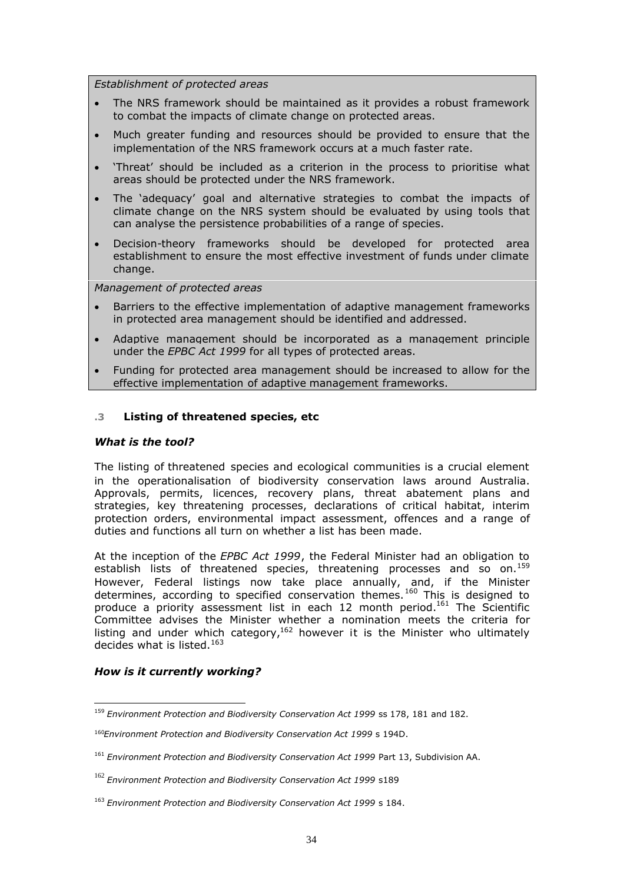*Establishment of protected areas*

- The NRS framework should be maintained as it provides a robust framework to combat the impacts of climate change on protected areas.
- Much greater funding and resources should be provided to ensure that the implementation of the NRS framework occurs at a much faster rate.
- 'Threat' should be included as a criterion in the process to prioritise what areas should be protected under the NRS framework.
- The 'adequacy' goal and alternative strategies to combat the impacts of climate change on the NRS system should be evaluated by using tools that can analyse the persistence probabilities of a range of species.
- Decision-theory frameworks should be developed for protected area establishment to ensure the most effective investment of funds under climate change.

*Management of protected areas*

- Barriers to the effective implementation of adaptive management frameworks in protected area management should be identified and addressed.
- Adaptive management should be incorporated as a management principle under the *EPBC Act 1999* for all types of protected areas.
- Funding for protected area management should be increased to allow for the effective implementation of adaptive management frameworks.

### .3 Listing of threatened species, etc

***What is the tool?***

The listing of threatened species and ecological communities is a crucial element in the operationalisation of biodiversity conservation laws around Australia. Approvals, permits, licences, recovery plans, threat abatement plans and strategies, key threatening processes, declarations of critical habitat, interim protection orders, environmental impact assessment, offences and a range of duties and functions all turn on whether a list has been made.

At the inception of the *EPBC Act 1999*, the Federal Minister had an obligation to establish lists of threatened species, threatening processes and so on.[159] However, Federal listings now take place annually, and, if the Minister determines, according to specified conservation themes.[160] This is designed to produce a priority assessment list in each 12 month period.[161] The Scientific Committee advises the Minister whether a nomination meets the criteria for listing and under which category,[162] however it is the Minister who ultimately decides what is listed.[163]

***How is it currently working?***

[159] *Environment Protection and Biodiversity Conservation Act 1999* ss 178, 181 and 182.

[160] *Environment Protection and Biodiversity Conservation Act 1999* s 194D.

[161] *Environment Protection and Biodiversity Conservation Act 1999* Part 13, Subdivision AA.

[162] *Environment Protection and Biodiversity Conservation Act 1999* s189

[163] *Environment Protection and Biodiversity Conservation Act 1999* s 184.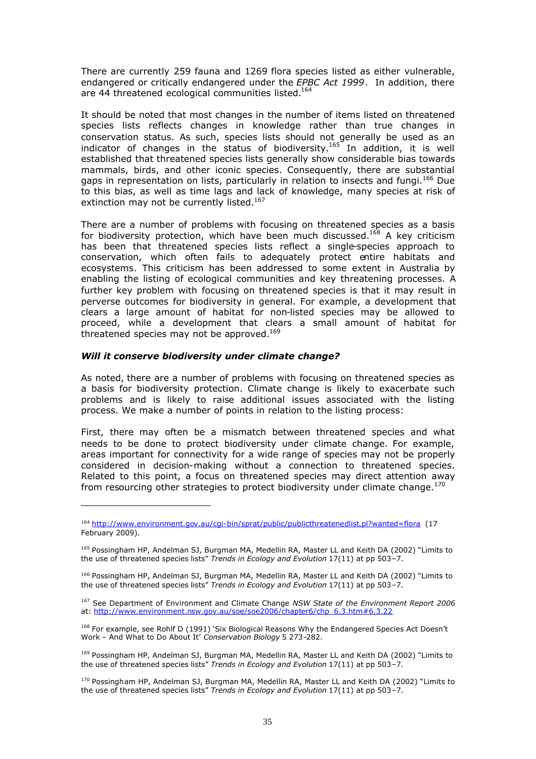There are currently 259 fauna and 1269 flora species listed as either vulnerable, endangered or critically endangered under the *EPBC Act 1999*. In addition, there are 44 threatened ecological communities listed.[164]

It should be noted that most changes in the number of items listed on threatened species lists reflects changes in knowledge rather than true changes in conservation status. As such, species lists should not generally be used as an indicator of changes in the status of biodiversity.[165] In addition, it is well established that threatened species lists generally show considerable bias towards mammals, birds, and other iconic species. Consequently, there are substantial gaps in representation on lists, particularly in relation to insects and fungi.[166] Due to this bias, as well as time lags and lack of knowledge, many species at risk of extinction may not be currently listed.[167]

There are a number of problems with focusing on threatened species as a basis for biodiversity protection, which have been much discussed.[168] A key criticism has been that threatened species lists reflect a single-species approach to conservation, which often fails to adequately protect entire habitats and ecosystems. This criticism has been addressed to some extent in Australia by enabling the listing of ecological communities and key threatening processes. A further key problem with focusing on threatened species is that it may result in perverse outcomes for biodiversity in general. For example, a development that clears a large amount of habitat for non-listed species may be allowed to proceed, while a development that clears a small amount of habitat for threatened species may not be approved.[169]

***Will it conserve biodiversity under climate change?***

As noted, there are a number of problems with focusing on threatened species as a basis for biodiversity protection. Climate change is likely to exacerbate such problems and is likely to raise additional issues associated with the listing process. We make a number of points in relation to the listing process:

First, there may often be a mismatch between threatened species and what needs to be done to protect biodiversity under climate change. For example, areas important for connectivity for a wide range of species may not be properly considered in decision-making without a connection to threatened species. Related to this point, a focus on threatened species may direct attention away from resourcing other strategies to protect biodiversity under climate change.[170]

---

[164] http://www.environment.gov.au/cgi-bin/sprat/public/publicthreatenedlist.pl?wanted=flora (17 February 2009).

[165] Possingham HP, Andelman SJ, Burgman MA, Medellin RA, Master LL and Keith DA (2002) "Limits to the use of threatened species lists" *Trends in Ecology and Evolution* 17(11) at pp 503–7.

[166] Possingham HP, Andelman SJ, Burgman MA, Medellin RA, Master LL and Keith DA (2002) "Limits to the use of threatened species lists" *Trends in Ecology and Evolution* 17(11) at pp 503–7.

[167] See Department of Environment and Climate Change *NSW State of the Environment Report 2006* at: http://www.environment.nsw.gov.au/soe/soe2006/chapter6/chp_6.3.htm#6.3.22

[168] For example, see Rohlf D (1991) 'Six Biological Reasons Why the Endangered Species Act Doesn't Work – And What to Do About It' *Conservation Biology* 5 273-282.

[169] Possingham HP, Andelman SJ, Burgman MA, Medellin RA, Master LL and Keith DA (2002) "Limits to the use of threatened species lists" *Trends in Ecology and Evolution* 17(11) at pp 503–7.

[170] Possingham HP, Andelman SJ, Burgman MA, Medellin RA, Master LL and Keith DA (2002) "Limits to the use of threatened species lists" *Trends in Ecology and Evolution* 17(11) at pp 503–7.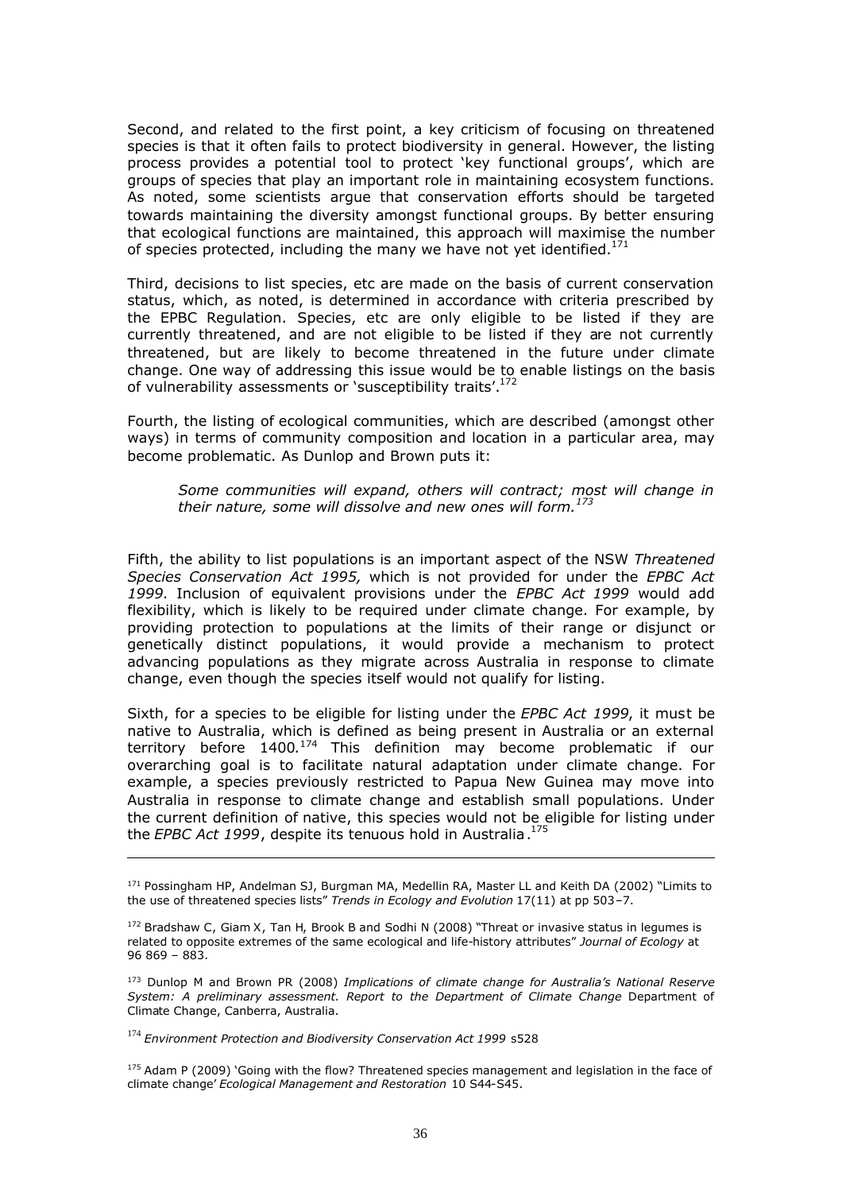Second, and related to the first point, a key criticism of focusing on threatened species is that it often fails to protect biodiversity in general. However, the listing process provides a potential tool to protect 'key functional groups', which are groups of species that play an important role in maintaining ecosystem functions. As noted, some scientists argue that conservation efforts should be targeted towards maintaining the diversity amongst functional groups. By better ensuring that ecological functions are maintained, this approach will maximise the number of species protected, including the many we have not yet identified.[171]

Third, decisions to list species, etc are made on the basis of current conservation status, which, as noted, is determined in accordance with criteria prescribed by the EPBC Regulation. Species, etc are only eligible to be listed if they are currently threatened, and are not eligible to be listed if they are not currently threatened, but are likely to become threatened in the future under climate change. One way of addressing this issue would be to enable listings on the basis of vulnerability assessments or 'susceptibility traits'.[172]

Fourth, the listing of ecological communities, which are described (amongst other ways) in terms of community composition and location in a particular area, may become problematic. As Dunlop and Brown puts it:

> *Some communities will expand, others will contract; most will change in their nature, some will dissolve and new ones will form.*[173]

Fifth, the ability to list populations is an important aspect of the NSW *Threatened Species Conservation Act 1995,* which is not provided for under the *EPBC Act 1999*. Inclusion of equivalent provisions under the *EPBC Act 1999* would add flexibility, which is likely to be required under climate change. For example, by providing protection to populations at the limits of their range or disjunct or genetically distinct populations, it would provide a mechanism to protect advancing populations as they migrate across Australia in response to climate change, even though the species itself would not qualify for listing.

Sixth, for a species to be eligible for listing under the *EPBC Act 1999*, it must be native to Australia, which is defined as being present in Australia or an external territory before 1400.[174] This definition may become problematic if our overarching goal is to facilitate natural adaptation under climate change. For example, a species previously restricted to Papua New Guinea may move into Australia in response to climate change and establish small populations. Under the current definition of native, this species would not be eligible for listing under the *EPBC Act 1999*, despite its tenuous hold in Australia.[175]

---

[171] Possingham HP, Andelman SJ, Burgman MA, Medellin RA, Master LL and Keith DA (2002) "Limits to the use of threatened species lists" *Trends in Ecology and Evolution* 17(11) at pp 503–7.

[172] Bradshaw C, Giam X, Tan H, Brook B and Sodhi N (2008) "Threat or invasive status in legumes is related to opposite extremes of the same ecological and life-history attributes" *Journal of Ecology* at 96 869 – 883.

[173] Dunlop M and Brown PR (2008) *Implications of climate change for Australia's National Reserve System: A preliminary assessment. Report to the Department of Climate Change* Department of Climate Change, Canberra, Australia.

[174] *Environment Protection and Biodiversity Conservation Act 1999* s528

[175] Adam P (2009) 'Going with the flow? Threatened species management and legislation in the face of climate change' *Ecological Management and Restoration* 10 S44-S45.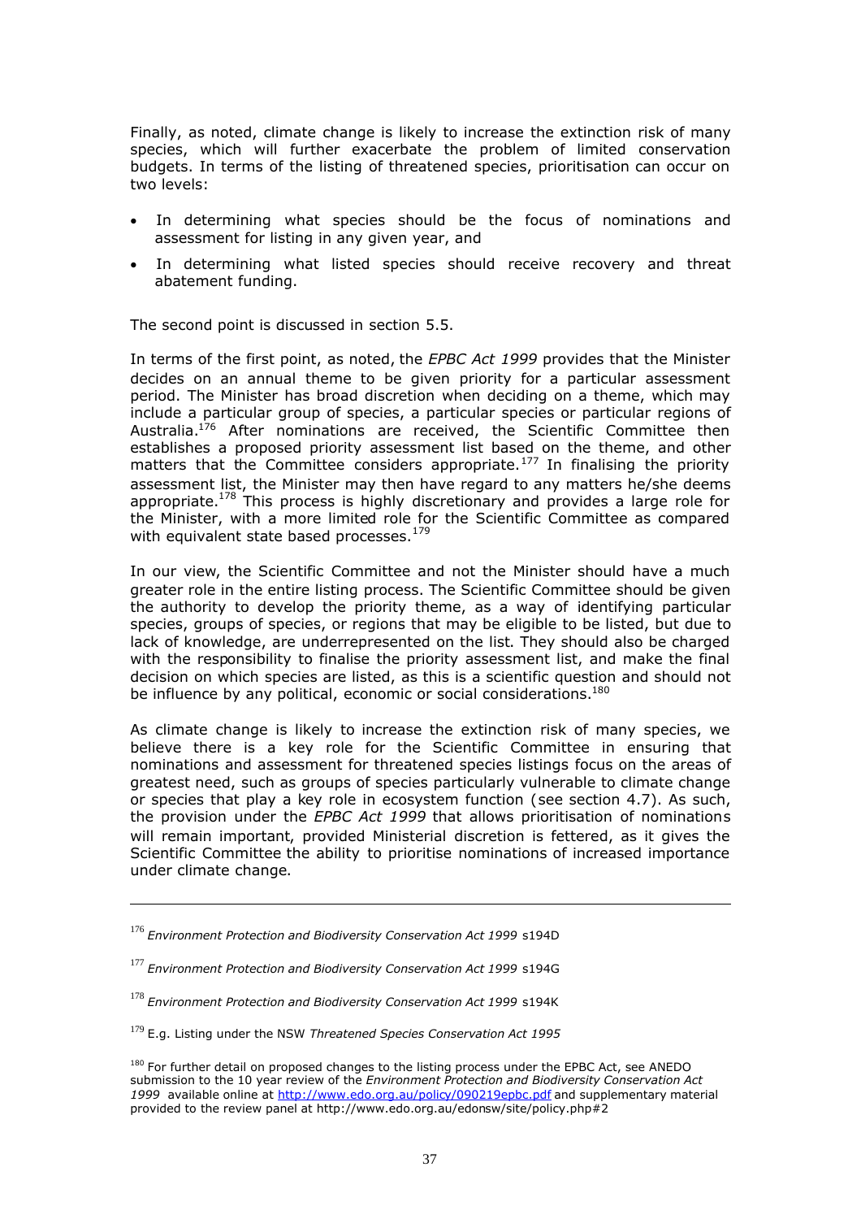Finally, as noted, climate change is likely to increase the extinction risk of many species, which will further exacerbate the problem of limited conservation budgets. In terms of the listing of threatened species, prioritisation can occur on two levels:

- In determining what species should be the focus of nominations and assessment for listing in any given year, and
- In determining what listed species should receive recovery and threat abatement funding.

The second point is discussed in section 5.5.

In terms of the first point, as noted, the *EPBC Act 1999* provides that the Minister decides on an annual theme to be given priority for a particular assessment period. The Minister has broad discretion when deciding on a theme, which may include a particular group of species, a particular species or particular regions of Australia.[176] After nominations are received, the Scientific Committee then establishes a proposed priority assessment list based on the theme, and other matters that the Committee considers appropriate.[177] In finalising the priority assessment list, the Minister may then have regard to any matters he/she deems appropriate.[178] This process is highly discretionary and provides a large role for the Minister, with a more limited role for the Scientific Committee as compared with equivalent state based processes.[179]

In our view, the Scientific Committee and not the Minister should have a much greater role in the entire listing process. The Scientific Committee should be given the authority to develop the priority theme, as a way of identifying particular species, groups of species, or regions that may be eligible to be listed, but due to lack of knowledge, are underrepresented on the list. They should also be charged with the responsibility to finalise the priority assessment list, and make the final decision on which species are listed, as this is a scientific question and should not be influence by any political, economic or social considerations.[180]

As climate change is likely to increase the extinction risk of many species, we believe there is a key role for the Scientific Committee in ensuring that nominations and assessment for threatened species listings focus on the areas of greatest need, such as groups of species particularly vulnerable to climate change or species that play a key role in ecosystem function (see section 4.7). As such, the provision under the *EPBC Act 1999* that allows prioritisation of nominations will remain important, provided Ministerial discretion is fettered, as it gives the Scientific Committee the ability to prioritise nominations of increased importance under climate change.

---

[176] *Environment Protection and Biodiversity Conservation Act 1999* s194D

[177] *Environment Protection and Biodiversity Conservation Act 1999* s194G

[178] *Environment Protection and Biodiversity Conservation Act 1999* s194K

[179] E.g. Listing under the NSW *Threatened Species Conservation Act 1995*

[180] For further detail on proposed changes to the listing process under the EPBC Act, see ANEDO submission to the 10 year review of the *Environment Protection and Biodiversity Conservation Act 1999* available online at http://www.edo.org.au/policy/090219epbc.pdf and supplementary material provided to the review panel at http://www.edo.org.au/edonsw/site/policy.php#2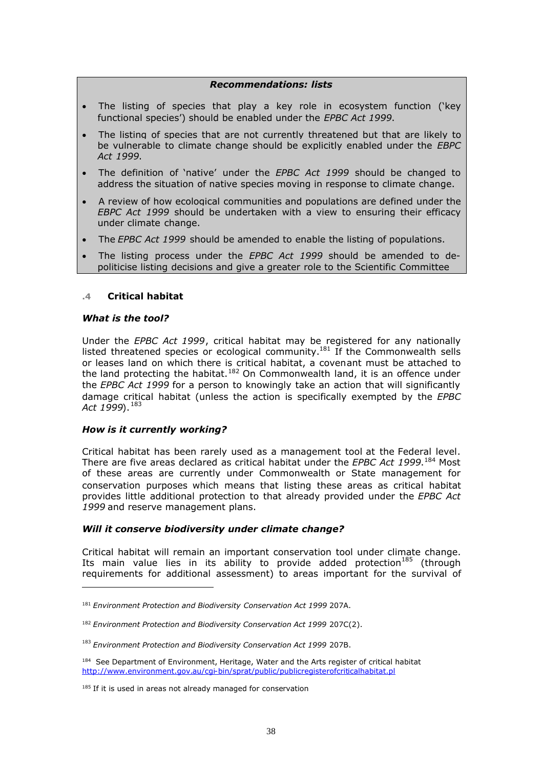***Recommendations: lists***

- The listing of species that play a key role in ecosystem function ('key functional species') should be enabled under the *EPBC Act 1999*.
- The listing of species that are not currently threatened but that are likely to be vulnerable to climate change should be explicitly enabled under the *EBPC Act 1999*.
- The definition of 'native' under the *EPBC Act 1999* should be changed to address the situation of native species moving in response to climate change.
- A review of how ecological communities and populations are defined under the *EBPC Act 1999* should be undertaken with a view to ensuring their efficacy under climate change.
- The *EPBC Act 1999* should be amended to enable the listing of populations.
- The listing process under the *EPBC Act 1999* should be amended to de-politicise listing decisions and give a greater role to the Scientific Committee

### .4 Critical habitat

***What is the tool?***

Under the *EPBC Act 1999*, critical habitat may be registered for any nationally listed threatened species or ecological community.[181] If the Commonwealth sells or leases land on which there is critical habitat, a covenant must be attached to the land protecting the habitat.[182] On Commonwealth land, it is an offence under the *EPBC Act 1999* for a person to knowingly take an action that will significantly damage critical habitat (unless the action is specifically exempted by the *EPBC Act 1999*).[183]

***How is it currently working?***

Critical habitat has been rarely used as a management tool at the Federal level. There are five areas declared as critical habitat under the *EPBC Act 1999*.[184] Most of these areas are currently under Commonwealth or State management for conservation purposes which means that listing these areas as critical habitat provides little additional protection to that already provided under the *EPBC Act 1999* and reserve management plans.

***Will it conserve biodiversity under climate change?***

Critical habitat will remain an important conservation tool under climate change. Its main value lies in its ability to provide added protection[185] (through requirements for additional assessment) to areas important for the survival of

---

[181] *Environment Protection and Biodiversity Conservation Act 1999* 207A.

[182] *Environment Protection and Biodiversity Conservation Act 1999* 207C(2).

[183] *Environment Protection and Biodiversity Conservation Act 1999* 207B.

[184] See Department of Environment, Heritage, Water and the Arts register of critical habitat http://www.environment.gov.au/cgi-bin/sprat/public/publicregisterofcriticalhabitat.pl

[185] If it is used in areas not already managed for conservation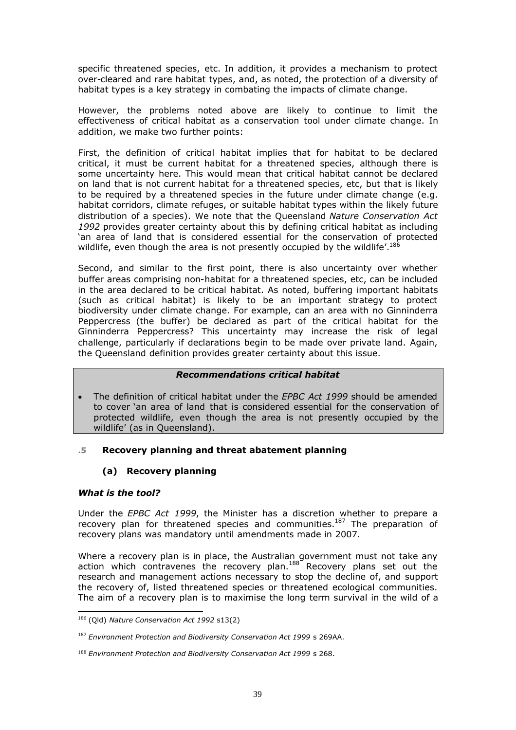specific threatened species, etc. In addition, it provides a mechanism to protect over-cleared and rare habitat types, and, as noted, the protection of a diversity of habitat types is a key strategy in combating the impacts of climate change.

However, the problems noted above are likely to continue to limit the effectiveness of critical habitat as a conservation tool under climate change. In addition, we make two further points:

First, the definition of critical habitat implies that for habitat to be declared critical, it must be current habitat for a threatened species, although there is some uncertainty here. This would mean that critical habitat cannot be declared on land that is not current habitat for a threatened species, etc, but that is likely to be required by a threatened species in the future under climate change (e.g. habitat corridors, climate refuges, or suitable habitat types within the likely future distribution of a species). We note that the Queensland *Nature Conservation Act 1992* provides greater certainty about this by defining critical habitat as including 'an area of land that is considered essential for the conservation of protected wildlife, even though the area is not presently occupied by the wildlife'.[186]

Second, and similar to the first point, there is also uncertainty over whether buffer areas comprising non-habitat for a threatened species, etc, can be included in the area declared to be critical habitat. As noted, buffering important habitats (such as critical habitat) is likely to be an important strategy to protect biodiversity under climate change. For example, can an area with no Ginninderra Peppercress (the buffer) be declared as part of the critical habitat for the Ginninderra Peppercress? This uncertainty may increase the risk of legal challenge, particularly if declarations begin to be made over private land. Again, the Queensland definition provides greater certainty about this issue.

***Recommendations critical habitat***

- The definition of critical habitat under the *EPBC Act 1999* should be amended to cover 'an area of land that is considered essential for the conservation of protected wildlife, even though the area is not presently occupied by the wildlife' (as in Queensland).

### .5 Recovery planning and threat abatement planning

#### (a) Recovery planning

***What is the tool?***

Under the *EPBC Act 1999*, the Minister has a discretion whether to prepare a recovery plan for threatened species and communities.[187] The preparation of recovery plans was mandatory until amendments made in 2007.

Where a recovery plan is in place, the Australian government must not take any action which contravenes the recovery plan.[188] Recovery plans set out the research and management actions necessary to stop the decline of, and support the recovery of, listed threatened species or threatened ecological communities. The aim of a recovery plan is to maximise the long term survival in the wild of a

---

[186] (Qld) *Nature Conservation Act 1992* s13(2)

[187] *Environment Protection and Biodiversity Conservation Act 1999* s 269AA.

[188] *Environment Protection and Biodiversity Conservation Act 1999* s 268.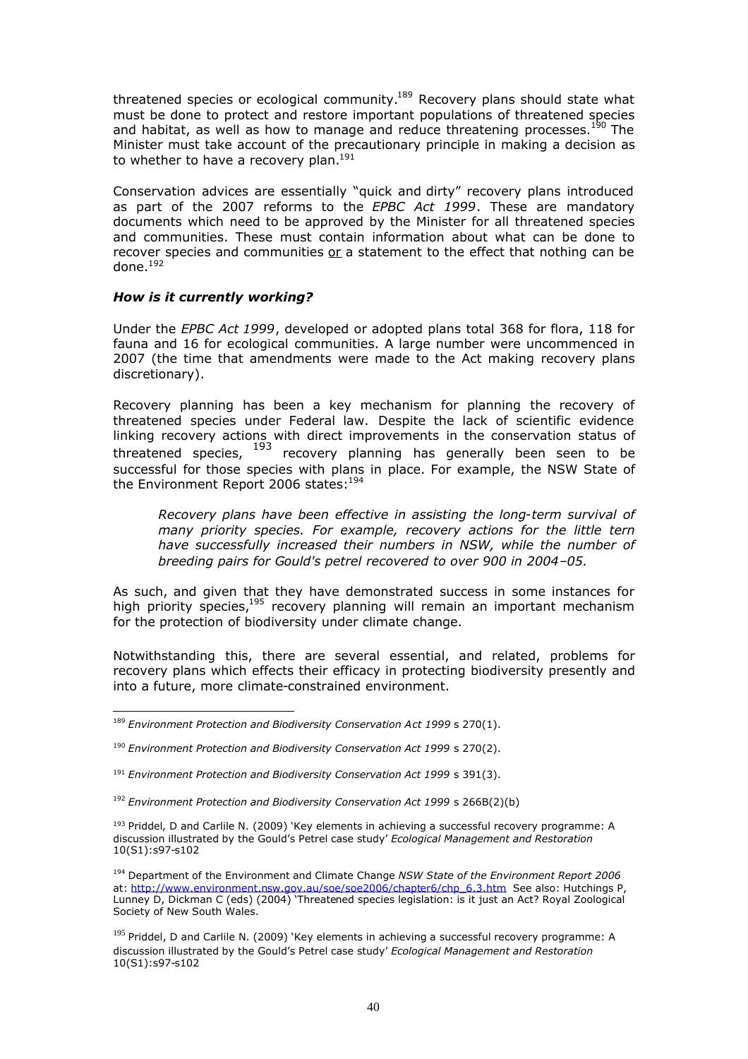threatened species or ecological community.[189] Recovery plans should state what must be done to protect and restore important populations of threatened species and habitat, as well as how to manage and reduce threatening processes.[190] The Minister must take account of the precautionary principle in making a decision as to whether to have a recovery plan.[191]

Conservation advices are essentially "quick and dirty" recovery plans introduced as part of the 2007 reforms to the *EPBC Act 1999*. These are mandatory documents which need to be approved by the Minister for all threatened species and communities. These must contain information about what can be done to recover species and communities <u>or</u> a statement to the effect that nothing can be done.[192]

### *How is it currently working?*

Under the *EPBC Act 1999*, developed or adopted plans total 368 for flora, 118 for fauna and 16 for ecological communities. A large number were uncommenced in 2007 (the time that amendments were made to the Act making recovery plans discretionary).

Recovery planning has been a key mechanism for planning the recovery of threatened species under Federal law. Despite the lack of scientific evidence linking recovery actions with direct improvements in the conservation status of threatened species, [193] recovery planning has generally been seen to be successful for those species with plans in place. For example, the NSW State of the Environment Report 2006 states:[194]

> *Recovery plans have been effective in assisting the long-term survival of many priority species. For example, recovery actions for the little tern have successfully increased their numbers in NSW, while the number of breeding pairs for Gould's petrel recovered to over 900 in 2004–05.*

As such, and given that they have demonstrated success in some instances for high priority species,[195] recovery planning will remain an important mechanism for the protection of biodiversity under climate change.

Notwithstanding this, there are several essential, and related, problems for recovery plans which effects their efficacy in protecting biodiversity presently and into a future, more climate-constrained environment.

---

[189] *Environment Protection and Biodiversity Conservation Act 1999* s 270(1).

[190] *Environment Protection and Biodiversity Conservation Act 1999* s 270(2).

[191] *Environment Protection and Biodiversity Conservation Act 1999* s 391(3).

[192] *Environment Protection and Biodiversity Conservation Act 1999* s 266B(2)(b)

[193] Priddel, D and Carlile N. (2009) 'Key elements in achieving a successful recovery programme: A discussion illustrated by the Gould's Petrel case study' *Ecological Management and Restoration* 10(S1):s97-s102

[194] Department of the Environment and Climate Change *NSW State of the Environment Report 2006* at: http://www.environment.nsw.gov.au/soe/soe2006/chapter6/chp_6.3.htm See also: Hutchings P, Lunney D, Dickman C (eds) (2004) 'Threatened species legislation: is it just an Act? Royal Zoological Society of New South Wales.

[195] Priddel, D and Carlile N. (2009) 'Key elements in achieving a successful recovery programme: A discussion illustrated by the Gould's Petrel case study' *Ecological Management and Restoration* 10(S1):s97-s102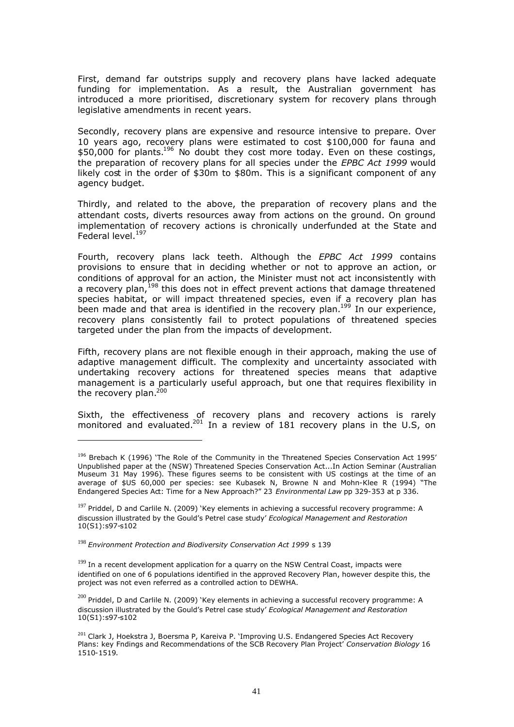First, demand far outstrips supply and recovery plans have lacked adequate funding for implementation. As a result, the Australian government has introduced a more prioritised, discretionary system for recovery plans through legislative amendments in recent years.

Secondly, recovery plans are expensive and resource intensive to prepare. Over 10 years ago, recovery plans were estimated to cost \$100,000 for fauna and \$50,000 for plants.[196] No doubt they cost more today. Even on these costings, the preparation of recovery plans for all species under the *EPBC Act 1999* would likely cost in the order of \$30m to \$80m. This is a significant component of any agency budget.

Thirdly, and related to the above, the preparation of recovery plans and the attendant costs, diverts resources away from actions on the ground. On ground implementation of recovery actions is chronically underfunded at the State and Federal level.[197]

Fourth, recovery plans lack teeth. Although the *EPBC Act 1999* contains provisions to ensure that in deciding whether or not to approve an action, or conditions of approval for an action, the Minister must not act inconsistently with a recovery plan,[198] this does not in effect prevent actions that damage threatened species habitat, or will impact threatened species, even if a recovery plan has been made and that area is identified in the recovery plan.[199] In our experience, recovery plans consistently fail to protect populations of threatened species targeted under the plan from the impacts of development.

Fifth, recovery plans are not flexible enough in their approach, making the use of adaptive management difficult. The complexity and uncertainty associated with undertaking recovery actions for threatened species means that adaptive management is a particularly useful approach, but one that requires flexibility in the recovery plan.[200]

Sixth, the effectiveness of recovery plans and recovery actions is rarely monitored and evaluated.[201] In a review of 181 recovery plans in the U.S, on

---

[196] Brebach K (1996) 'The Role of the Community in the Threatened Species Conservation Act 1995' Unpublished paper at the (NSW) Threatened Species Conservation Act...In Action Seminar (Australian Museum 31 May 1996). These figures seems to be consistent with US costings at the time of an average of \$US 60,000 per species: see Kubasek N, Browne N and Mohn-Klee R (1994) "The Endangered Species Act: Time for a New Approach?" 23 *Environmental Law* pp 329-353 at p 336.

[197] Priddel, D and Carlile N. (2009) 'Key elements in achieving a successful recovery programme: A discussion illustrated by the Gould's Petrel case study' *Ecological Management and Restoration* 10(S1):s97-s102

[198] *Environment Protection and Biodiversity Conservation Act 1999* s 139

[199] In a recent development application for a quarry on the NSW Central Coast, impacts were identified on one of 6 populations identified in the approved Recovery Plan, however despite this, the project was not even referred as a controlled action to DEWHA.

[200] Priddel, D and Carlile N. (2009) 'Key elements in achieving a successful recovery programme: A discussion illustrated by the Gould's Petrel case study' *Ecological Management and Restoration* 10(S1):s97-s102

[201] Clark J, Hoekstra J, Boersma P, Kareiva P. 'Improving U.S. Endangered Species Act Recovery Plans: key Fndings and Recommendations of the SCB Recovery Plan Project' *Conservation Biology* 16 1510-1519.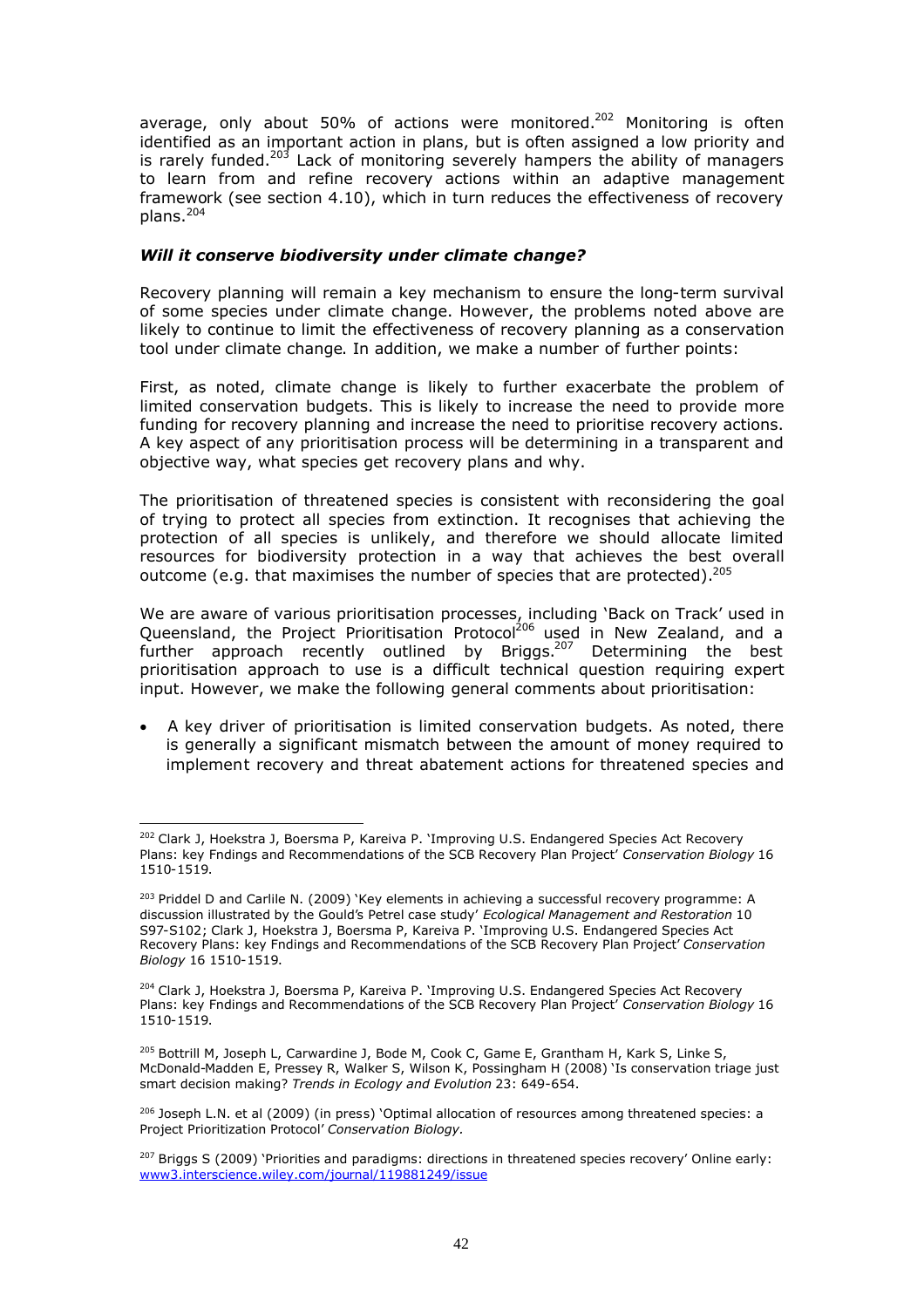average, only about 50% of actions were monitored.[202] Monitoring is often identified as an important action in plans, but is often assigned a low priority and is rarely funded.[203] Lack of monitoring severely hampers the ability of managers to learn from and refine recovery actions within an adaptive management framework (see section 4.10), which in turn reduces the effectiveness of recovery plans.[204]

### *Will it conserve biodiversity under climate change?*

Recovery planning will remain a key mechanism to ensure the long-term survival of some species under climate change. However, the problems noted above are likely to continue to limit the effectiveness of recovery planning as a conservation tool under climate change. In addition, we make a number of further points:

First, as noted, climate change is likely to further exacerbate the problem of limited conservation budgets. This is likely to increase the need to provide more funding for recovery planning and increase the need to prioritise recovery actions. A key aspect of any prioritisation process will be determining in a transparent and objective way, what species get recovery plans and why.

The prioritisation of threatened species is consistent with reconsidering the goal of trying to protect all species from extinction. It recognises that achieving the protection of all species is unlikely, and therefore we should allocate limited resources for biodiversity protection in a way that achieves the best overall outcome (e.g. that maximises the number of species that are protected).[205]

We are aware of various prioritisation processes, including 'Back on Track' used in Queensland, the Project Prioritisation Protocol[206] used in New Zealand, and a further approach recently outlined by Briggs.[207] Determining the best prioritisation approach to use is a difficult technical question requiring expert input. However, we make the following general comments about prioritisation:

- A key driver of prioritisation is limited conservation budgets. As noted, there is generally a significant mismatch between the amount of money required to implement recovery and threat abatement actions for threatened species and

---

[202] Clark J, Hoekstra J, Boersma P, Kareiva P. 'Improving U.S. Endangered Species Act Recovery Plans: key Fndings and Recommendations of the SCB Recovery Plan Project' *Conservation Biology* 16 1510-1519.

[203] Priddel D and Carlile N. (2009) 'Key elements in achieving a successful recovery programme: A discussion illustrated by the Gould's Petrel case study' *Ecological Management and Restoration* 10 S97-S102; Clark J, Hoekstra J, Boersma P, Kareiva P. 'Improving U.S. Endangered Species Act Recovery Plans: key Fndings and Recommendations of the SCB Recovery Plan Project' *Conservation Biology* 16 1510-1519.

[204] Clark J, Hoekstra J, Boersma P, Kareiva P. 'Improving U.S. Endangered Species Act Recovery Plans: key Fndings and Recommendations of the SCB Recovery Plan Project' *Conservation Biology* 16 1510-1519.

[205] Bottrill M, Joseph L, Carwardine J, Bode M, Cook C, Game E, Grantham H, Kark S, Linke S, McDonald-Madden E, Pressey R, Walker S, Wilson K, Possingham H (2008) 'Is conservation triage just smart decision making? *Trends in Ecology and Evolution* 23: 649-654.

[206] Joseph L.N. et al (2009) (in press) 'Optimal allocation of resources among threatened species: a Project Prioritization Protocol' *Conservation Biology*.

[207] Briggs S (2009) 'Priorities and paradigms: directions in threatened species recovery' Online early: www3.interscience.wiley.com/journal/119881249/issue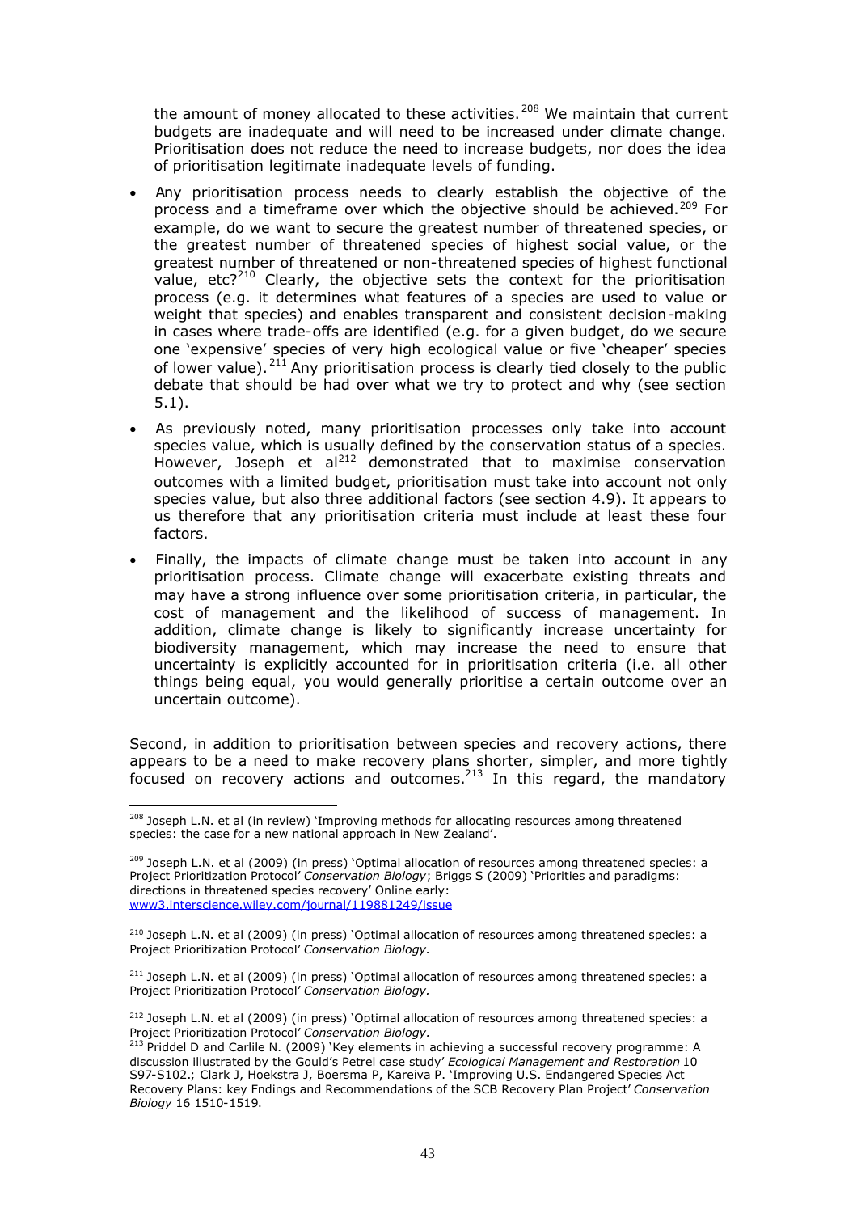the amount of money allocated to these activities.[208] We maintain that current budgets are inadequate and will need to be increased under climate change. Prioritisation does not reduce the need to increase budgets, nor does the idea of prioritisation legitimate inadequate levels of funding.

- Any prioritisation process needs to clearly establish the objective of the process and a timeframe over which the objective should be achieved.[209] For example, do we want to secure the greatest number of threatened species, or the greatest number of threatened species of highest social value, or the greatest number of threatened or non-threatened species of highest functional value, etc?[210] Clearly, the objective sets the context for the prioritisation process (e.g. it determines what features of a species are used to value or weight that species) and enables transparent and consistent decision-making in cases where trade-offs are identified (e.g. for a given budget, do we secure one 'expensive' species of very high ecological value or five 'cheaper' species of lower value).[211] Any prioritisation process is clearly tied closely to the public debate that should be had over what we try to protect and why (see section 5.1).
- As previously noted, many prioritisation processes only take into account species value, which is usually defined by the conservation status of a species. However, Joseph et al[212] demonstrated that to maximise conservation outcomes with a limited budget, prioritisation must take into account not only species value, but also three additional factors (see section 4.9). It appears to us therefore that any prioritisation criteria must include at least these four factors.
- Finally, the impacts of climate change must be taken into account in any prioritisation process. Climate change will exacerbate existing threats and may have a strong influence over some prioritisation criteria, in particular, the cost of management and the likelihood of success of management. In addition, climate change is likely to significantly increase uncertainty for biodiversity management, which may increase the need to ensure that uncertainty is explicitly accounted for in prioritisation criteria (i.e. all other things being equal, you would generally prioritise a certain outcome over an uncertain outcome).

Second, in addition to prioritisation between species and recovery actions, there appears to be a need to make recovery plans shorter, simpler, and more tightly focused on recovery actions and outcomes.[213] In this regard, the mandatory

---

[208] Joseph L.N. et al (in review) 'Improving methods for allocating resources among threatened species: the case for a new national approach in New Zealand'.

[209] Joseph L.N. et al (2009) (in press) 'Optimal allocation of resources among threatened species: a Project Prioritization Protocol' *Conservation Biology*; Briggs S (2009) 'Priorities and paradigms: directions in threatened species recovery' Online early: www3.interscience.wiley.com/journal/119881249/issue

[210] Joseph L.N. et al (2009) (in press) 'Optimal allocation of resources among threatened species: a Project Prioritization Protocol' *Conservation Biology*.

[211] Joseph L.N. et al (2009) (in press) 'Optimal allocation of resources among threatened species: a Project Prioritization Protocol' *Conservation Biology*.

[212] Joseph L.N. et al (2009) (in press) 'Optimal allocation of resources among threatened species: a Project Prioritization Protocol' *Conservation Biology*.

[213] Priddel D and Carlile N. (2009) 'Key elements in achieving a successful recovery programme: A discussion illustrated by the Gould's Petrel case study' *Ecological Management and Restoration* 10 S97-S102.; Clark J, Hoekstra J, Boersma P, Kareiva P. 'Improving U.S. Endangered Species Act Recovery Plans: key Fndings and Recommendations of the SCB Recovery Plan Project' *Conservation Biology* 16 1510-1519.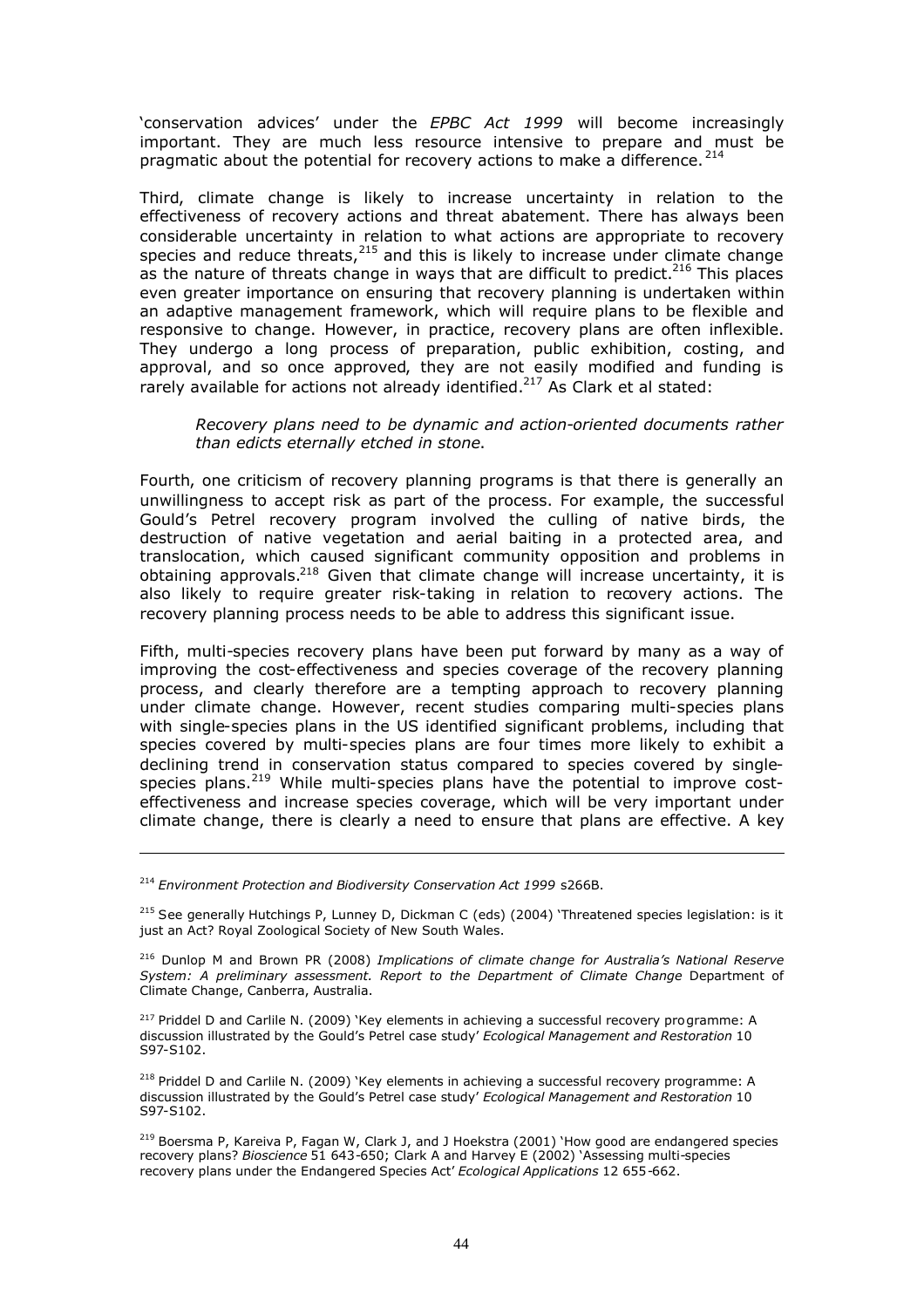'conservation advices' under the *EPBC Act 1999* will become increasingly important. They are much less resource intensive to prepare and must be pragmatic about the potential for recovery actions to make a difference.[214]

Third, climate change is likely to increase uncertainty in relation to the effectiveness of recovery actions and threat abatement. There has always been considerable uncertainty in relation to what actions are appropriate to recovery species and reduce threats,[215] and this is likely to increase under climate change as the nature of threats change in ways that are difficult to predict.[216] This places even greater importance on ensuring that recovery planning is undertaken within an adaptive management framework, which will require plans to be flexible and responsive to change. However, in practice, recovery plans are often inflexible. They undergo a long process of preparation, public exhibition, costing, and approval, and so once approved, they are not easily modified and funding is rarely available for actions not already identified.[217] As Clark et al stated:

> *Recovery plans need to be dynamic and action-oriented documents rather than edicts eternally etched in stone.*

Fourth, one criticism of recovery planning programs is that there is generally an unwillingness to accept risk as part of the process. For example, the successful Gould's Petrel recovery program involved the culling of native birds, the destruction of native vegetation and aerial baiting in a protected area, and translocation, which caused significant community opposition and problems in obtaining approvals.[218] Given that climate change will increase uncertainty, it is also likely to require greater risk-taking in relation to recovery actions. The recovery planning process needs to be able to address this significant issue.

Fifth, multi-species recovery plans have been put forward by many as a way of improving the cost-effectiveness and species coverage of the recovery planning process, and clearly therefore are a tempting approach to recovery planning under climate change. However, recent studies comparing multi-species plans with single-species plans in the US identified significant problems, including that species covered by multi-species plans are four times more likely to exhibit a declining trend in conservation status compared to species covered by single-species plans.[219] While multi-species plans have the potential to improve cost-effectiveness and increase species coverage, which will be very important under climate change, there is clearly a need to ensure that plans are effective. A key

---

[214] *Environment Protection and Biodiversity Conservation Act 1999* s266B.

[215] See generally Hutchings P, Lunney D, Dickman C (eds) (2004) 'Threatened species legislation: is it just an Act? Royal Zoological Society of New South Wales.

[216] Dunlop M and Brown PR (2008) *Implications of climate change for Australia's National Reserve System: A preliminary assessment. Report to the Department of Climate Change* Department of Climate Change, Canberra, Australia.

[217] Priddel D and Carlile N. (2009) 'Key elements in achieving a successful recovery programme: A discussion illustrated by the Gould's Petrel case study' *Ecological Management and Restoration* 10 S97-S102.

[218] Priddel D and Carlile N. (2009) 'Key elements in achieving a successful recovery programme: A discussion illustrated by the Gould's Petrel case study' *Ecological Management and Restoration* 10 S97-S102.

[219] Boersma P, Kareiva P, Fagan W, Clark J, and J Hoekstra (2001) 'How good are endangered species recovery plans? *Bioscience* 51 643-650; Clark A and Harvey E (2002) 'Assessing multi-species recovery plans under the Endangered Species Act' *Ecological Applications* 12 655-662.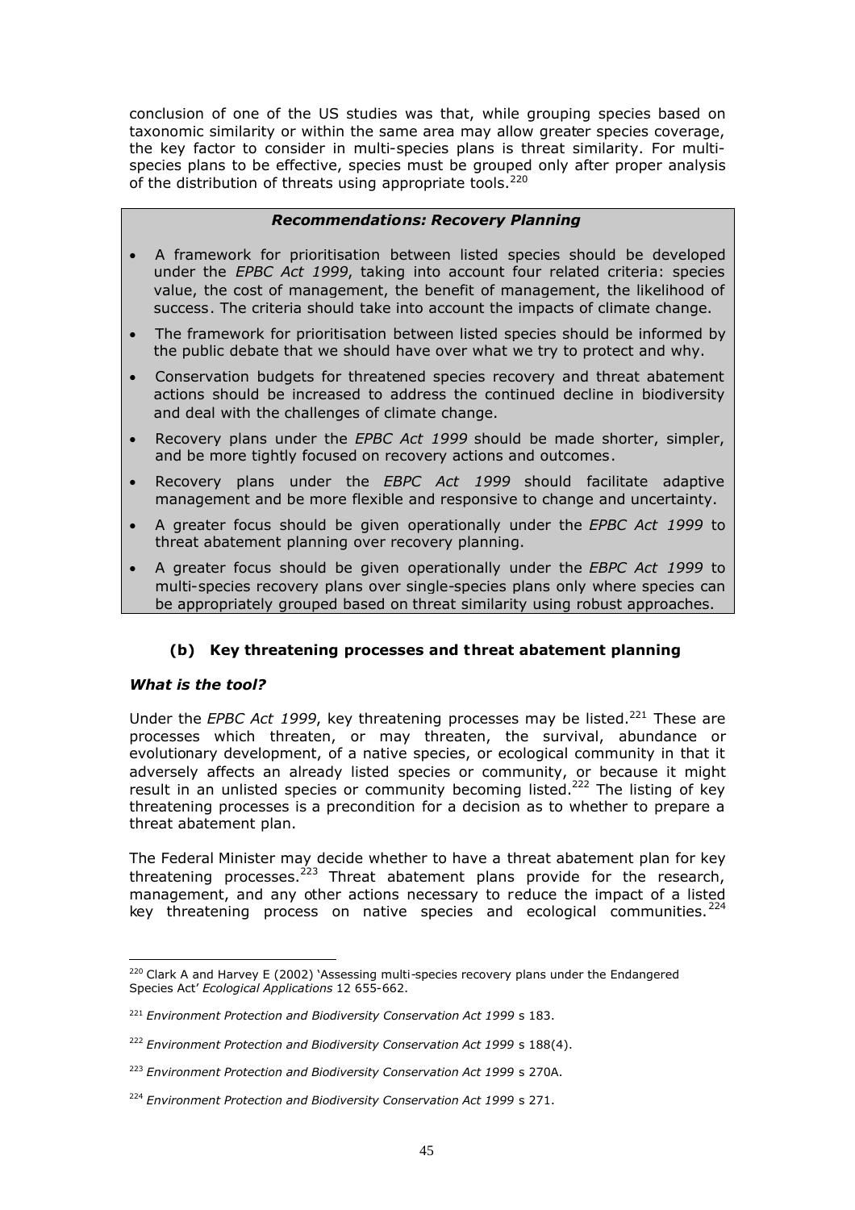conclusion of one of the US studies was that, while grouping species based on taxonomic similarity or within the same area may allow greater species coverage, the key factor to consider in multi-species plans is threat similarity. For multi-species plans to be effective, species must be grouped only after proper analysis of the distribution of threats using appropriate tools.[220]

***Recommendations: Recovery Planning***

- A framework for prioritisation between listed species should be developed under the *EPBC Act 1999*, taking into account four related criteria: species value, the cost of management, the benefit of management, the likelihood of success. The criteria should take into account the impacts of climate change.
- The framework for prioritisation between listed species should be informed by the public debate that we should have over what we try to protect and why.
- Conservation budgets for threatened species recovery and threat abatement actions should be increased to address the continued decline in biodiversity and deal with the challenges of climate change.
- Recovery plans under the *EPBC Act 1999* should be made shorter, simpler, and be more tightly focused on recovery actions and outcomes.
- Recovery plans under the *EBPC Act 1999* should facilitate adaptive management and be more flexible and responsive to change and uncertainty.
- A greater focus should be given operationally under the *EPBC Act 1999* to threat abatement planning over recovery planning.
- A greater focus should be given operationally under the *EBPC Act 1999* to multi-species recovery plans over single-species plans only where species can be appropriately grouped based on threat similarity using robust approaches.

### (b) Key threatening processes and threat abatement planning

***What is the tool?***

Under the *EPBC Act 1999*, key threatening processes may be listed.[221] These are processes which threaten, or may threaten, the survival, abundance or evolutionary development, of a native species, or ecological community in that it adversely affects an already listed species or community, or because it might result in an unlisted species or community becoming listed.[222] The listing of key threatening processes is a precondition for a decision as to whether to prepare a threat abatement plan.

The Federal Minister may decide whether to have a threat abatement plan for key threatening processes.[223] Threat abatement plans provide for the research, management, and any other actions necessary to reduce the impact of a listed key threatening process on native species and ecological communities.[224]

---

[220] Clark A and Harvey E (2002) 'Assessing multi-species recovery plans under the Endangered Species Act' *Ecological Applications* 12 655-662.

[221] *Environment Protection and Biodiversity Conservation Act 1999* s 183.

[222] *Environment Protection and Biodiversity Conservation Act 1999* s 188(4).

[223] *Environment Protection and Biodiversity Conservation Act 1999* s 270A.

[224] *Environment Protection and Biodiversity Conservation Act 1999* s 271.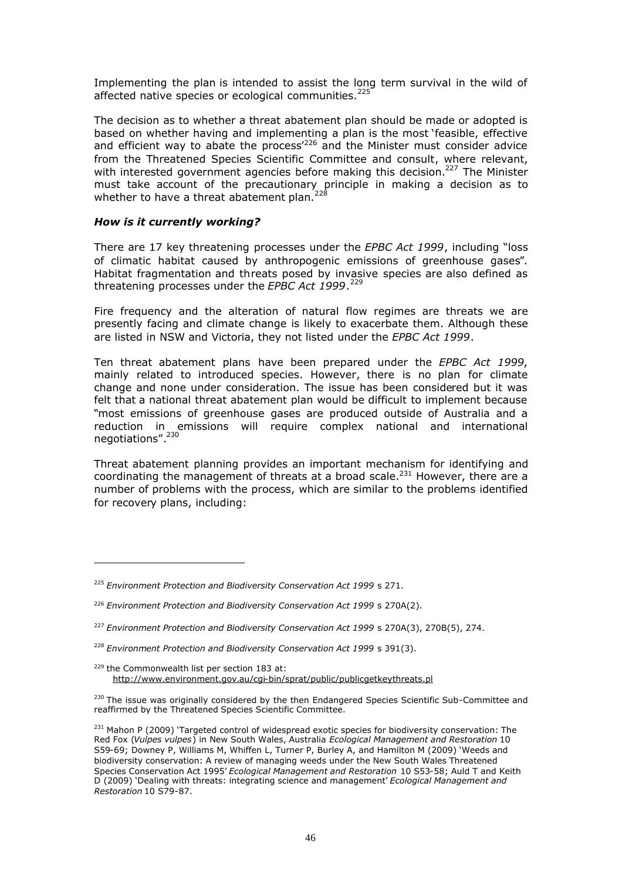Implementing the plan is intended to assist the long term survival in the wild of affected native species or ecological communities.[225]

The decision as to whether a threat abatement plan should be made or adopted is based on whether having and implementing a plan is the most 'feasible, effective and efficient way to abate the process'[226] and the Minister must consider advice from the Threatened Species Scientific Committee and consult, where relevant, with interested government agencies before making this decision.[227] The Minister must take account of the precautionary principle in making a decision as to whether to have a threat abatement plan.[228]

### *How is it currently working?*

There are 17 key threatening processes under the *EPBC Act 1999*, including "loss of climatic habitat caused by anthropogenic emissions of greenhouse gases". Habitat fragmentation and threats posed by invasive species are also defined as threatening processes under the *EPBC Act 1999*.[229]

Fire frequency and the alteration of natural flow regimes are threats we are presently facing and climate change is likely to exacerbate them. Although these are listed in NSW and Victoria, they not listed under the *EPBC Act 1999*.

Ten threat abatement plans have been prepared under the *EPBC Act 1999*, mainly related to introduced species. However, there is no plan for climate change and none under consideration. The issue has been considered but it was felt that a national threat abatement plan would be difficult to implement because "most emissions of greenhouse gases are produced outside of Australia and a reduction in emissions will require complex national and international negotiations".[230]

Threat abatement planning provides an important mechanism for identifying and coordinating the management of threats at a broad scale.[231] However, there are a number of problems with the process, which are similar to the problems identified for recovery plans, including:

---

[225] *Environment Protection and Biodiversity Conservation Act 1999* s 271.

[226] *Environment Protection and Biodiversity Conservation Act 1999* s 270A(2).

[227] *Environment Protection and Biodiversity Conservation Act 1999* s 270A(3), 270B(5), 274.

[228] *Environment Protection and Biodiversity Conservation Act 1999* s 391(3).

[229] the Commonwealth list per section 183 at: http://www.environment.gov.au/cgi-bin/sprat/public/publicgetkeythreats.pl

[230] The issue was originally considered by the then Endangered Species Scientific Sub-Committee and reaffirmed by the Threatened Species Scientific Committee.

[231] Mahon P (2009) 'Targeted control of widespread exotic species for biodiversity conservation: The Red Fox (*Vulpes vulpes*) in New South Wales, Australia *Ecological Management and Restoration* 10 S59-69; Downey P, Williams M, Whiffen L, Turner P, Burley A, and Hamilton M (2009) 'Weeds and biodiversity conservation: A review of managing weeds under the New South Wales Threatened Species Conservation Act 1995' *Ecological Management and Restoration* 10 S53-58; Auld T and Keith D (2009) 'Dealing with threats: integrating science and management' *Ecological Management and Restoration* 10 S79-87.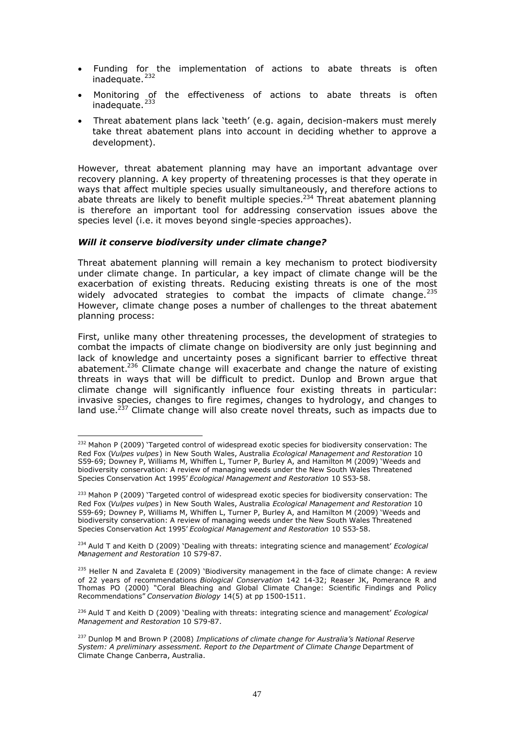- Funding for the implementation of actions to abate threats is often inadequate.[232]
- Monitoring of the effectiveness of actions to abate threats is often inadequate.[233]
- Threat abatement plans lack 'teeth' (e.g. again, decision-makers must merely take threat abatement plans into account in deciding whether to approve a development).

However, threat abatement planning may have an important advantage over recovery planning. A key property of threatening processes is that they operate in ways that affect multiple species usually simultaneously, and therefore actions to abate threats are likely to benefit multiple species.[234] Threat abatement planning is therefore an important tool for addressing conservation issues above the species level (i.e. it moves beyond single-species approaches).

### *Will it conserve biodiversity under climate change?*

Threat abatement planning will remain a key mechanism to protect biodiversity under climate change. In particular, a key impact of climate change will be the exacerbation of existing threats. Reducing existing threats is one of the most widely advocated strategies to combat the impacts of climate change.[235] However, climate change poses a number of challenges to the threat abatement planning process:

First, unlike many other threatening processes, the development of strategies to combat the impacts of climate change on biodiversity are only just beginning and lack of knowledge and uncertainty poses a significant barrier to effective threat abatement.[236] Climate change will exacerbate and change the nature of existing threats in ways that will be difficult to predict. Dunlop and Brown argue that climate change will significantly influence four existing threats in particular: invasive species, changes to fire regimes, changes to hydrology, and changes to land use.[237] Climate change will also create novel threats, such as impacts due to

---

[232] Mahon P (2009) 'Targeted control of widespread exotic species for biodiversity conservation: The Red Fox (*Vulpes vulpes*) in New South Wales, Australia *Ecological Management and Restoration* 10 S59-69; Downey P, Williams M, Whiffen L, Turner P, Burley A, and Hamilton M (2009) 'Weeds and biodiversity conservation: A review of managing weeds under the New South Wales Threatened Species Conservation Act 1995' *Ecological Management and Restoration* 10 S53-58.

[233] Mahon P (2009) 'Targeted control of widespread exotic species for biodiversity conservation: The Red Fox (*Vulpes vulpes*) in New South Wales, Australia *Ecological Management and Restoration* 10 S59-69; Downey P, Williams M, Whiffen L, Turner P, Burley A, and Hamilton M (2009) 'Weeds and biodiversity conservation: A review of managing weeds under the New South Wales Threatened Species Conservation Act 1995' *Ecological Management and Restoration* 10 S53-58.

[234] Auld T and Keith D (2009) 'Dealing with threats: integrating science and management' *Ecological Management and Restoration* 10 S79-87.

[235] Heller N and Zavaleta E (2009) 'Biodiversity management in the face of climate change: A review of 22 years of recommendations *Biological Conservation* 142 14-32; Reaser JK, Pomerance R and Thomas PO (2000) "Coral Bleaching and Global Climate Change: Scientific Findings and Policy Recommendations" *Conservation Biology* 14(5) at pp 1500-1511.

[236] Auld T and Keith D (2009) 'Dealing with threats: integrating science and management' *Ecological Management and Restoration* 10 S79-87.

[237] Dunlop M and Brown P (2008) *Implications of climate change for Australia's National Reserve System: A preliminary assessment. Report to the Department of Climate Change* Department of Climate Change Canberra, Australia.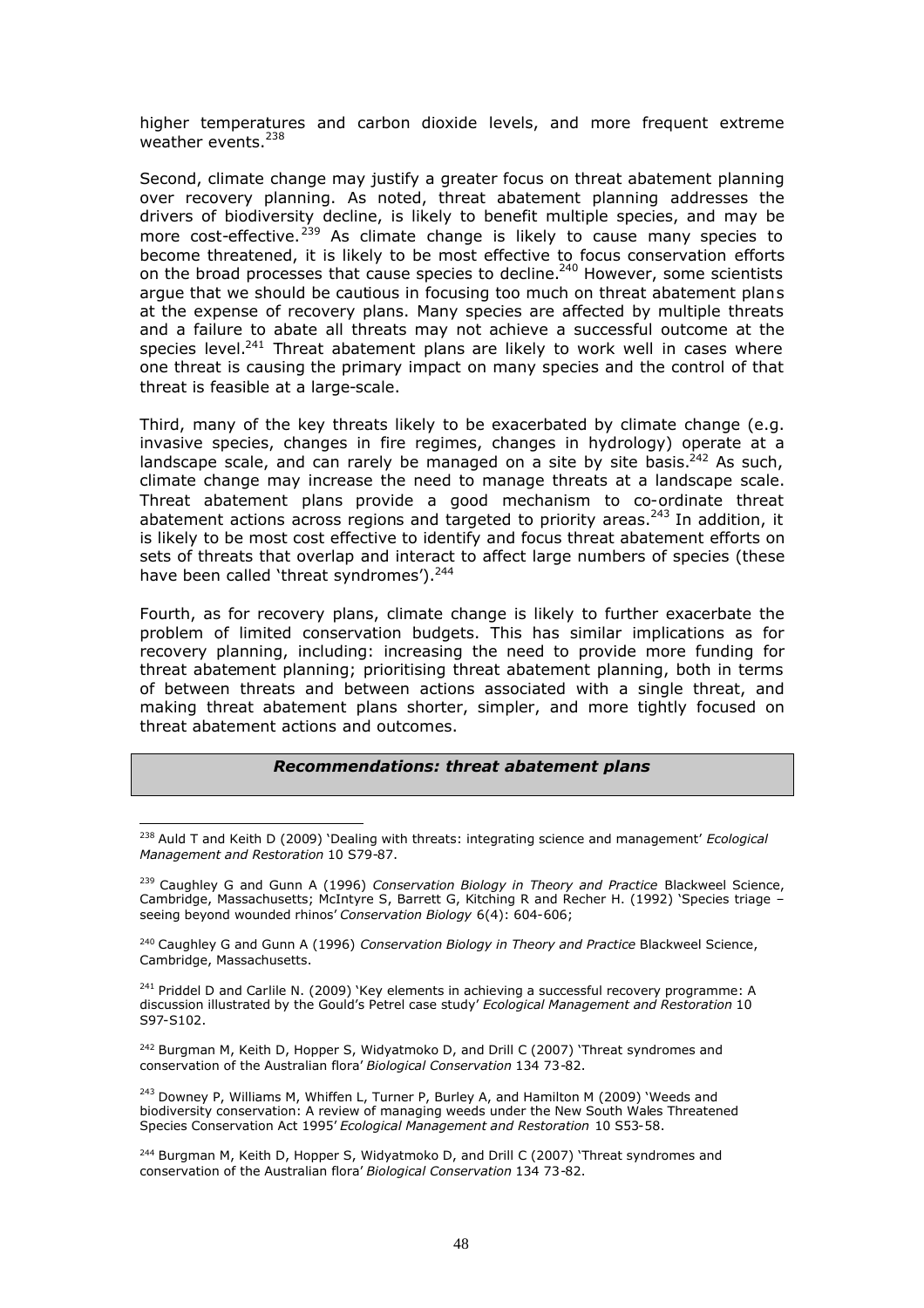higher temperatures and carbon dioxide levels, and more frequent extreme weather events.[238]

Second, climate change may justify a greater focus on threat abatement planning over recovery planning. As noted, threat abatement planning addresses the drivers of biodiversity decline, is likely to benefit multiple species, and may be more cost-effective.[239] As climate change is likely to cause many species to become threatened, it is likely to be most effective to focus conservation efforts on the broad processes that cause species to decline.[240] However, some scientists argue that we should be cautious in focusing too much on threat abatement plans at the expense of recovery plans. Many species are affected by multiple threats and a failure to abate all threats may not achieve a successful outcome at the species level.[241] Threat abatement plans are likely to work well in cases where one threat is causing the primary impact on many species and the control of that threat is feasible at a large-scale.

Third, many of the key threats likely to be exacerbated by climate change (e.g. invasive species, changes in fire regimes, changes in hydrology) operate at a landscape scale, and can rarely be managed on a site by site basis.[242] As such, climate change may increase the need to manage threats at a landscape scale. Threat abatement plans provide a good mechanism to co-ordinate threat abatement actions across regions and targeted to priority areas.[243] In addition, it is likely to be most cost effective to identify and focus threat abatement efforts on sets of threats that overlap and interact to affect large numbers of species (these have been called 'threat syndromes').[244]

Fourth, as for recovery plans, climate change is likely to further exacerbate the problem of limited conservation budgets. This has similar implications as for recovery planning, including: increasing the need to provide more funding for threat abatement planning; prioritising threat abatement planning, both in terms of between threats and between actions associated with a single threat, and making threat abatement plans shorter, simpler, and more tightly focused on threat abatement actions and outcomes.

***Recommendations: threat abatement plans***

---

[238] Auld T and Keith D (2009) 'Dealing with threats: integrating science and management' *Ecological Management and Restoration* 10 S79-87.

[239] Caughley G and Gunn A (1996) *Conservation Biology in Theory and Practice* Blackweel Science, Cambridge, Massachusetts; McIntyre S, Barrett G, Kitching R and Recher H. (1992) 'Species triage – seeing beyond wounded rhinos' *Conservation Biology* 6(4): 604-606;

[240] Caughley G and Gunn A (1996) *Conservation Biology in Theory and Practice* Blackweel Science, Cambridge, Massachusetts.

[241] Priddel D and Carlile N. (2009) 'Key elements in achieving a successful recovery programme: A discussion illustrated by the Gould's Petrel case study' *Ecological Management and Restoration* 10 S97-S102.

[242] Burgman M, Keith D, Hopper S, Widyatmoko D, and Drill C (2007) 'Threat syndromes and conservation of the Australian flora' *Biological Conservation* 134 73-82.

[243] Downey P, Williams M, Whiffen L, Turner P, Burley A, and Hamilton M (2009) 'Weeds and biodiversity conservation: A review of managing weeds under the New South Wales Threatened Species Conservation Act 1995' *Ecological Management and Restoration* 10 S53-58.

[244] Burgman M, Keith D, Hopper S, Widyatmoko D, and Drill C (2007) 'Threat syndromes and conservation of the Australian flora' *Biological Conservation* 134 73-82.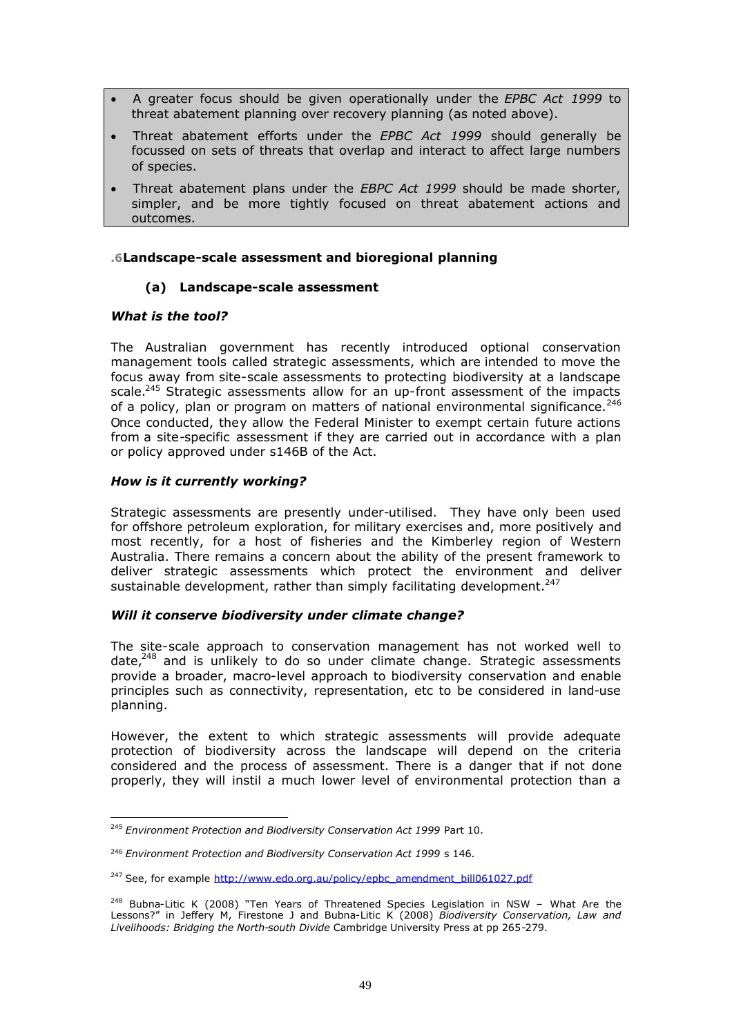- A greater focus should be given operationally under the *EPBC Act 1999* to threat abatement planning over recovery planning (as noted above).
- Threat abatement efforts under the *EPBC Act 1999* should generally be focussed on sets of threats that overlap and interact to affect large numbers of species.
- Threat abatement plans under the *EBPC Act 1999* should be made shorter, simpler, and be more tightly focused on threat abatement actions and outcomes.

## .6 Landscape-scale assessment and bioregional planning

### (a) Landscape-scale assessment

***What is the tool?***

The Australian government has recently introduced optional conservation management tools called strategic assessments, which are intended to move the focus away from site-scale assessments to protecting biodiversity at a landscape scale.[245] Strategic assessments allow for an up-front assessment of the impacts of a policy, plan or program on matters of national environmental significance.[246] Once conducted, they allow the Federal Minister to exempt certain future actions from a site-specific assessment if they are carried out in accordance with a plan or policy approved under s146B of the Act.

***How is it currently working?***

Strategic assessments are presently under-utilised. They have only been used for offshore petroleum exploration, for military exercises and, more positively and most recently, for a host of fisheries and the Kimberley region of Western Australia. There remains a concern about the ability of the present framework to deliver strategic assessments which protect the environment and deliver sustainable development, rather than simply facilitating development.[247]

***Will it conserve biodiversity under climate change?***

The site-scale approach to conservation management has not worked well to date,[248] and is unlikely to do so under climate change. Strategic assessments provide a broader, macro-level approach to biodiversity conservation and enable principles such as connectivity, representation, etc to be considered in land-use planning.

However, the extent to which strategic assessments will provide adequate protection of biodiversity across the landscape will depend on the criteria considered and the process of assessment. There is a danger that if not done properly, they will instil a much lower level of environmental protection than a

---

[245] *Environment Protection and Biodiversity Conservation Act 1999* Part 10.

[246] *Environment Protection and Biodiversity Conservation Act 1999* s 146.

[247] See, for example http://www.edo.org.au/policy/epbc_amendment_bill061027.pdf

[248] Bubna-Litic K (2008) "Ten Years of Threatened Species Legislation in NSW – What Are the Lessons?" in Jeffery M, Firestone J and Bubna-Litic K (2008) *Biodiversity Conservation, Law and Livelihoods: Bridging the North-south Divide* Cambridge University Press at pp 265-279.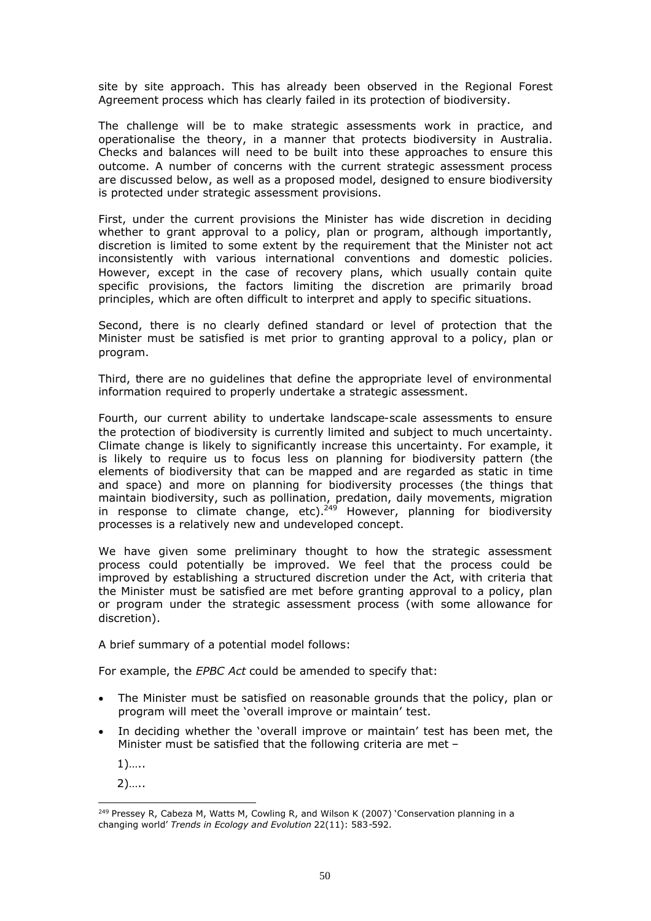site by site approach. This has already been observed in the Regional Forest Agreement process which has clearly failed in its protection of biodiversity.

The challenge will be to make strategic assessments work in practice, and operationalise the theory, in a manner that protects biodiversity in Australia. Checks and balances will need to be built into these approaches to ensure this outcome. A number of concerns with the current strategic assessment process are discussed below, as well as a proposed model, designed to ensure biodiversity is protected under strategic assessment provisions.

First, under the current provisions the Minister has wide discretion in deciding whether to grant approval to a policy, plan or program, although importantly, discretion is limited to some extent by the requirement that the Minister not act inconsistently with various international conventions and domestic policies. However, except in the case of recovery plans, which usually contain quite specific provisions, the factors limiting the discretion are primarily broad principles, which are often difficult to interpret and apply to specific situations.

Second, there is no clearly defined standard or level of protection that the Minister must be satisfied is met prior to granting approval to a policy, plan or program.

Third, there are no guidelines that define the appropriate level of environmental information required to properly undertake a strategic assessment.

Fourth, our current ability to undertake landscape-scale assessments to ensure the protection of biodiversity is currently limited and subject to much uncertainty. Climate change is likely to significantly increase this uncertainty. For example, it is likely to require us to focus less on planning for biodiversity pattern (the elements of biodiversity that can be mapped and are regarded as static in time and space) and more on planning for biodiversity processes (the things that maintain biodiversity, such as pollination, predation, daily movements, migration in response to climate change, etc).[249] However, planning for biodiversity processes is a relatively new and undeveloped concept.

We have given some preliminary thought to how the strategic assessment process could potentially be improved. We feel that the process could be improved by establishing a structured discretion under the Act, with criteria that the Minister must be satisfied are met before granting approval to a policy, plan or program under the strategic assessment process (with some allowance for discretion).

A brief summary of a potential model follows:

For example, the *EPBC Act* could be amended to specify that:

- The Minister must be satisfied on reasonable grounds that the policy, plan or program will meet the 'overall improve or maintain' test.
- In deciding whether the 'overall improve or maintain' test has been met, the Minister must be satisfied that the following criteria are met –

  1)…..

  2)…..

---

[249] Pressey R, Cabeza M, Watts M, Cowling R, and Wilson K (2007) 'Conservation planning in a changing world' *Trends in Ecology and Evolution* 22(11): 583-592.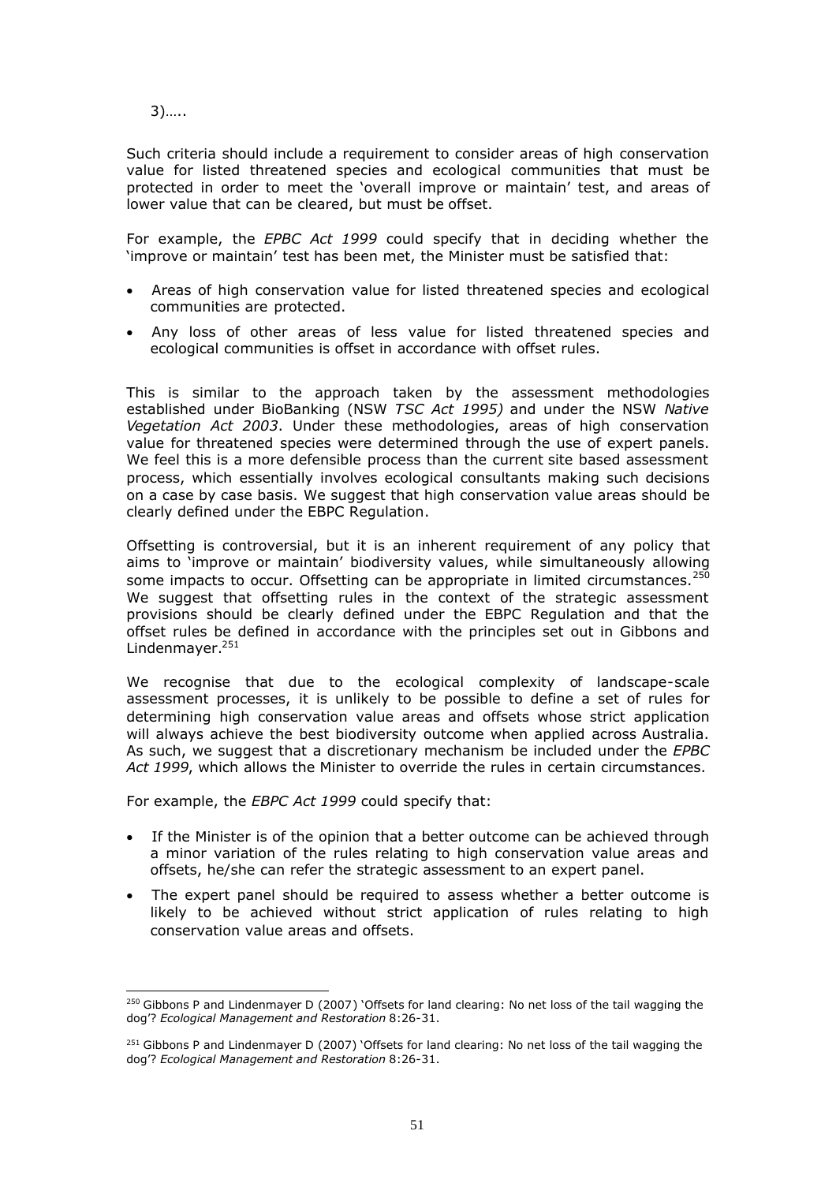3)…..

Such criteria should include a requirement to consider areas of high conservation value for listed threatened species and ecological communities that must be protected in order to meet the 'overall improve or maintain' test, and areas of lower value that can be cleared, but must be offset.

For example, the *EPBC Act 1999* could specify that in deciding whether the 'improve or maintain' test has been met, the Minister must be satisfied that:

- Areas of high conservation value for listed threatened species and ecological communities are protected.
- Any loss of other areas of less value for listed threatened species and ecological communities is offset in accordance with offset rules.

This is similar to the approach taken by the assessment methodologies established under BioBanking (NSW *TSC Act 1995)* and under the NSW *Native Vegetation Act 2003*. Under these methodologies, areas of high conservation value for threatened species were determined through the use of expert panels. We feel this is a more defensible process than the current site based assessment process, which essentially involves ecological consultants making such decisions on a case by case basis. We suggest that high conservation value areas should be clearly defined under the EBPC Regulation.

Offsetting is controversial, but it is an inherent requirement of any policy that aims to 'improve or maintain' biodiversity values, while simultaneously allowing some impacts to occur. Offsetting can be appropriate in limited circumstances.[250] We suggest that offsetting rules in the context of the strategic assessment provisions should be clearly defined under the EBPC Regulation and that the offset rules be defined in accordance with the principles set out in Gibbons and Lindenmayer.[251]

We recognise that due to the ecological complexity of landscape-scale assessment processes, it is unlikely to be possible to define a set of rules for determining high conservation value areas and offsets whose strict application will always achieve the best biodiversity outcome when applied across Australia. As such, we suggest that a discretionary mechanism be included under the *EPBC Act 1999*, which allows the Minister to override the rules in certain circumstances.

For example, the *EBPC Act 1999* could specify that:

- If the Minister is of the opinion that a better outcome can be achieved through a minor variation of the rules relating to high conservation value areas and offsets, he/she can refer the strategic assessment to an expert panel.
- The expert panel should be required to assess whether a better outcome is likely to be achieved without strict application of rules relating to high conservation value areas and offsets.

---

[250] Gibbons P and Lindenmayer D (2007) 'Offsets for land clearing: No net loss of the tail wagging the dog'? *Ecological Management and Restoration* 8:26-31.

[251] Gibbons P and Lindenmayer D (2007) 'Offsets for land clearing: No net loss of the tail wagging the dog'? *Ecological Management and Restoration* 8:26-31.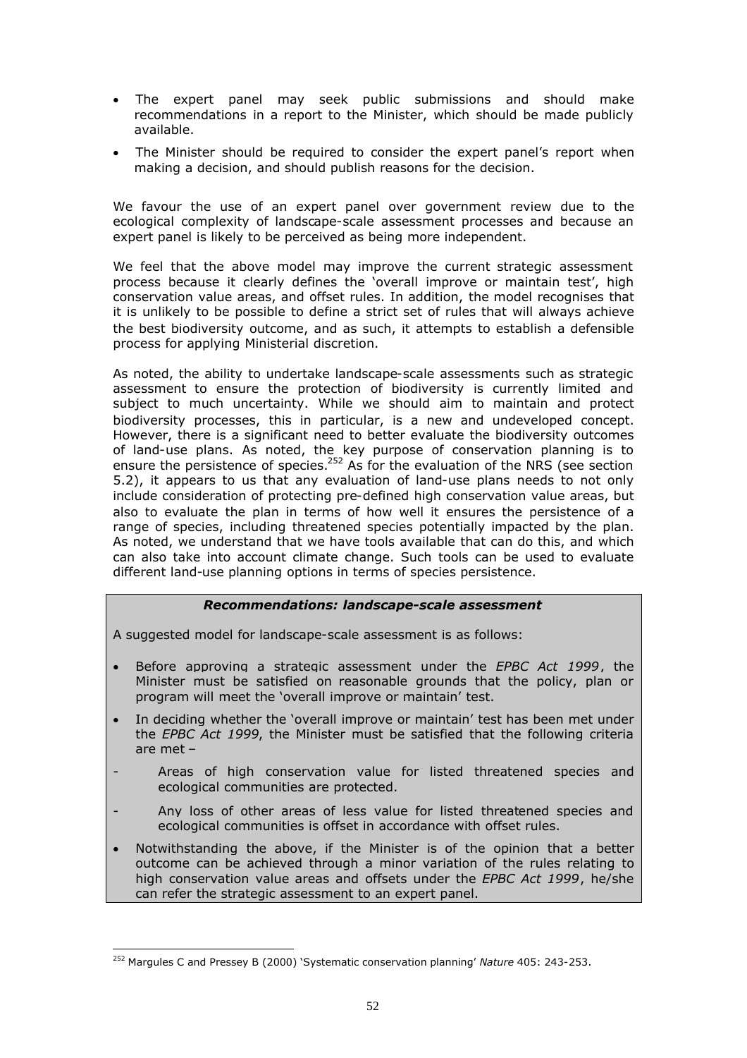- The expert panel may seek public submissions and should make recommendations in a report to the Minister, which should be made publicly available.
- The Minister should be required to consider the expert panel's report when making a decision, and should publish reasons for the decision.

We favour the use of an expert panel over government review due to the ecological complexity of landscape-scale assessment processes and because an expert panel is likely to be perceived as being more independent.

We feel that the above model may improve the current strategic assessment process because it clearly defines the 'overall improve or maintain test', high conservation value areas, and offset rules. In addition, the model recognises that it is unlikely to be possible to define a strict set of rules that will always achieve the best biodiversity outcome, and as such, it attempts to establish a defensible process for applying Ministerial discretion.

As noted, the ability to undertake landscape-scale assessments such as strategic assessment to ensure the protection of biodiversity is currently limited and subject to much uncertainty. While we should aim to maintain and protect biodiversity processes, this in particular, is a new and undeveloped concept. However, there is a significant need to better evaluate the biodiversity outcomes of land-use plans. As noted, the key purpose of conservation planning is to ensure the persistence of species.[252] As for the evaluation of the NRS (see section 5.2), it appears to us that any evaluation of land-use plans needs to not only include consideration of protecting pre-defined high conservation value areas, but also to evaluate the plan in terms of how well it ensures the persistence of a range of species, including threatened species potentially impacted by the plan. As noted, we understand that we have tools available that can do this, and which can also take into account climate change. Such tools can be used to evaluate different land-use planning options in terms of species persistence.

***Recommendations: landscape-scale assessment***

A suggested model for landscape-scale assessment is as follows:

- Before approving a strategic assessment under the *EPBC Act 1999*, the Minister must be satisfied on reasonable grounds that the policy, plan or program will meet the 'overall improve or maintain' test.
- In deciding whether the 'overall improve or maintain' test has been met under the *EPBC Act 1999*, the Minister must be satisfied that the following criteria are met –
  - Areas of high conservation value for listed threatened species and ecological communities are protected.
  - Any loss of other areas of less value for listed threatened species and ecological communities is offset in accordance with offset rules.
- Notwithstanding the above, if the Minister is of the opinion that a better outcome can be achieved through a minor variation of the rules relating to high conservation value areas and offsets under the *EPBC Act 1999*, he/she can refer the strategic assessment to an expert panel.

[252] Margules C and Pressey B (2000) 'Systematic conservation planning' *Nature* 405: 243-253.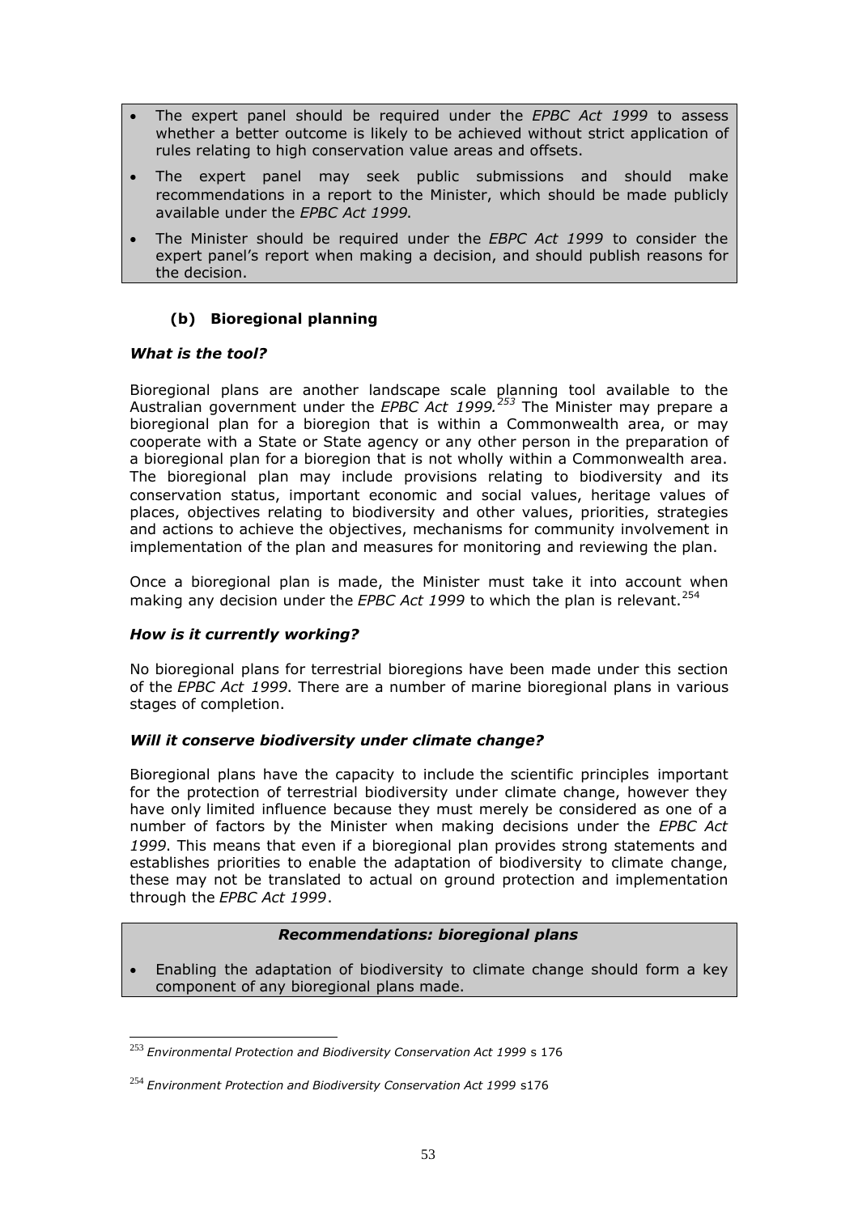- The expert panel should be required under the *EPBC Act 1999* to assess whether a better outcome is likely to be achieved without strict application of rules relating to high conservation value areas and offsets.
- The expert panel may seek public submissions and should make recommendations in a report to the Minister, which should be made publicly available under the *EPBC Act 1999.*
- The Minister should be required under the *EBPC Act 1999* to consider the expert panel's report when making a decision, and should publish reasons for the decision.

### (b) Bioregional planning

#### *What is the tool?*

Bioregional plans are another landscape scale planning tool available to the Australian government under the *EPBC Act 1999.*[253] The Minister may prepare a bioregional plan for a bioregion that is within a Commonwealth area, or may cooperate with a State or State agency or any other person in the preparation of a bioregional plan for a bioregion that is not wholly within a Commonwealth area. The bioregional plan may include provisions relating to biodiversity and its conservation status, important economic and social values, heritage values of places, objectives relating to biodiversity and other values, priorities, strategies and actions to achieve the objectives, mechanisms for community involvement in implementation of the plan and measures for monitoring and reviewing the plan.

Once a bioregional plan is made, the Minister must take it into account when making any decision under the *EPBC Act 1999* to which the plan is relevant.[254]

#### *How is it currently working?*

No bioregional plans for terrestrial bioregions have been made under this section of the *EPBC Act 1999*. There are a number of marine bioregional plans in various stages of completion.

#### *Will it conserve biodiversity under climate change?*

Bioregional plans have the capacity to include the scientific principles important for the protection of terrestrial biodiversity under climate change, however they have only limited influence because they must merely be considered as one of a number of factors by the Minister when making decisions under the *EPBC Act 1999*. This means that even if a bioregional plan provides strong statements and establishes priorities to enable the adaptation of biodiversity to climate change, these may not be translated to actual on ground protection and implementation through the *EPBC Act 1999*.

***Recommendations: bioregional plans***

- Enabling the adaptation of biodiversity to climate change should form a key component of any bioregional plans made.

[253] *Environmental Protection and Biodiversity Conservation Act 1999* s 176

[254] *Environment Protection and Biodiversity Conservation Act 1999* s176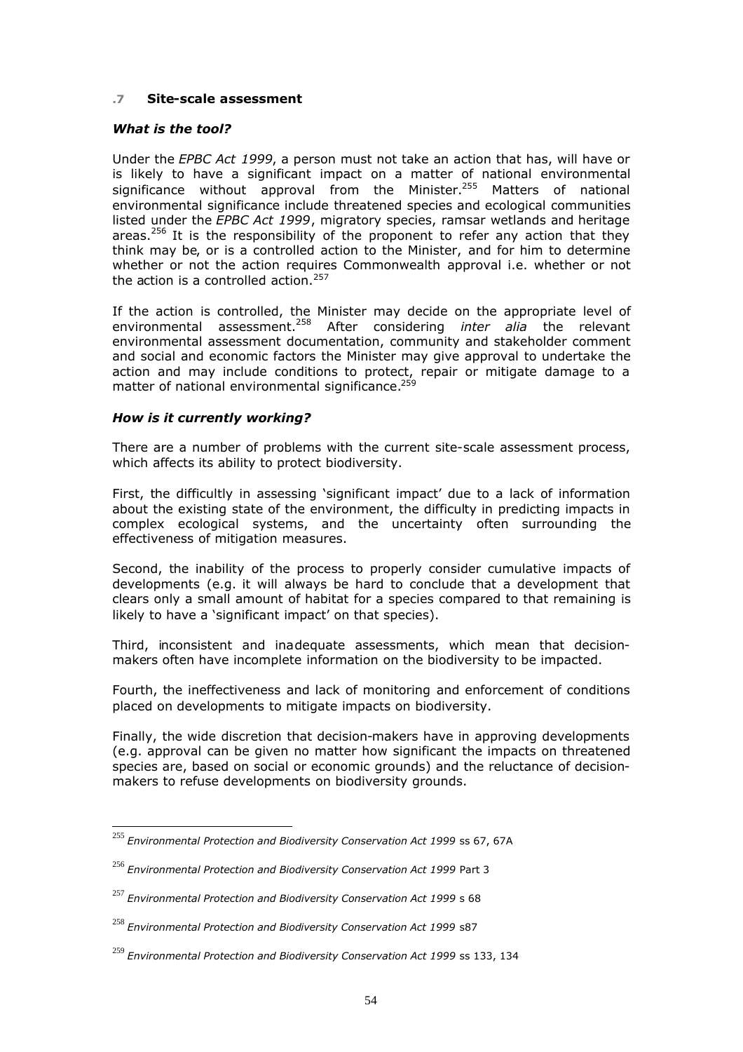### .7 Site-scale assessment

#### *What is the tool?*

Under the *EPBC Act 1999*, a person must not take an action that has, will have or is likely to have a significant impact on a matter of national environmental significance without approval from the Minister.[255] Matters of national environmental significance include threatened species and ecological communities listed under the *EPBC Act 1999*, migratory species, ramsar wetlands and heritage areas.[256] It is the responsibility of the proponent to refer any action that they think may be, or is a controlled action to the Minister, and for him to determine whether or not the action requires Commonwealth approval i.e. whether or not the action is a controlled action.[257]

If the action is controlled, the Minister may decide on the appropriate level of environmental assessment.[258] After considering *inter alia* the relevant environmental assessment documentation, community and stakeholder comment and social and economic factors the Minister may give approval to undertake the action and may include conditions to protect, repair or mitigate damage to a matter of national environmental significance.[259]

#### *How is it currently working?*

There are a number of problems with the current site-scale assessment process, which affects its ability to protect biodiversity.

First, the difficultly in assessing 'significant impact' due to a lack of information about the existing state of the environment, the difficulty in predicting impacts in complex ecological systems, and the uncertainty often surrounding the effectiveness of mitigation measures.

Second, the inability of the process to properly consider cumulative impacts of developments (e.g. it will always be hard to conclude that a development that clears only a small amount of habitat for a species compared to that remaining is likely to have a 'significant impact' on that species).

Third, inconsistent and inadequate assessments, which mean that decision-makers often have incomplete information on the biodiversity to be impacted.

Fourth, the ineffectiveness and lack of monitoring and enforcement of conditions placed on developments to mitigate impacts on biodiversity.

Finally, the wide discretion that decision-makers have in approving developments (e.g. approval can be given no matter how significant the impacts on threatened species are, based on social or economic grounds) and the reluctance of decision-makers to refuse developments on biodiversity grounds.

---

[255] *Environmental Protection and Biodiversity Conservation Act 1999* ss 67, 67A

[256] *Environmental Protection and Biodiversity Conservation Act 1999* Part 3

[257] *Environmental Protection and Biodiversity Conservation Act 1999* s 68

[258] *Environmental Protection and Biodiversity Conservation Act 1999* s87

[259] *Environmental Protection and Biodiversity Conservation Act 1999* ss 133, 134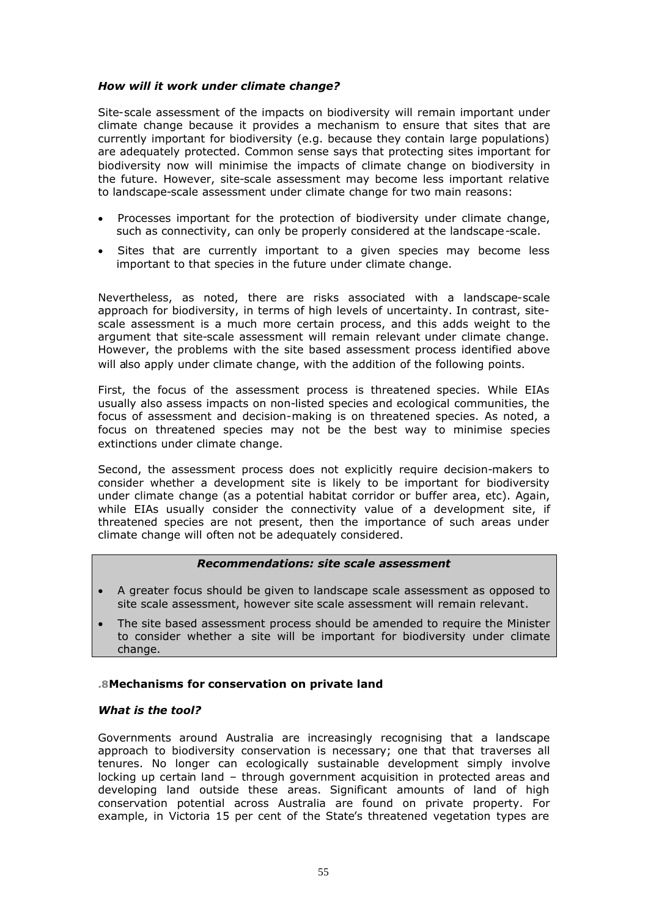### *How will it work under climate change?*

Site-scale assessment of the impacts on biodiversity will remain important under climate change because it provides a mechanism to ensure that sites that are currently important for biodiversity (e.g. because they contain large populations) are adequately protected. Common sense says that protecting sites important for biodiversity now will minimise the impacts of climate change on biodiversity in the future. However, site-scale assessment may become less important relative to landscape-scale assessment under climate change for two main reasons:

- Processes important for the protection of biodiversity under climate change, such as connectivity, can only be properly considered at the landscape-scale.
- Sites that are currently important to a given species may become less important to that species in the future under climate change.

Nevertheless, as noted, there are risks associated with a landscape-scale approach for biodiversity, in terms of high levels of uncertainty. In contrast, site-scale assessment is a much more certain process, and this adds weight to the argument that site-scale assessment will remain relevant under climate change. However, the problems with the site based assessment process identified above will also apply under climate change, with the addition of the following points.

First, the focus of the assessment process is threatened species. While EIAs usually also assess impacts on non-listed species and ecological communities, the focus of assessment and decision-making is on threatened species. As noted, a focus on threatened species may not be the best way to minimise species extinctions under climate change.

Second, the assessment process does not explicitly require decision-makers to consider whether a development site is likely to be important for biodiversity under climate change (as a potential habitat corridor or buffer area, etc). Again, while EIAs usually consider the connectivity value of a development site, if threatened species are not present, then the importance of such areas under climate change will often not be adequately considered.

**_Recommendations: site scale assessment_**

- A greater focus should be given to landscape scale assessment as opposed to site scale assessment, however site scale assessment will remain relevant.
- The site based assessment process should be amended to require the Minister to consider whether a site will be important for biodiversity under climate change.

## .8 Mechanisms for conservation on private land

### *What is the tool?*

Governments around Australia are increasingly recognising that a landscape approach to biodiversity conservation is necessary; one that that traverses all tenures. No longer can ecologically sustainable development simply involve locking up certain land – through government acquisition in protected areas and developing land outside these areas. Significant amounts of land of high conservation potential across Australia are found on private property. For example, in Victoria 15 per cent of the State's threatened vegetation types are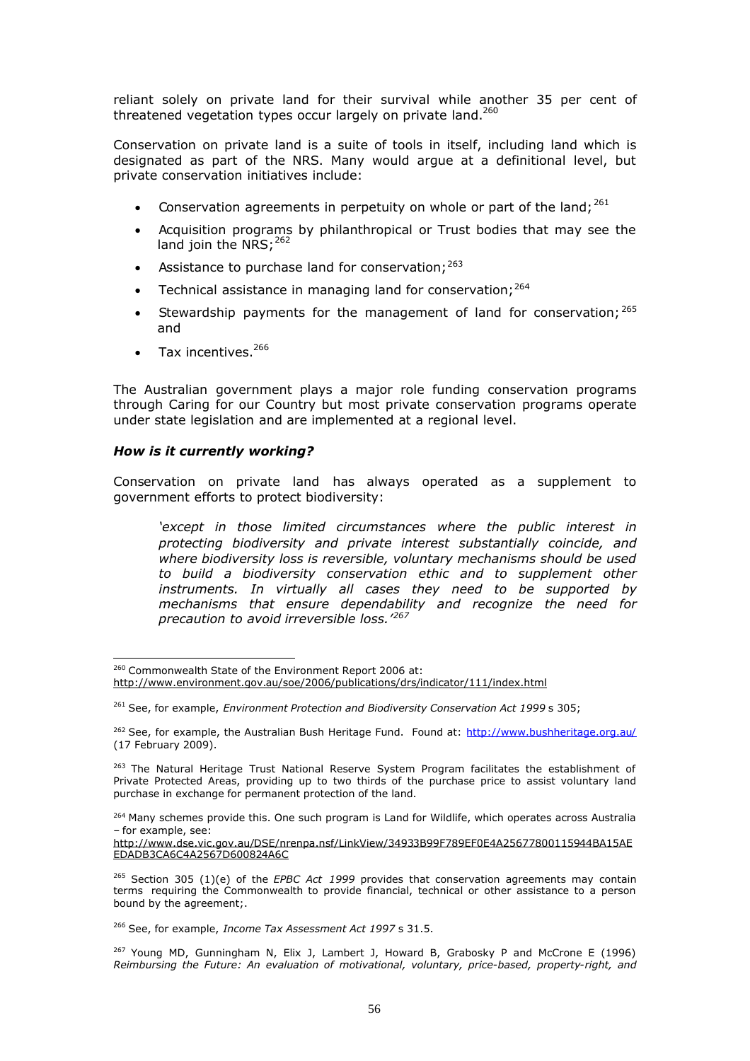reliant solely on private land for their survival while another 35 per cent of threatened vegetation types occur largely on private land.[260]

Conservation on private land is a suite of tools in itself, including land which is designated as part of the NRS. Many would argue at a definitional level, but private conservation initiatives include:

- Conservation agreements in perpetuity on whole or part of the land;[261]
- Acquisition programs by philanthropical or Trust bodies that may see the land join the NRS;[262]
- Assistance to purchase land for conservation;[263]
- Technical assistance in managing land for conservation;[264]
- Stewardship payments for the management of land for conservation;[265] and
- Tax incentives.[266]

The Australian government plays a major role funding conservation programs through Caring for our Country but most private conservation programs operate under state legislation and are implemented at a regional level.

***How is it currently working?***

Conservation on private land has always operated as a supplement to government efforts to protect biodiversity:

> *'except in those limited circumstances where the public interest in protecting biodiversity and private interest substantially coincide, and where biodiversity loss is reversible, voluntary mechanisms should be used to build a biodiversity conservation ethic and to supplement other instruments. In virtually all cases they need to be supported by mechanisms that ensure dependability and recognize the need for precaution to avoid irreversible loss.'*[267]

---

[260] Commonwealth State of the Environment Report 2006 at: http://www.environment.gov.au/soe/2006/publications/drs/indicator/111/index.html

[261] See, for example, *Environment Protection and Biodiversity Conservation Act 1999* s 305;

[262] See, for example, the Australian Bush Heritage Fund. Found at: http://www.bushheritage.org.au/ (17 February 2009).

[263] The Natural Heritage Trust National Reserve System Program facilitates the establishment of Private Protected Areas, providing up to two thirds of the purchase price to assist voluntary land purchase in exchange for permanent protection of the land.

[264] Many schemes provide this. One such program is Land for Wildlife, which operates across Australia – for example, see: http://www.dse.vic.gov.au/DSE/nrenpa.nsf/LinkView/34933B99F789EF0E4A25677800115944BA15AEEDADB3CA6C4A2567D600824A6C

[265] Section 305 (1)(e) of the *EPBC Act 1999* provides that conservation agreements may contain terms requiring the Commonwealth to provide financial, technical or other assistance to a person bound by the agreement;.

[266] See, for example, *Income Tax Assessment Act 1997* s 31.5.

[267] Young MD, Gunningham N, Elix J, Lambert J, Howard B, Grabosky P and McCrone E (1996) *Reimbursing the Future: An evaluation of motivational, voluntary, price-based, property-right, and*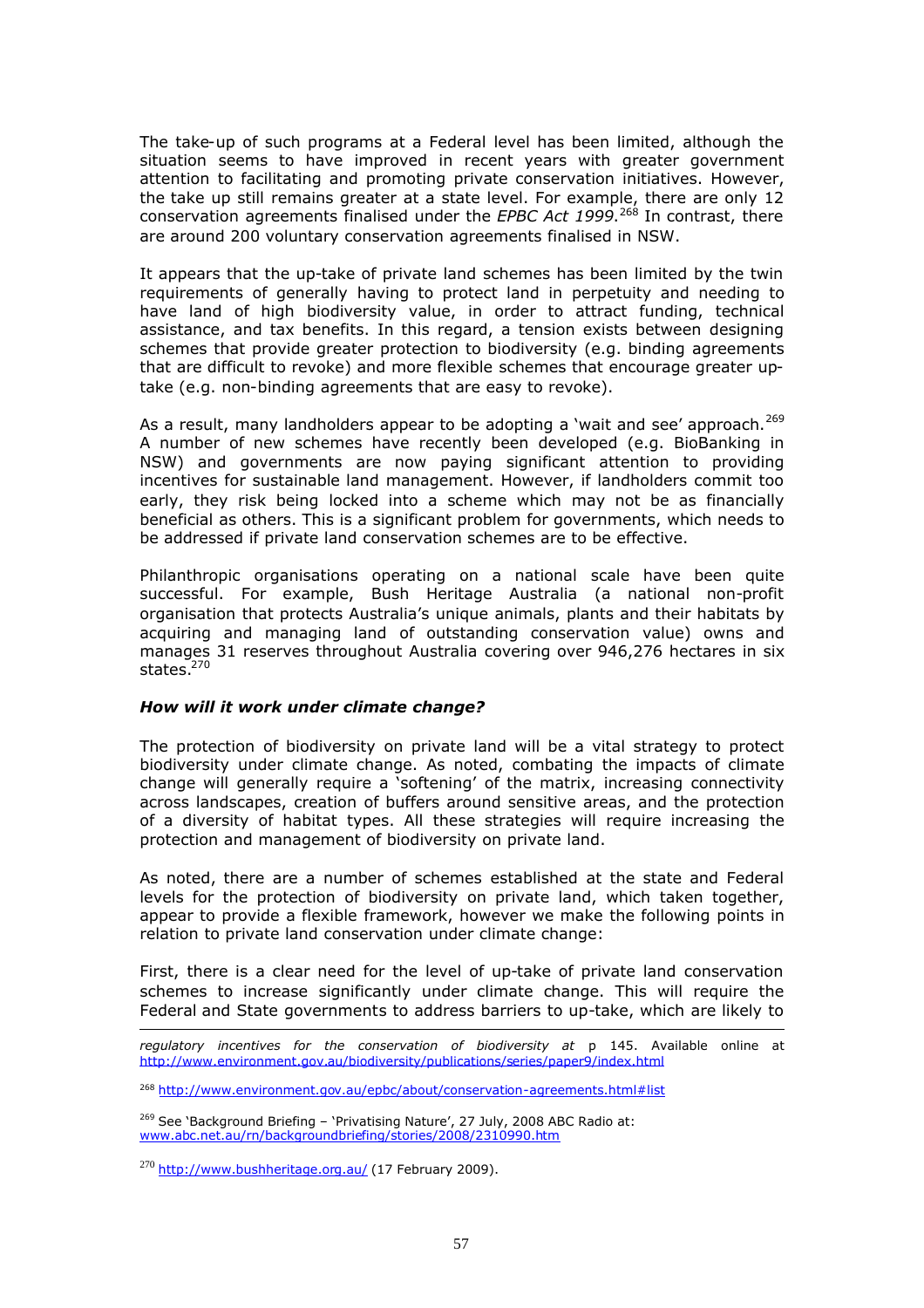The take-up of such programs at a Federal level has been limited, although the situation seems to have improved in recent years with greater government attention to facilitating and promoting private conservation initiatives. However, the take up still remains greater at a state level. For example, there are only 12 conservation agreements finalised under the *EPBC Act 1999*.[268] In contrast, there are around 200 voluntary conservation agreements finalised in NSW.

It appears that the up-take of private land schemes has been limited by the twin requirements of generally having to protect land in perpetuity and needing to have land of high biodiversity value, in order to attract funding, technical assistance, and tax benefits. In this regard, a tension exists between designing schemes that provide greater protection to biodiversity (e.g. binding agreements that are difficult to revoke) and more flexible schemes that encourage greater up-take (e.g. non-binding agreements that are easy to revoke).

As a result, many landholders appear to be adopting a 'wait and see' approach.[269] A number of new schemes have recently been developed (e.g. BioBanking in NSW) and governments are now paying significant attention to providing incentives for sustainable land management. However, if landholders commit too early, they risk being locked into a scheme which may not be as financially beneficial as others. This is a significant problem for governments, which needs to be addressed if private land conservation schemes are to be effective.

Philanthropic organisations operating on a national scale have been quite successful. For example, Bush Heritage Australia (a national non-profit organisation that protects Australia's unique animals, plants and their habitats by acquiring and managing land of outstanding conservation value) owns and manages 31 reserves throughout Australia covering over 946,276 hectares in six states.[270]

### *How will it work under climate change?*

The protection of biodiversity on private land will be a vital strategy to protect biodiversity under climate change. As noted, combating the impacts of climate change will generally require a 'softening' of the matrix, increasing connectivity across landscapes, creation of buffers around sensitive areas, and the protection of a diversity of habitat types. All these strategies will require increasing the protection and management of biodiversity on private land.

As noted, there are a number of schemes established at the state and Federal levels for the protection of biodiversity on private land, which taken together, appear to provide a flexible framework, however we make the following points in relation to private land conservation under climate change:

First, there is a clear need for the level of up-take of private land conservation schemes to increase significantly under climate change. This will require the Federal and State governments to address barriers to up-take, which are likely to

---

*regulatory incentives for the conservation of biodiversity at* p 145. Available online at http://www.environment.gov.au/biodiversity/publications/series/paper9/index.html

[268] http://www.environment.gov.au/epbc/about/conservation-agreements.html#list

[269] See 'Background Briefing – 'Privatising Nature', 27 July, 2008 ABC Radio at: www.abc.net.au/rn/backgroundbriefing/stories/2008/2310990.htm

[270] http://www.bushheritage.org.au/ (17 February 2009).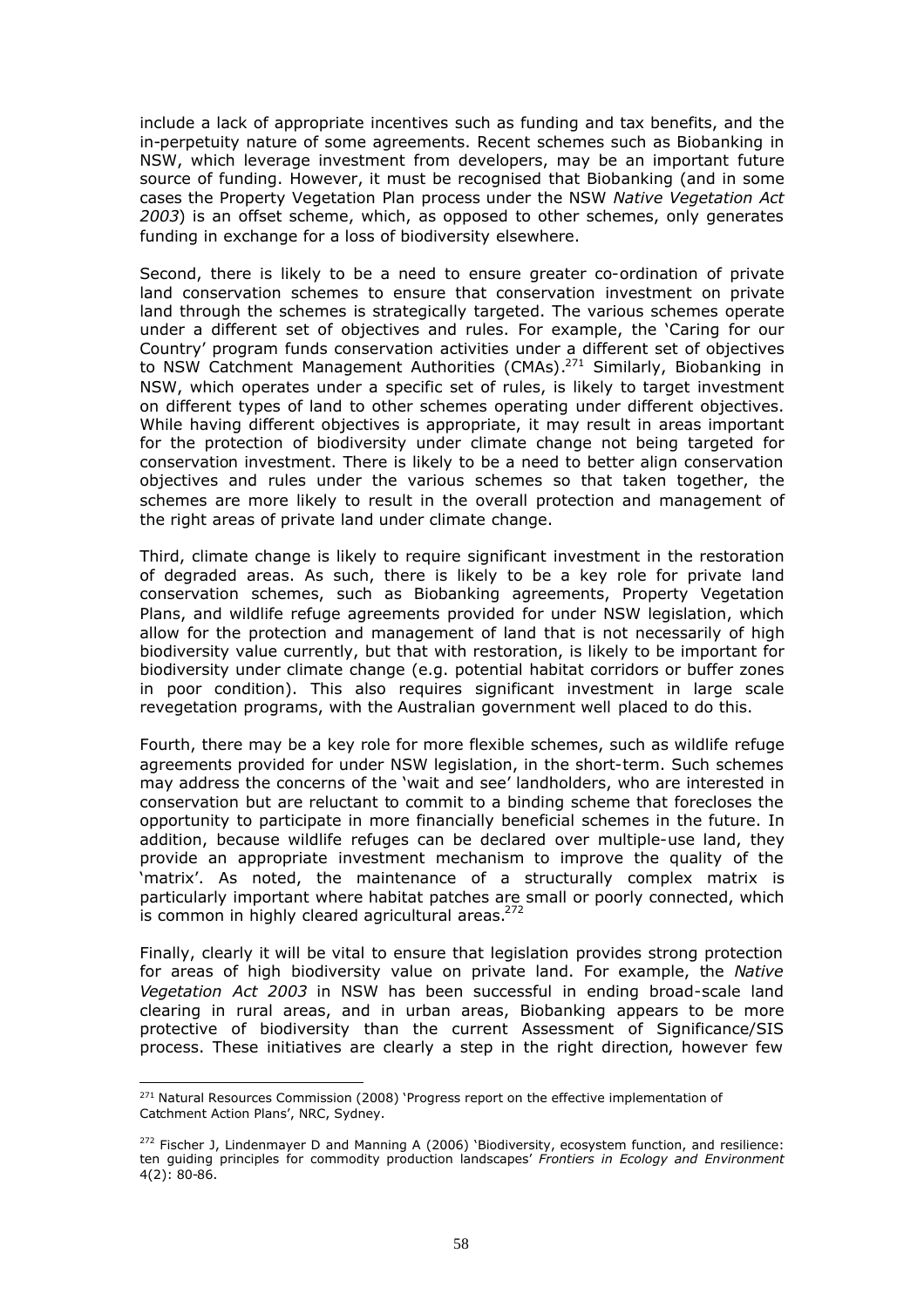include a lack of appropriate incentives such as funding and tax benefits, and the in-perpetuity nature of some agreements. Recent schemes such as Biobanking in NSW, which leverage investment from developers, may be an important future source of funding. However, it must be recognised that Biobanking (and in some cases the Property Vegetation Plan process under the NSW *Native Vegetation Act 2003*) is an offset scheme, which, as opposed to other schemes, only generates funding in exchange for a loss of biodiversity elsewhere.

Second, there is likely to be a need to ensure greater co-ordination of private land conservation schemes to ensure that conservation investment on private land through the schemes is strategically targeted. The various schemes operate under a different set of objectives and rules. For example, the 'Caring for our Country' program funds conservation activities under a different set of objectives to NSW Catchment Management Authorities (CMAs).[271] Similarly, Biobanking in NSW, which operates under a specific set of rules, is likely to target investment on different types of land to other schemes operating under different objectives. While having different objectives is appropriate, it may result in areas important for the protection of biodiversity under climate change not being targeted for conservation investment. There is likely to be a need to better align conservation objectives and rules under the various schemes so that taken together, the schemes are more likely to result in the overall protection and management of the right areas of private land under climate change.

Third, climate change is likely to require significant investment in the restoration of degraded areas. As such, there is likely to be a key role for private land conservation schemes, such as Biobanking agreements, Property Vegetation Plans, and wildlife refuge agreements provided for under NSW legislation, which allow for the protection and management of land that is not necessarily of high biodiversity value currently, but that with restoration, is likely to be important for biodiversity under climate change (e.g. potential habitat corridors or buffer zones in poor condition). This also requires significant investment in large scale revegetation programs, with the Australian government well placed to do this.

Fourth, there may be a key role for more flexible schemes, such as wildlife refuge agreements provided for under NSW legislation, in the short-term. Such schemes may address the concerns of the 'wait and see' landholders, who are interested in conservation but are reluctant to commit to a binding scheme that forecloses the opportunity to participate in more financially beneficial schemes in the future. In addition, because wildlife refuges can be declared over multiple-use land, they provide an appropriate investment mechanism to improve the quality of the 'matrix'. As noted, the maintenance of a structurally complex matrix is particularly important where habitat patches are small or poorly connected, which is common in highly cleared agricultural areas.[272]

Finally, clearly it will be vital to ensure that legislation provides strong protection for areas of high biodiversity value on private land. For example, the *Native Vegetation Act 2003* in NSW has been successful in ending broad-scale land clearing in rural areas, and in urban areas, Biobanking appears to be more protective of biodiversity than the current Assessment of Significance/SIS process. These initiatives are clearly a step in the right direction, however few

---

[271] Natural Resources Commission (2008) 'Progress report on the effective implementation of Catchment Action Plans', NRC, Sydney.

[272] Fischer J, Lindenmayer D and Manning A (2006) 'Biodiversity, ecosystem function, and resilience: ten guiding principles for commodity production landscapes' *Frontiers in Ecology and Environment* 4(2): 80-86.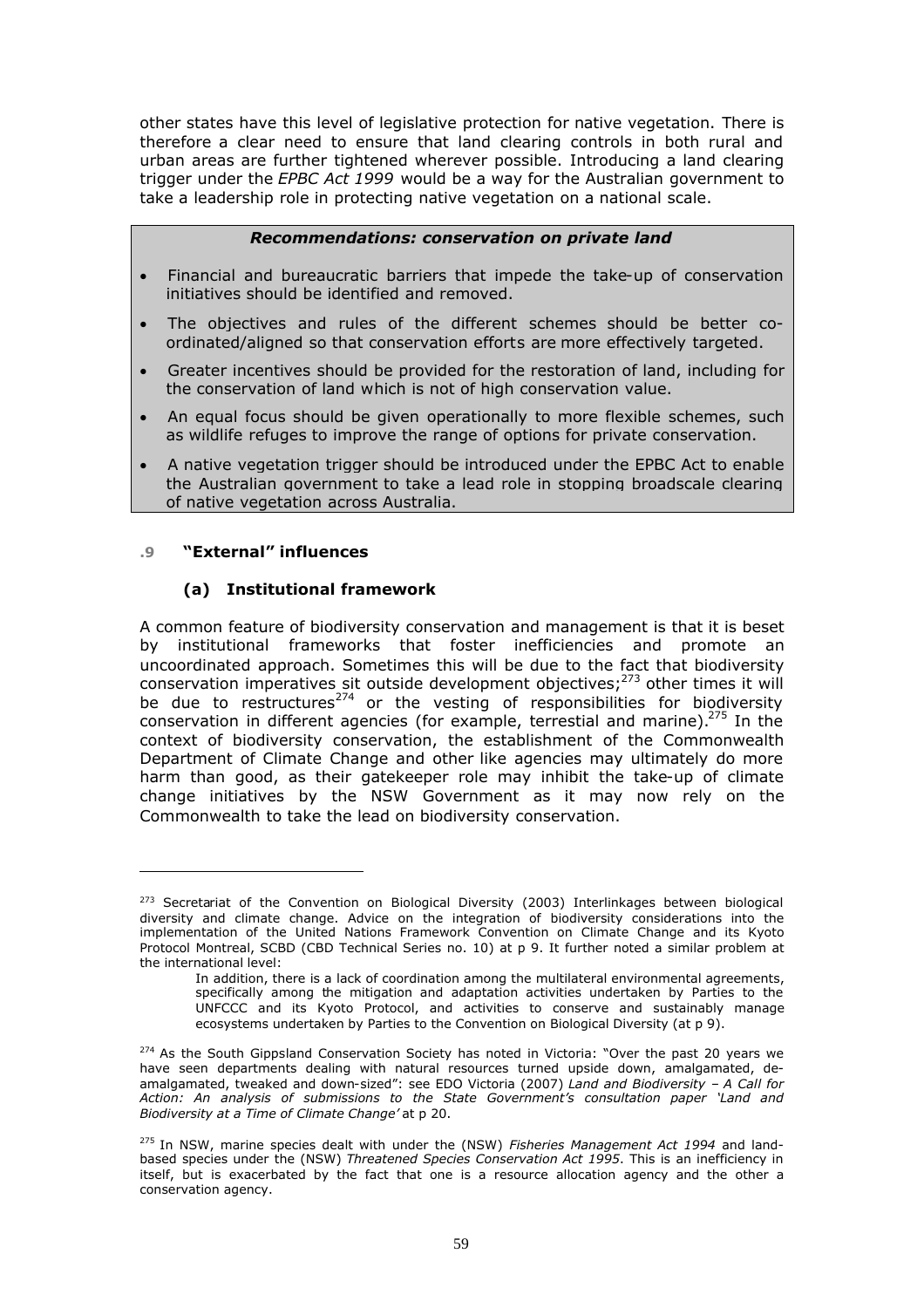other states have this level of legislative protection for native vegetation. There is therefore a clear need to ensure that land clearing controls in both rural and urban areas are further tightened wherever possible. Introducing a land clearing trigger under the *EPBC Act 1999* would be a way for the Australian government to take a leadership role in protecting native vegetation on a national scale.

***Recommendations: conservation on private land***

- Financial and bureaucratic barriers that impede the take-up of conservation initiatives should be identified and removed.
- The objectives and rules of the different schemes should be better co-ordinated/aligned so that conservation efforts are more effectively targeted.
- Greater incentives should be provided for the restoration of land, including for the conservation of land which is not of high conservation value.
- An equal focus should be given operationally to more flexible schemes, such as wildlife refuges to improve the range of options for private conservation.
- A native vegetation trigger should be introduced under the EPBC Act to enable the Australian government to take a lead role in stopping broadscale clearing of native vegetation across Australia.

### .9 "External" influences

#### (a) Institutional framework

A common feature of biodiversity conservation and management is that it is beset by institutional frameworks that foster inefficiencies and promote an uncoordinated approach. Sometimes this will be due to the fact that biodiversity conservation imperatives sit outside development objectives;[273] other times it will be due to restructures[274] or the vesting of responsibilities for biodiversity conservation in different agencies (for example, terrestial and marine).[275] In the context of biodiversity conservation, the establishment of the Commonwealth Department of Climate Change and other like agencies may ultimately do more harm than good, as their gatekeeper role may inhibit the take-up of climate change initiatives by the NSW Government as it may now rely on the Commonwealth to take the lead on biodiversity conservation.

---

[273] Secretariat of the Convention on Biological Diversity (2003) Interlinkages between biological diversity and climate change. Advice on the integration of biodiversity considerations into the implementation of the United Nations Framework Convention on Climate Change and its Kyoto Protocol Montreal, SCBD (CBD Technical Series no. 10) at p 9. It further noted a similar problem at the international level:

> In addition, there is a lack of coordination among the multilateral environmental agreements, specifically among the mitigation and adaptation activities undertaken by Parties to the UNFCCC and its Kyoto Protocol, and activities to conserve and sustainably manage ecosystems undertaken by Parties to the Convention on Biological Diversity (at p 9).

[274] As the South Gippsland Conservation Society has noted in Victoria: "Over the past 20 years we have seen departments dealing with natural resources turned upside down, amalgamated, de-amalgamated, tweaked and down-sized": see EDO Victoria (2007) *Land and Biodiversity – A Call for Action: An analysis of submissions to the State Government's consultation paper 'Land and Biodiversity at a Time of Climate Change'* at p 20.

[275] In NSW, marine species dealt with under the (NSW) *Fisheries Management Act 1994* and land-based species under the (NSW) *Threatened Species Conservation Act 1995.* This is an inefficiency in itself, but is exacerbated by the fact that one is a resource allocation agency and the other a conservation agency.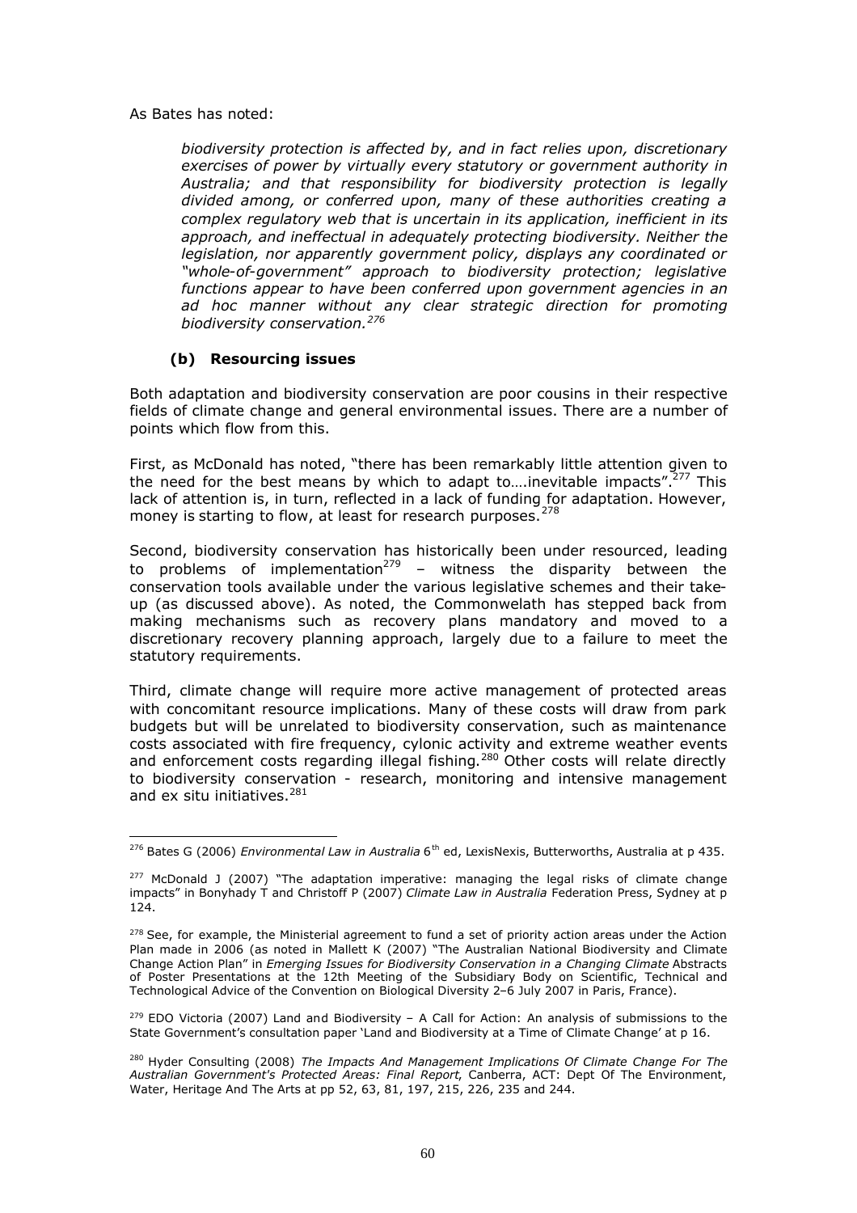As Bates has noted:

> *biodiversity protection is affected by, and in fact relies upon, discretionary exercises of power by virtually every statutory or government authority in Australia; and that responsibility for biodiversity protection is legally divided among, or conferred upon, many of these authorities creating a complex regulatory web that is uncertain in its application, inefficient in its approach, and ineffectual in adequately protecting biodiversity. Neither the legislation, nor apparently government policy, displays any coordinated or "whole-of-government" approach to biodiversity protection; legislative functions appear to have been conferred upon government agencies in an ad hoc manner without any clear strategic direction for promoting biodiversity conservation.*[276]

### (b) Resourcing issues

Both adaptation and biodiversity conservation are poor cousins in their respective fields of climate change and general environmental issues. There are a number of points which flow from this.

First, as McDonald has noted, "there has been remarkably little attention given to the need for the best means by which to adapt to….inevitable impacts".[277] This lack of attention is, in turn, reflected in a lack of funding for adaptation. However, money is starting to flow, at least for research purposes.[278]

Second, biodiversity conservation has historically been under resourced, leading to problems of implementation[279] – witness the disparity between the conservation tools available under the various legislative schemes and their take-up (as discussed above). As noted, the Commonwelath has stepped back from making mechanisms such as recovery plans mandatory and moved to a discretionary recovery planning approach, largely due to a failure to meet the statutory requirements.

Third, climate change will require more active management of protected areas with concomitant resource implications. Many of these costs will draw from park budgets but will be unrelated to biodiversity conservation, such as maintenance costs associated with fire frequency, cylonic activity and extreme weather events and enforcement costs regarding illegal fishing.[280] Other costs will relate directly to biodiversity conservation - research, monitoring and intensive management and ex situ initiatives.[281]

---

[276] Bates G (2006) *Environmental Law in Australia* 6th ed, LexisNexis, Butterworths, Australia at p 435.

[277] McDonald J (2007) "The adaptation imperative: managing the legal risks of climate change impacts" in Bonyhady T and Christoff P (2007) *Climate Law in Australia* Federation Press, Sydney at p 124.

[278] See, for example, the Ministerial agreement to fund a set of priority action areas under the Action Plan made in 2006 (as noted in Mallett K (2007) "The Australian National Biodiversity and Climate Change Action Plan" in *Emerging Issues for Biodiversity Conservation in a Changing Climate* Abstracts of Poster Presentations at the 12th Meeting of the Subsidiary Body on Scientific, Technical and Technological Advice of the Convention on Biological Diversity 2–6 July 2007 in Paris, France).

[279] EDO Victoria (2007) Land and Biodiversity – A Call for Action: An analysis of submissions to the State Government's consultation paper 'Land and Biodiversity at a Time of Climate Change' at p 16.

[280] Hyder Consulting (2008) *The Impacts And Management Implications Of Climate Change For The Australian Government's Protected Areas: Final Report*, Canberra, ACT: Dept Of The Environment, Water, Heritage And The Arts at pp 52, 63, 81, 197, 215, 226, 235 and 244.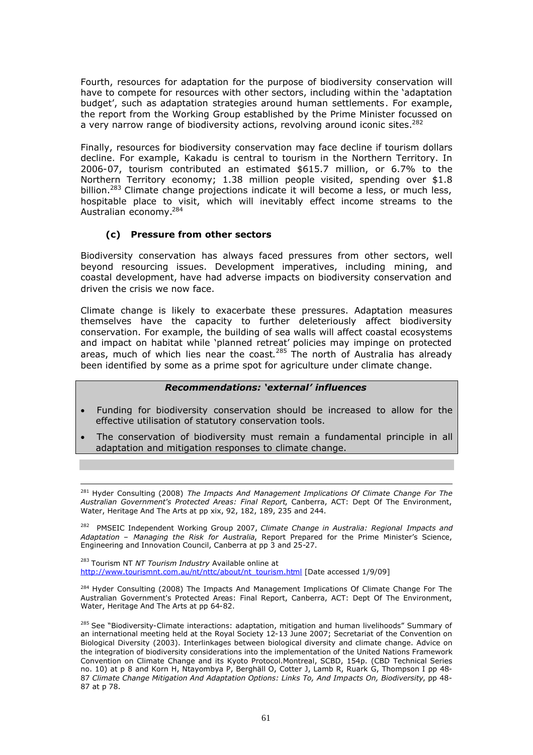Fourth, resources for adaptation for the purpose of biodiversity conservation will have to compete for resources with other sectors, including within the 'adaptation budget', such as adaptation strategies around human settlements. For example, the report from the Working Group established by the Prime Minister focussed on a very narrow range of biodiversity actions, revolving around iconic sites.[282]

Finally, resources for biodiversity conservation may face decline if tourism dollars decline. For example, Kakadu is central to tourism in the Northern Territory. In 2006-07, tourism contributed an estimated $615.7 million, or 6.7% to the Northern Territory economy; 1.38 million people visited, spending over $1.8 billion.[283] Climate change projections indicate it will become a less, or much less, hospitable place to visit, which will inevitably effect income streams to the Australian economy.[284]

### (c) Pressure from other sectors

Biodiversity conservation has always faced pressures from other sectors, well beyond resourcing issues. Development imperatives, including mining, and coastal development, have had adverse impacts on biodiversity conservation and driven the crisis we now face.

Climate change is likely to exacerbate these pressures. Adaptation measures themselves have the capacity to further deleteriously affect biodiversity conservation. For example, the building of sea walls will affect coastal ecosystems and impact on habitat while 'planned retreat' policies may impinge on protected areas, much of which lies near the coast.[285] The north of Australia has already been identified by some as a prime spot for agriculture under climate change.

***Recommendations: 'external' influences***

- Funding for biodiversity conservation should be increased to allow for the effective utilisation of statutory conservation tools.
- The conservation of biodiversity must remain a fundamental principle in all adaptation and mitigation responses to climate change.

---

[281] Hyder Consulting (2008) *The Impacts And Management Implications Of Climate Change For The Australian Government's Protected Areas: Final Report*, Canberra, ACT: Dept Of The Environment, Water, Heritage And The Arts at pp xix, 92, 182, 189, 235 and 244.

[282] PMSEIC Independent Working Group 2007, *Climate Change in Australia: Regional Impacts and Adaptation – Managing the Risk for Australia*, Report Prepared for the Prime Minister's Science, Engineering and Innovation Council, Canberra at pp 3 and 25-27.

[283] Tourism NT *NT Tourism Industry* Available online at http://www.tourismnt.com.au/nt/nttc/about/nt_tourism.html [Date accessed 1/9/09]

[284] Hyder Consulting (2008) The Impacts And Management Implications Of Climate Change For The Australian Government's Protected Areas: Final Report, Canberra, ACT: Dept Of The Environment, Water, Heritage And The Arts at pp 64-82.

[285] See "Biodiversity-Climate interactions: adaptation, mitigation and human livelihoods" Summary of an international meeting held at the Royal Society 12-13 June 2007; Secretariat of the Convention on Biological Diversity (2003). Interlinkages between biological diversity and climate change. Advice on the integration of biodiversity considerations into the implementation of the United Nations Framework Convention on Climate Change and its Kyoto Protocol.Montreal, SCBD, 154p. (CBD Technical Series no. 10) at p 8 and Korn H, Ntayombya P, Berghäll O, Cotter J, Lamb R, Ruark G, Thompson I pp 48-87 *Climate Change Mitigation And Adaptation Options: Links To, And Impacts On, Biodiversity*, pp 48-87 at p 78.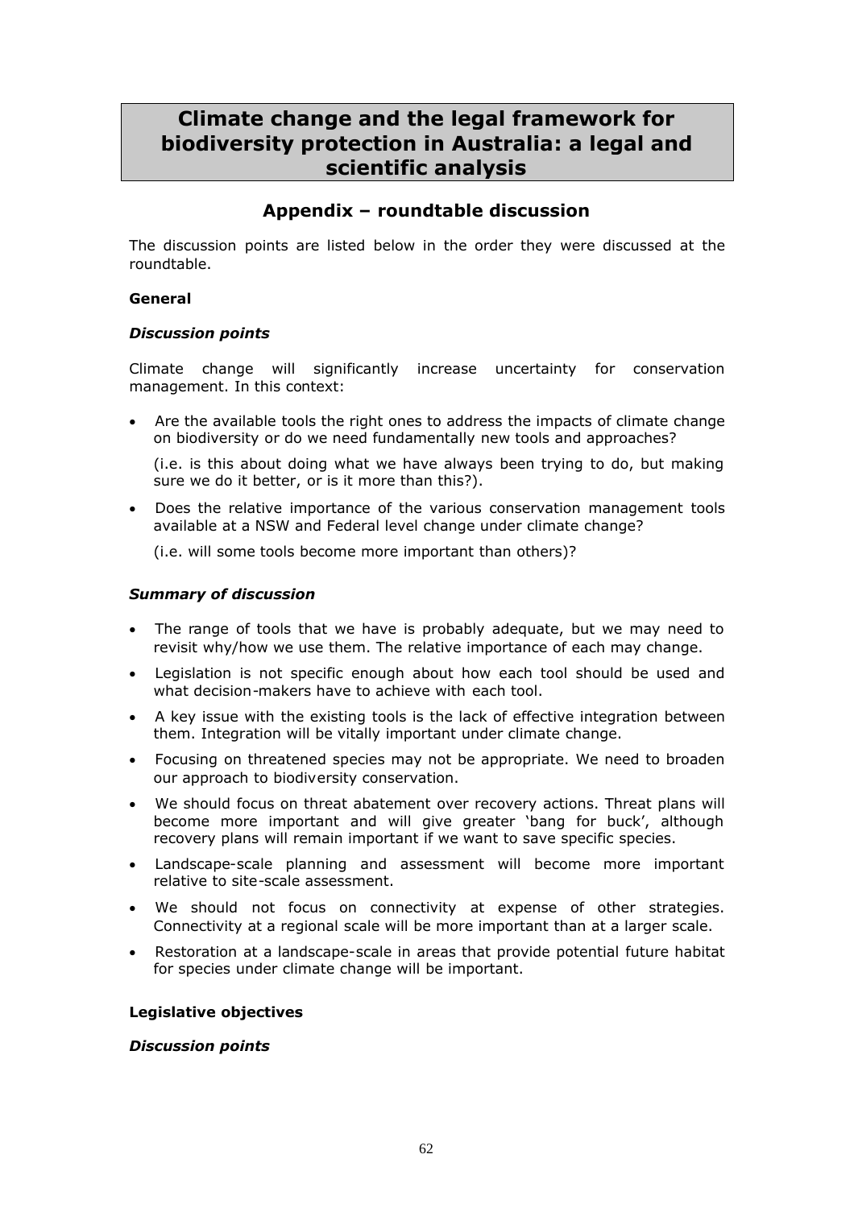# Climate change and the legal framework for biodiversity protection in Australia: a legal and scientific analysis

## Appendix – roundtable discussion

The discussion points are listed below in the order they were discussed at the roundtable.

**General**

***Discussion points***

Climate change will significantly increase uncertainty for conservation management. In this context:

- Are the available tools the right ones to address the impacts of climate change on biodiversity or do we need fundamentally new tools and approaches?

  (i.e. is this about doing what we have always been trying to do, but making sure we do it better, or is it more than this?).

- Does the relative importance of the various conservation management tools available at a NSW and Federal level change under climate change?

  (i.e. will some tools become more important than others)?

***Summary of discussion***

- The range of tools that we have is probably adequate, but we may need to revisit why/how we use them. The relative importance of each may change.
- Legislation is not specific enough about how each tool should be used and what decision-makers have to achieve with each tool.
- A key issue with the existing tools is the lack of effective integration between them. Integration will be vitally important under climate change.
- Focusing on threatened species may not be appropriate. We need to broaden our approach to biodiversity conservation.
- We should focus on threat abatement over recovery actions. Threat plans will become more important and will give greater 'bang for buck', although recovery plans will remain important if we want to save specific species.
- Landscape-scale planning and assessment will become more important relative to site-scale assessment.
- We should not focus on connectivity at expense of other strategies. Connectivity at a regional scale will be more important than at a larger scale.
- Restoration at a landscape-scale in areas that provide potential future habitat for species under climate change will be important.

**Legislative objectives**

***Discussion points***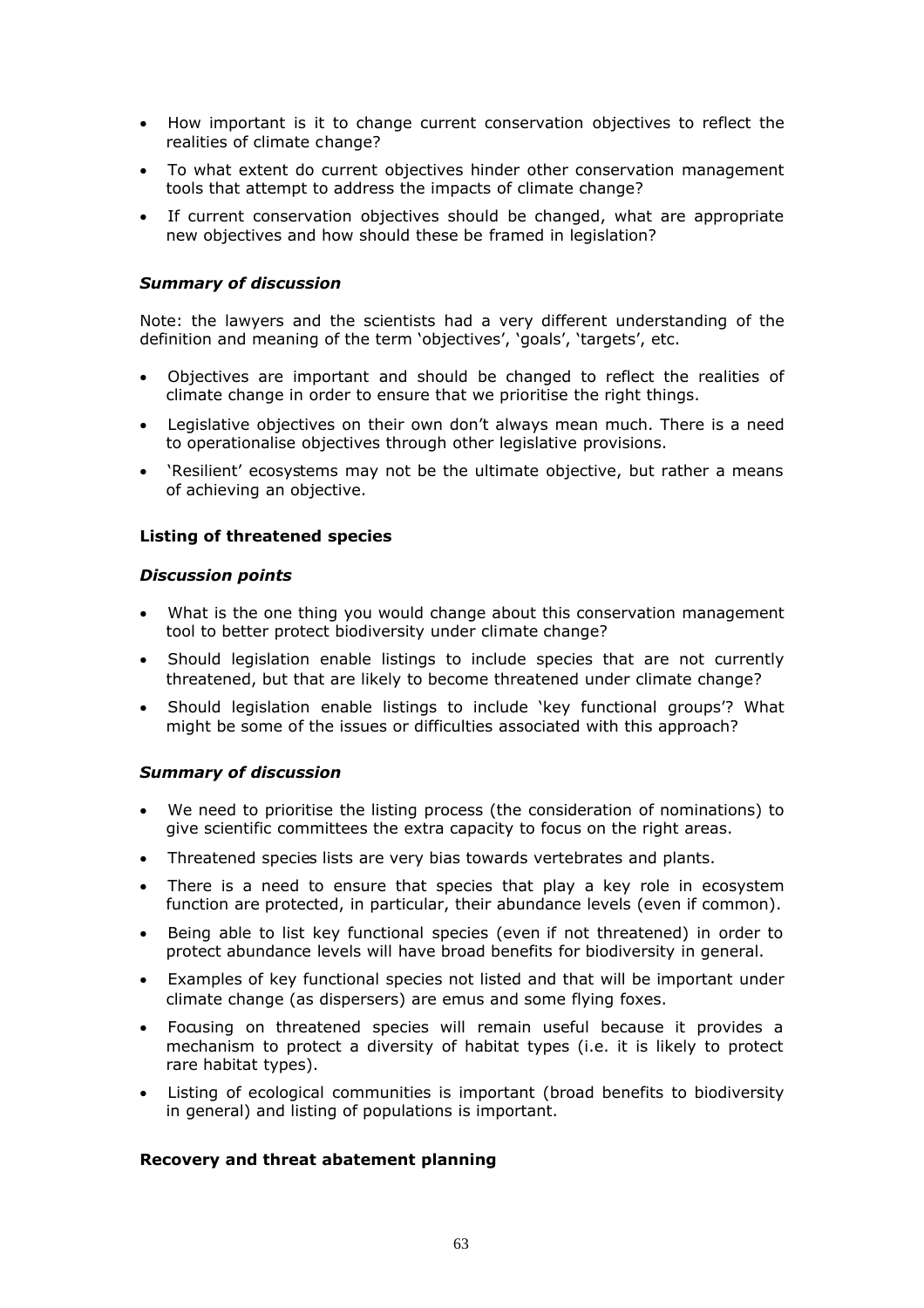- How important is it to change current conservation objectives to reflect the realities of climate change?
- To what extent do current objectives hinder other conservation management tools that attempt to address the impacts of climate change?
- If current conservation objectives should be changed, what are appropriate new objectives and how should these be framed in legislation?

#### *Summary of discussion*

Note: the lawyers and the scientists had a very different understanding of the definition and meaning of the term 'objectives', 'goals', 'targets', etc.

- Objectives are important and should be changed to reflect the realities of climate change in order to ensure that we prioritise the right things.
- Legislative objectives on their own don't always mean much. There is a need to operationalise objectives through other legislative provisions.
- 'Resilient' ecosystems may not be the ultimate objective, but rather a means of achieving an objective.

### **Listing of threatened species**

#### *Discussion points*

- What is the one thing you would change about this conservation management tool to better protect biodiversity under climate change?
- Should legislation enable listings to include species that are not currently threatened, but that are likely to become threatened under climate change?
- Should legislation enable listings to include 'key functional groups'? What might be some of the issues or difficulties associated with this approach?

#### *Summary of discussion*

- We need to prioritise the listing process (the consideration of nominations) to give scientific committees the extra capacity to focus on the right areas.
- Threatened species lists are very bias towards vertebrates and plants.
- There is a need to ensure that species that play a key role in ecosystem function are protected, in particular, their abundance levels (even if common).
- Being able to list key functional species (even if not threatened) in order to protect abundance levels will have broad benefits for biodiversity in general.
- Examples of key functional species not listed and that will be important under climate change (as dispersers) are emus and some flying foxes.
- Focusing on threatened species will remain useful because it provides a mechanism to protect a diversity of habitat types (i.e. it is likely to protect rare habitat types).
- Listing of ecological communities is important (broad benefits to biodiversity in general) and listing of populations is important.

### **Recovery and threat abatement planning**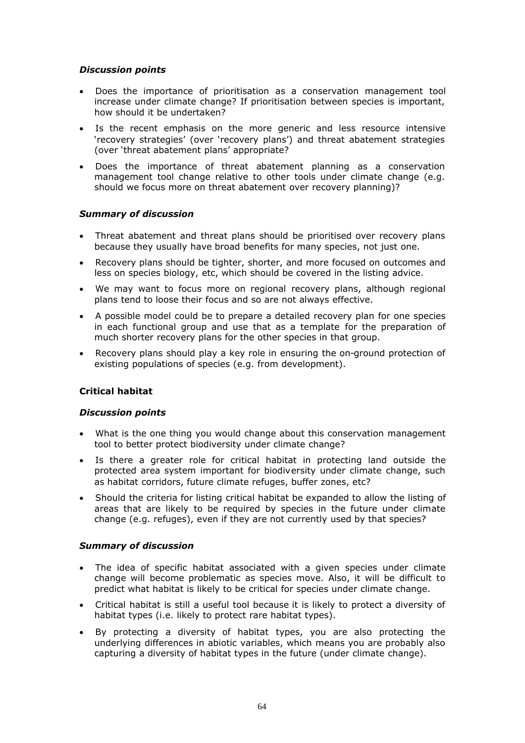### *Discussion points*

- Does the importance of prioritisation as a conservation management tool increase under climate change? If prioritisation between species is important, how should it be undertaken?
- Is the recent emphasis on the more generic and less resource intensive 'recovery strategies' (over 'recovery plans') and threat abatement strategies (over 'threat abatement plans' appropriate?
- Does the importance of threat abatement planning as a conservation management tool change relative to other tools under climate change (e.g. should we focus more on threat abatement over recovery planning)?

### *Summary of discussion*

- Threat abatement and threat plans should be prioritised over recovery plans because they usually have broad benefits for many species, not just one.
- Recovery plans should be tighter, shorter, and more focused on outcomes and less on species biology, etc, which should be covered in the listing advice.
- We may want to focus more on regional recovery plans, although regional plans tend to loose their focus and so are not always effective.
- A possible model could be to prepare a detailed recovery plan for one species in each functional group and use that as a template for the preparation of much shorter recovery plans for the other species in that group.
- Recovery plans should play a key role in ensuring the on-ground protection of existing populations of species (e.g. from development).

## **Critical habitat**

### *Discussion points*

- What is the one thing you would change about this conservation management tool to better protect biodiversity under climate change?
- Is there a greater role for critical habitat in protecting land outside the protected area system important for biodiversity under climate change, such as habitat corridors, future climate refuges, buffer zones, etc?
- Should the criteria for listing critical habitat be expanded to allow the listing of areas that are likely to be required by species in the future under climate change (e.g. refuges), even if they are not currently used by that species?

### *Summary of discussion*

- The idea of specific habitat associated with a given species under climate change will become problematic as species move. Also, it will be difficult to predict what habitat is likely to be critical for species under climate change.
- Critical habitat is still a useful tool because it is likely to protect a diversity of habitat types (i.e. likely to protect rare habitat types).
- By protecting a diversity of habitat types, you are also protecting the underlying differences in abiotic variables, which means you are probably also capturing a diversity of habitat types in the future (under climate change).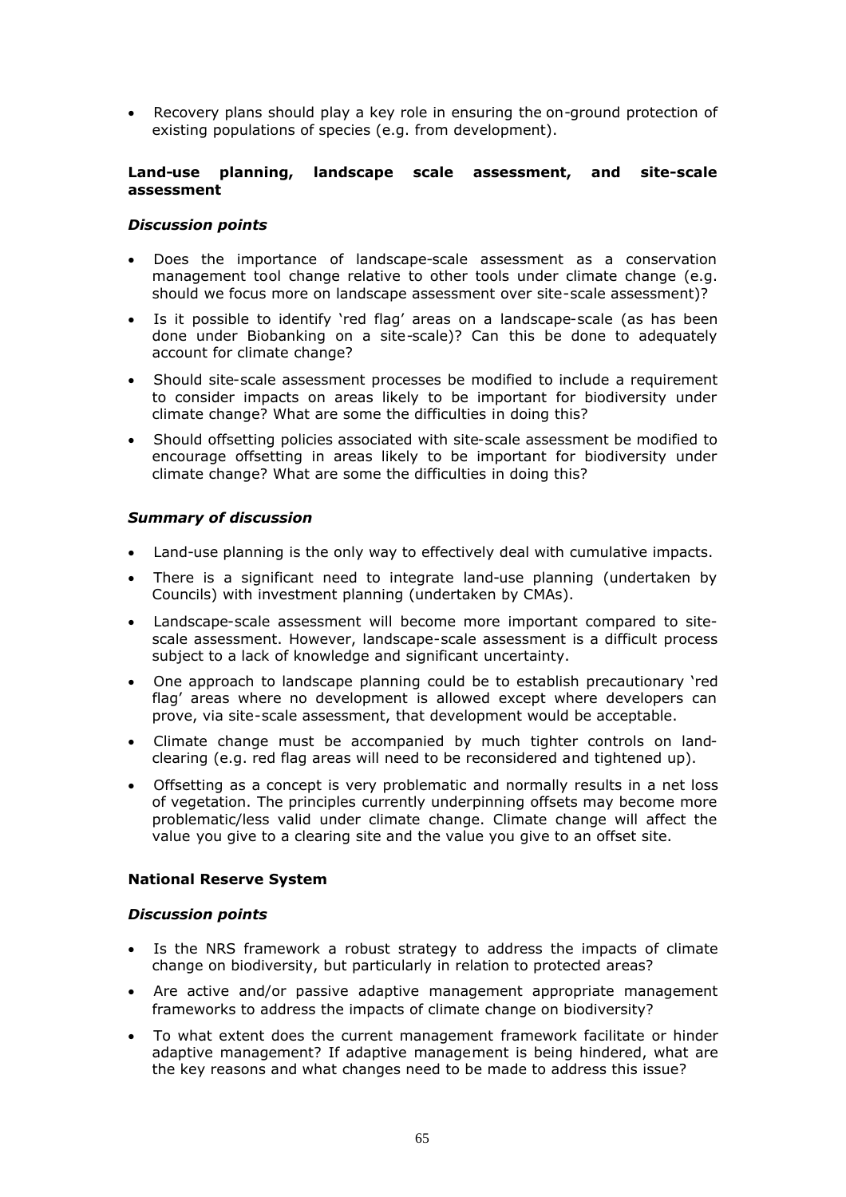- Recovery plans should play a key role in ensuring the on-ground protection of existing populations of species (e.g. from development).

### Land-use planning, landscape scale assessment, and site-scale assessment

#### *Discussion points*

- Does the importance of landscape-scale assessment as a conservation management tool change relative to other tools under climate change (e.g. should we focus more on landscape assessment over site-scale assessment)?
- Is it possible to identify 'red flag' areas on a landscape-scale (as has been done under Biobanking on a site-scale)? Can this be done to adequately account for climate change?
- Should site-scale assessment processes be modified to include a requirement to consider impacts on areas likely to be important for biodiversity under climate change? What are some the difficulties in doing this?
- Should offsetting policies associated with site-scale assessment be modified to encourage offsetting in areas likely to be important for biodiversity under climate change? What are some the difficulties in doing this?

#### *Summary of discussion*

- Land-use planning is the only way to effectively deal with cumulative impacts.
- There is a significant need to integrate land-use planning (undertaken by Councils) with investment planning (undertaken by CMAs).
- Landscape-scale assessment will become more important compared to site-scale assessment. However, landscape-scale assessment is a difficult process subject to a lack of knowledge and significant uncertainty.
- One approach to landscape planning could be to establish precautionary 'red flag' areas where no development is allowed except where developers can prove, via site-scale assessment, that development would be acceptable.
- Climate change must be accompanied by much tighter controls on land-clearing (e.g. red flag areas will need to be reconsidered and tightened up).
- Offsetting as a concept is very problematic and normally results in a net loss of vegetation. The principles currently underpinning offsets may become more problematic/less valid under climate change. Climate change will affect the value you give to a clearing site and the value you give to an offset site.

### National Reserve System

#### *Discussion points*

- Is the NRS framework a robust strategy to address the impacts of climate change on biodiversity, but particularly in relation to protected areas?
- Are active and/or passive adaptive management appropriate management frameworks to address the impacts of climate change on biodiversity?
- To what extent does the current management framework facilitate or hinder adaptive management? If adaptive management is being hindered, what are the key reasons and what changes need to be made to address this issue?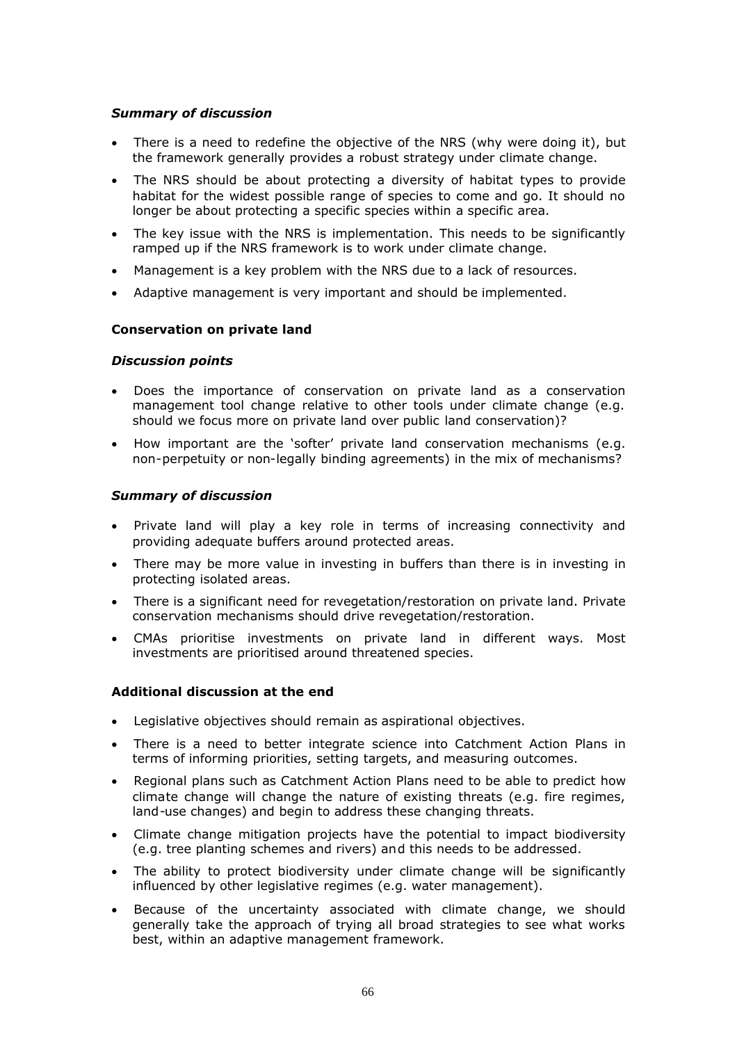*Summary of discussion*

- There is a need to redefine the objective of the NRS (why were doing it), but the framework generally provides a robust strategy under climate change.
- The NRS should be about protecting a diversity of habitat types to provide habitat for the widest possible range of species to come and go. It should no longer be about protecting a specific species within a specific area.
- The key issue with the NRS is implementation. This needs to be significantly ramped up if the NRS framework is to work under climate change.
- Management is a key problem with the NRS due to a lack of resources.
- Adaptive management is very important and should be implemented.

**Conservation on private land**

*Discussion points*

- Does the importance of conservation on private land as a conservation management tool change relative to other tools under climate change (e.g. should we focus more on private land over public land conservation)?
- How important are the 'softer' private land conservation mechanisms (e.g. non-perpetuity or non-legally binding agreements) in the mix of mechanisms?

*Summary of discussion*

- Private land will play a key role in terms of increasing connectivity and providing adequate buffers around protected areas.
- There may be more value in investing in buffers than there is in investing in protecting isolated areas.
- There is a significant need for revegetation/restoration on private land. Private conservation mechanisms should drive revegetation/restoration.
- CMAs prioritise investments on private land in different ways. Most investments are prioritised around threatened species.

**Additional discussion at the end**

- Legislative objectives should remain as aspirational objectives.
- There is a need to better integrate science into Catchment Action Plans in terms of informing priorities, setting targets, and measuring outcomes.
- Regional plans such as Catchment Action Plans need to be able to predict how climate change will change the nature of existing threats (e.g. fire regimes, land-use changes) and begin to address these changing threats.
- Climate change mitigation projects have the potential to impact biodiversity (e.g. tree planting schemes and rivers) and this needs to be addressed.
- The ability to protect biodiversity under climate change will be significantly influenced by other legislative regimes (e.g. water management).
- Because of the uncertainty associated with climate change, we should generally take the approach of trying all broad strategies to see what works best, within an adaptive management framework.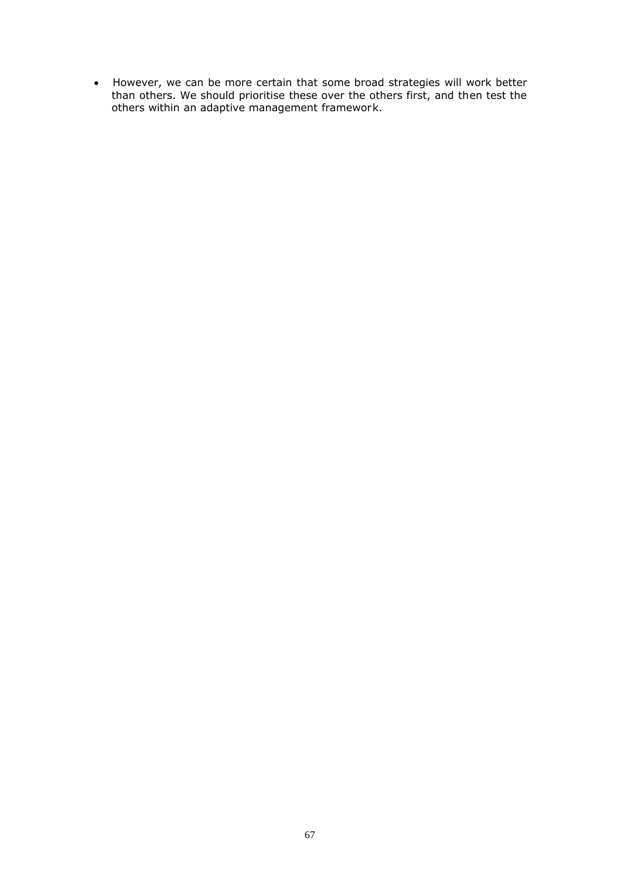- However, we can be more certain that some broad strategies will work better than others. We should prioritise these over the others first, and then test the others within an adaptive management framework.